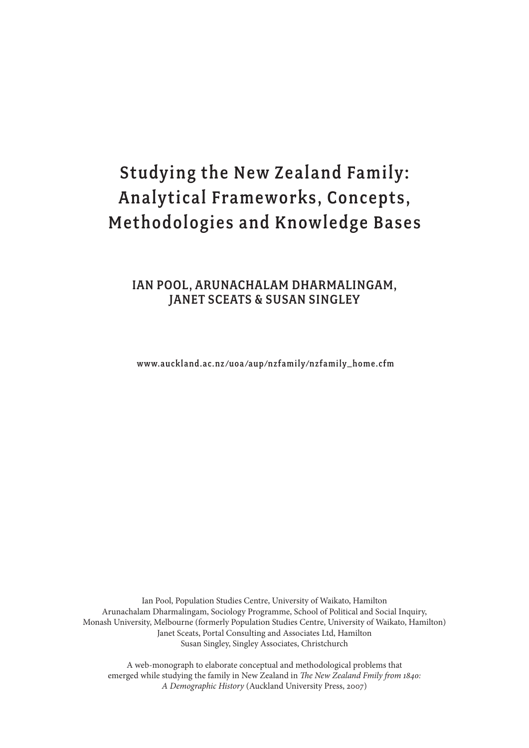# Studying the New Zealand Family: Analytical Frameworks, Concepts, Methodologies and Knowledge Bases

## IAN POOL, ARUNACHALAM DHARMALINGAM, JANET SCEATS & SUSAN SINGLEY

www.auckland.ac.nz/uoa/aup/nzfamily/nzfamily_home.cfm

Ian Pool, Population Studies Centre, University of Waikato, Hamilton
Arunachalam Dharmalingam, Sociology Programme, School of Political and Social Inquiry, Monash University, Melbourne (formerly Population Studies Centre, University of Waikato, Hamilton)
Janet Sceats, Portal Consulting and Associates Ltd, Hamilton
Susan Singley, Singley Associates, Christchurch

A web-monograph to elaborate conceptual and methodological problems that emerged while studying the family in New Zealand in *The New Zealand Fmily from 1840: A Demographic History* (Auckland University Press, 2007)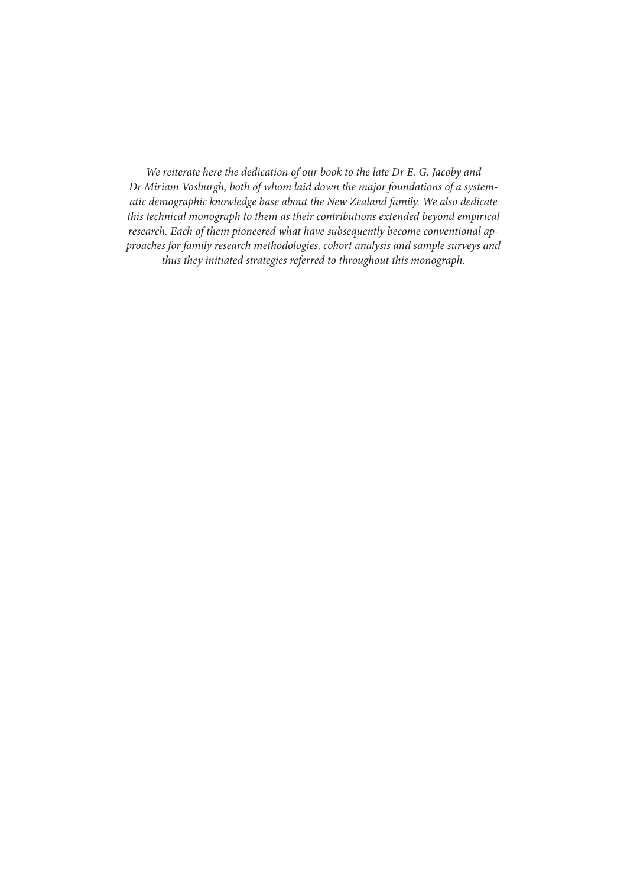*We reiterate here the dedication of our book to the late Dr E. G. Jacoby and Dr Miriam Vosburgh, both of whom laid down the major foundations of a systematic demographic knowledge base about the New Zealand family. We also dedicate this technical monograph to them as their contributions extended beyond empirical research. Each of them pioneered what have subsequently become conventional approaches for family research methodologies, cohort analysis and sample surveys and thus they initiated strategies referred to throughout this monograph.*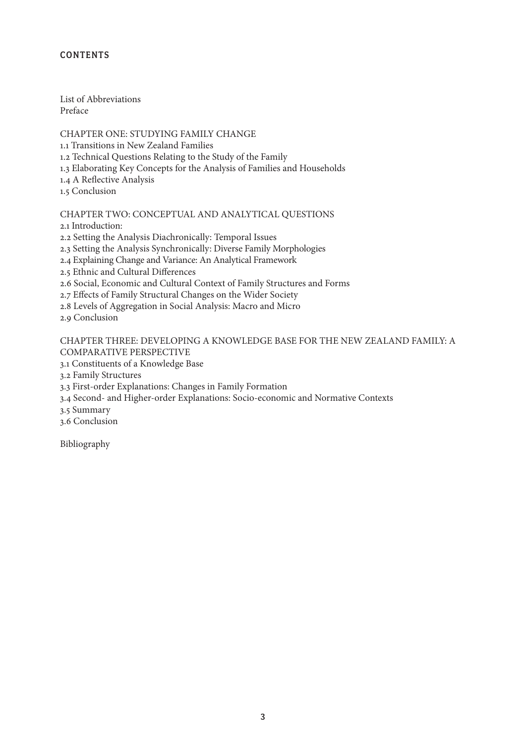# CONTENTS

List of Abbreviations
Preface

CHAPTER ONE: STUDYING FAMILY CHANGE
1.1 Transitions in New Zealand Families
1.2 Technical Questions Relating to the Study of the Family
1.3 Elaborating Key Concepts for the Analysis of Families and Households
1.4 A Reflective Analysis
1.5 Conclusion

CHAPTER TWO: CONCEPTUAL AND ANALYTICAL QUESTIONS
2.1 Introduction:
2.2 Setting the Analysis Diachronically: Temporal Issues
2.3 Setting the Analysis Synchronically: Diverse Family Morphologies
2.4 Explaining Change and Variance: An Analytical Framework
2.5 Ethnic and Cultural Differences
2.6 Social, Economic and Cultural Context of Family Structures and Forms
2.7 Effects of Family Structural Changes on the Wider Society
2.8 Levels of Aggregation in Social Analysis: Macro and Micro
2.9 Conclusion

CHAPTER THREE: DEVELOPING A KNOWLEDGE BASE FOR THE NEW ZEALAND FAMILY: A COMPARATIVE PERSPECTIVE
3.1 Constituents of a Knowledge Base
3.2 Family Structures
3.3 First-order Explanations: Changes in Family Formation
3.4 Second- and Higher-order Explanations: Socio-economic and Normative Contexts
3.5 Summary
3.6 Conclusion

Bibliography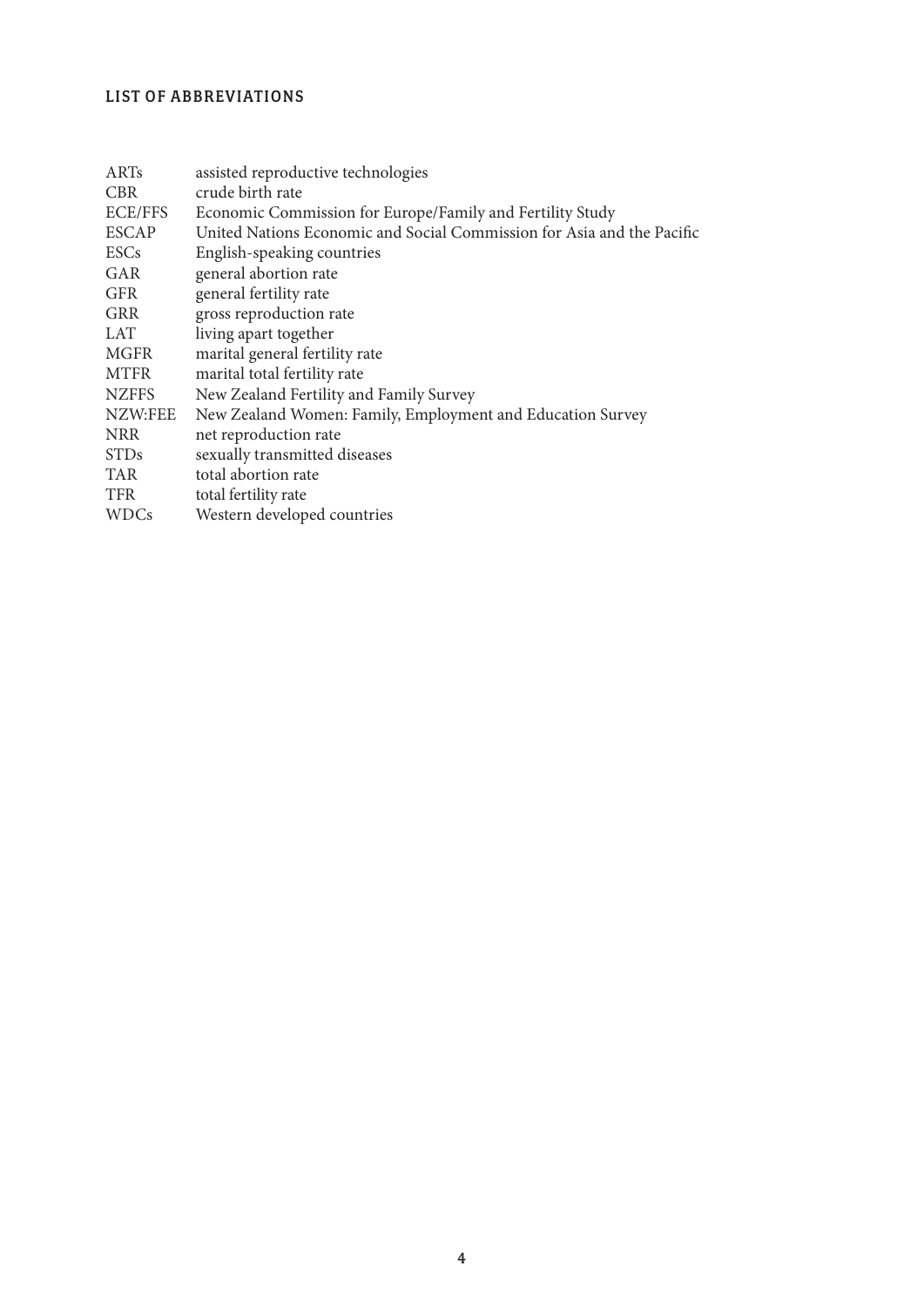## LIST OF ABBREVIATIONS

| | |
|---|---|
| ARTs | assisted reproductive technologies |
| CBR | crude birth rate |
| ECE/FFS | Economic Commission for Europe/Family and Fertility Study |
| ESCAP | United Nations Economic and Social Commission for Asia and the Pacific |
| ESCs | English-speaking countries |
| GAR | general abortion rate |
| GFR | general fertility rate |
| GRR | gross reproduction rate |
| LAT | living apart together |
| MGFR | marital general fertility rate |
| MTFR | marital total fertility rate |
| NZFFS | New Zealand Fertility and Family Survey |
| NZW:FEE | New Zealand Women: Family, Employment and Education Survey |
| NRR | net reproduction rate |
| STDs | sexually transmitted diseases |
| TAR | total abortion rate |
| TFR | total fertility rate |
| WDCs | Western developed countries |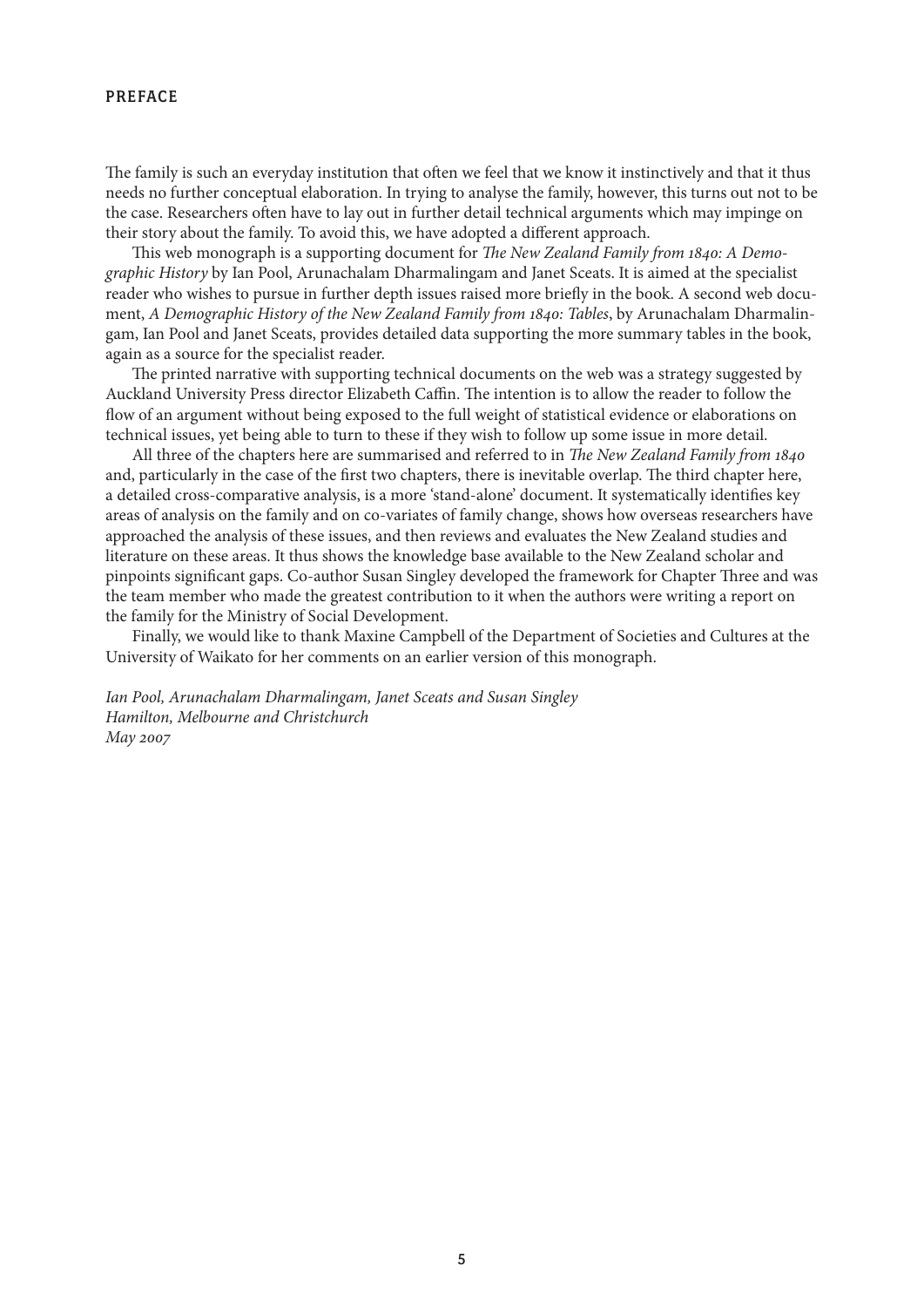# PREFACE

The family is such an everyday institution that often we feel that we know it instinctively and that it thus needs no further conceptual elaboration. In trying to analyse the family, however, this turns out not to be the case. Researchers often have to lay out in further detail technical arguments which may impinge on their story about the family. To avoid this, we have adopted a different approach.

This web monograph is a supporting document for *The New Zealand Family from 1840: A Demographic History* by Ian Pool, Arunachalam Dharmalingam and Janet Sceats. It is aimed at the specialist reader who wishes to pursue in further depth issues raised more briefly in the book. A second web document, *A Demographic History of the New Zealand Family from 1840: Tables*, by Arunachalam Dharmalingam, Ian Pool and Janet Sceats, provides detailed data supporting the more summary tables in the book, again as a source for the specialist reader.

The printed narrative with supporting technical documents on the web was a strategy suggested by Auckland University Press director Elizabeth Caffin. The intention is to allow the reader to follow the flow of an argument without being exposed to the full weight of statistical evidence or elaborations on technical issues, yet being able to turn to these if they wish to follow up some issue in more detail.

All three of the chapters here are summarised and referred to in *The New Zealand Family from 1840* and, particularly in the case of the first two chapters, there is inevitable overlap. The third chapter here, a detailed cross-comparative analysis, is a more 'stand-alone' document. It systematically identifies key areas of analysis on the family and on co-variates of family change, shows how overseas researchers have approached the analysis of these issues, and then reviews and evaluates the New Zealand studies and literature on these areas. It thus shows the knowledge base available to the New Zealand scholar and pinpoints significant gaps. Co-author Susan Singley developed the framework for Chapter Three and was the team member who made the greatest contribution to it when the authors were writing a report on the family for the Ministry of Social Development.

Finally, we would like to thank Maxine Campbell of the Department of Societies and Cultures at the University of Waikato for her comments on an earlier version of this monograph.

*Ian Pool, Arunachalam Dharmalingam, Janet Sceats and Susan Singley*
*Hamilton, Melbourne and Christchurch*
*May 2007*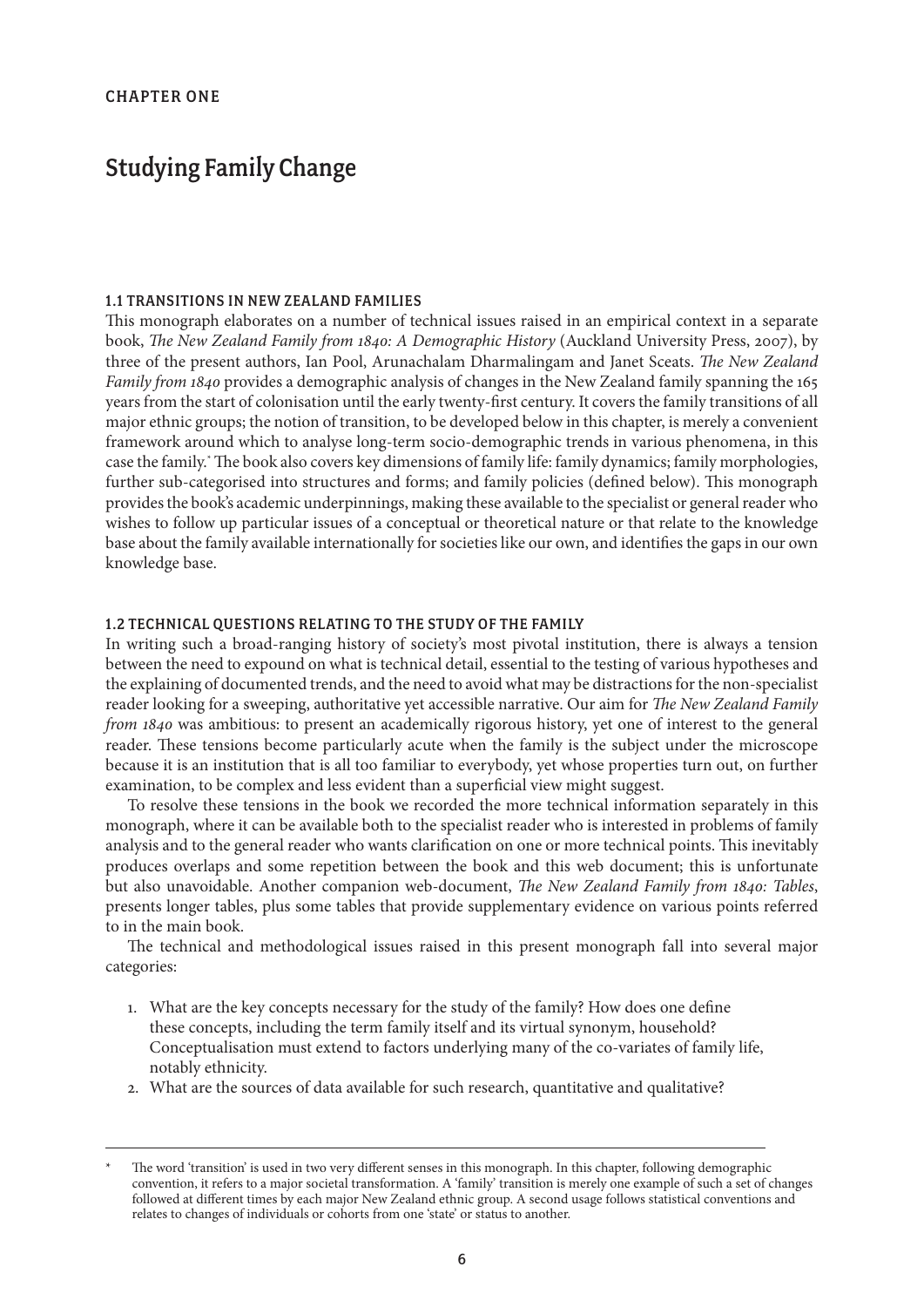CHAPTER ONE

# Studying Family Change

## 1.1 TRANSITIONS IN NEW ZEALAND FAMILIES

This monograph elaborates on a number of technical issues raised in an empirical context in a separate book, *The New Zealand Family from 1840: A Demographic History* (Auckland University Press, 2007), by three of the present authors, Ian Pool, Arunachalam Dharmalingam and Janet Sceats. *The New Zealand Family from 1840* provides a demographic analysis of changes in the New Zealand family spanning the 165 years from the start of colonisation until the early twenty-first century. It covers the family transitions of all major ethnic groups; the notion of transition, to be developed below in this chapter, is merely a convenient framework around which to analyse long-term socio-demographic trends in various phenomena, in this case the family.* The book also covers key dimensions of family life: family dynamics; family morphologies, further sub-categorised into structures and forms; and family policies (defined below). This monograph provides the book's academic underpinnings, making these available to the specialist or general reader who wishes to follow up particular issues of a conceptual or theoretical nature or that relate to the knowledge base about the family available internationally for societies like our own, and identifies the gaps in our own knowledge base.

## 1.2 TECHNICAL QUESTIONS RELATING TO THE STUDY OF THE FAMILY

In writing such a broad-ranging history of society's most pivotal institution, there is always a tension between the need to expound on what is technical detail, essential to the testing of various hypotheses and the explaining of documented trends, and the need to avoid what may be distractions for the non-specialist reader looking for a sweeping, authoritative yet accessible narrative. Our aim for *The New Zealand Family from 1840* was ambitious: to present an academically rigorous history, yet one of interest to the general reader. These tensions become particularly acute when the family is the subject under the microscope because it is an institution that is all too familiar to everybody, yet whose properties turn out, on further examination, to be complex and less evident than a superficial view might suggest.

To resolve these tensions in the book we recorded the more technical information separately in this monograph, where it can be available both to the specialist reader who is interested in problems of family analysis and to the general reader who wants clarification on one or more technical points. This inevitably produces overlaps and some repetition between the book and this web document; this is unfortunate but also unavoidable. Another companion web-document, *The New Zealand Family from 1840: Tables*, presents longer tables, plus some tables that provide supplementary evidence on various points referred to in the main book.

The technical and methodological issues raised in this present monograph fall into several major categories:

1. What are the key concepts necessary for the study of the family? How does one define these concepts, including the term family itself and its virtual synonym, household? Conceptualisation must extend to factors underlying many of the co-variates of family life, notably ethnicity.
2. What are the sources of data available for such research, quantitative and qualitative?

---

\* The word 'transition' is used in two very different senses in this monograph. In this chapter, following demographic convention, it refers to a major societal transformation. A 'family' transition is merely one example of such a set of changes followed at different times by each major New Zealand ethnic group. A second usage follows statistical conventions and relates to changes of individuals or cohorts from one 'state' or status to another.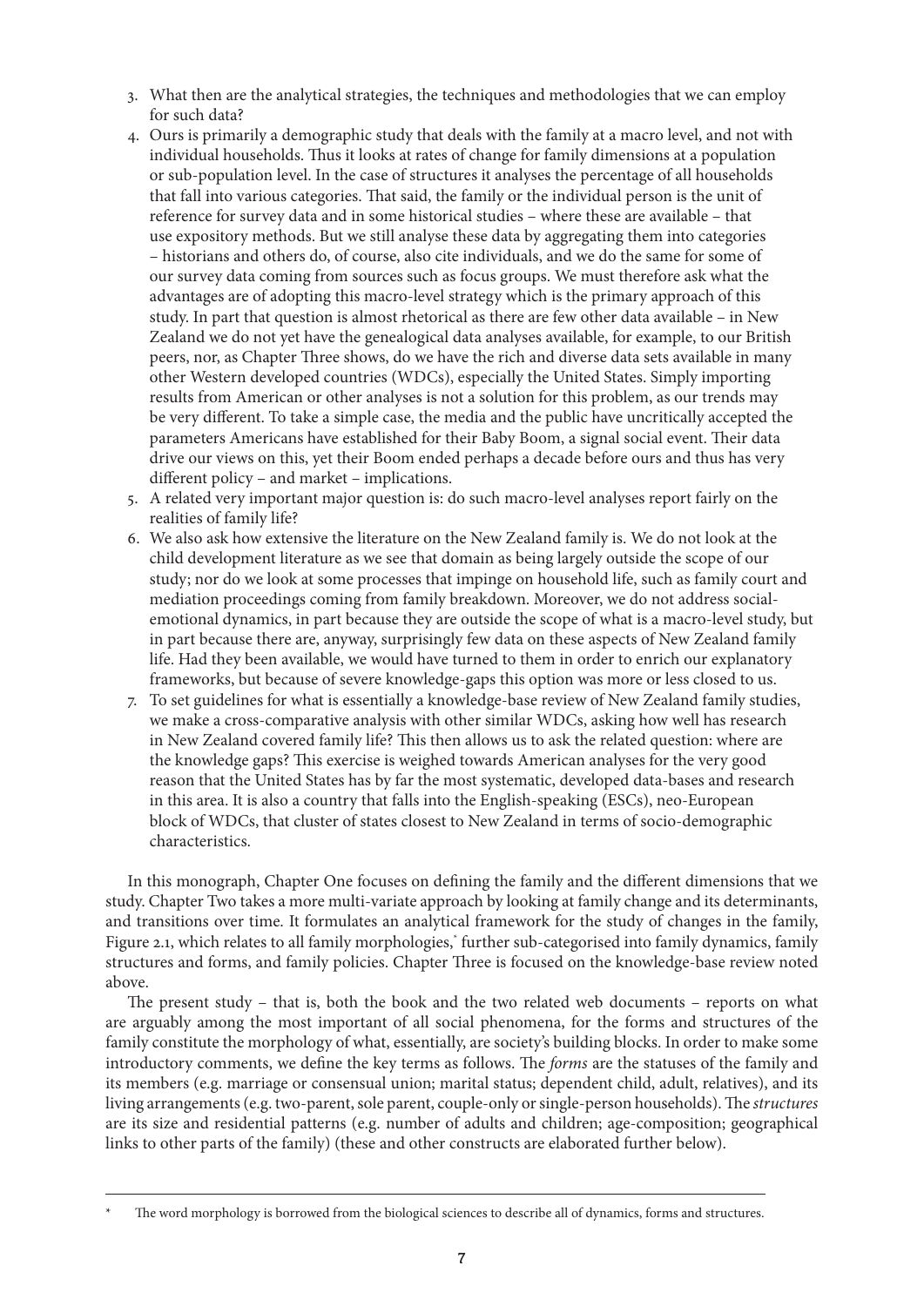3. What then are the analytical strategies, the techniques and methodologies that we can employ for such data?
4. Ours is primarily a demographic study that deals with the family at a macro level, and not with individual households. Thus it looks at rates of change for family dimensions at a population or sub-population level. In the case of structures it analyses the percentage of all households that fall into various categories. That said, the family or the individual person is the unit of reference for survey data and in some historical studies – where these are available – that use expository methods. But we still analyse these data by aggregating them into categories – historians and others do, of course, also cite individuals, and we do the same for some of our survey data coming from sources such as focus groups. We must therefore ask what the advantages are of adopting this macro-level strategy which is the primary approach of this study. In part that question is almost rhetorical as there are few other data available – in New Zealand we do not yet have the genealogical data analyses available, for example, to our British peers, nor, as Chapter Three shows, do we have the rich and diverse data sets available in many other Western developed countries (WDCs), especially the United States. Simply importing results from American or other analyses is not a solution for this problem, as our trends may be very different. To take a simple case, the media and the public have uncritically accepted the parameters Americans have established for their Baby Boom, a signal social event. Their data drive our views on this, yet their Boom ended perhaps a decade before ours and thus has very different policy – and market – implications.
5. A related very important major question is: do such macro-level analyses report fairly on the realities of family life?
6. We also ask how extensive the literature on the New Zealand family is. We do not look at the child development literature as we see that domain as being largely outside the scope of our study; nor do we look at some processes that impinge on household life, such as family court and mediation proceedings coming from family breakdown. Moreover, we do not address social-emotional dynamics, in part because they are outside the scope of what is a macro-level study, but in part because there are, anyway, surprisingly few data on these aspects of New Zealand family life. Had they been available, we would have turned to them in order to enrich our explanatory frameworks, but because of severe knowledge-gaps this option was more or less closed to us.
7. To set guidelines for what is essentially a knowledge-base review of New Zealand family studies, we make a cross-comparative analysis with other similar WDCs, asking how well has research in New Zealand covered family life? This then allows us to ask the related question: where are the knowledge gaps? This exercise is weighed towards American analyses for the very good reason that the United States has by far the most systematic, developed data-bases and research in this area. It is also a country that falls into the English-speaking (ESCs), neo-European block of WDCs, that cluster of states closest to New Zealand in terms of socio-demographic characteristics.

In this monograph, Chapter One focuses on defining the family and the different dimensions that we study. Chapter Two takes a more multi-variate approach by looking at family change and its determinants, and transitions over time. It formulates an analytical framework for the study of changes in the family, Figure 2.1, which relates to all family morphologies,* further sub-categorised into family dynamics, family structures and forms, and family policies. Chapter Three is focused on the knowledge-base review noted above.

The present study – that is, both the book and the two related web documents – reports on what are arguably among the most important of all social phenomena, for the forms and structures of the family constitute the morphology of what, essentially, are society's building blocks. In order to make some introductory comments, we define the key terms as follows. The *forms* are the statuses of the family and its members (e.g. marriage or consensual union; marital status; dependent child, adult, relatives), and its living arrangements (e.g. two-parent, sole parent, couple-only or single-person households). The *structures* are its size and residential patterns (e.g. number of adults and children; age-composition; geographical links to other parts of the family) (these and other constructs are elaborated further below).

---

\* The word morphology is borrowed from the biological sciences to describe all of dynamics, forms and structures.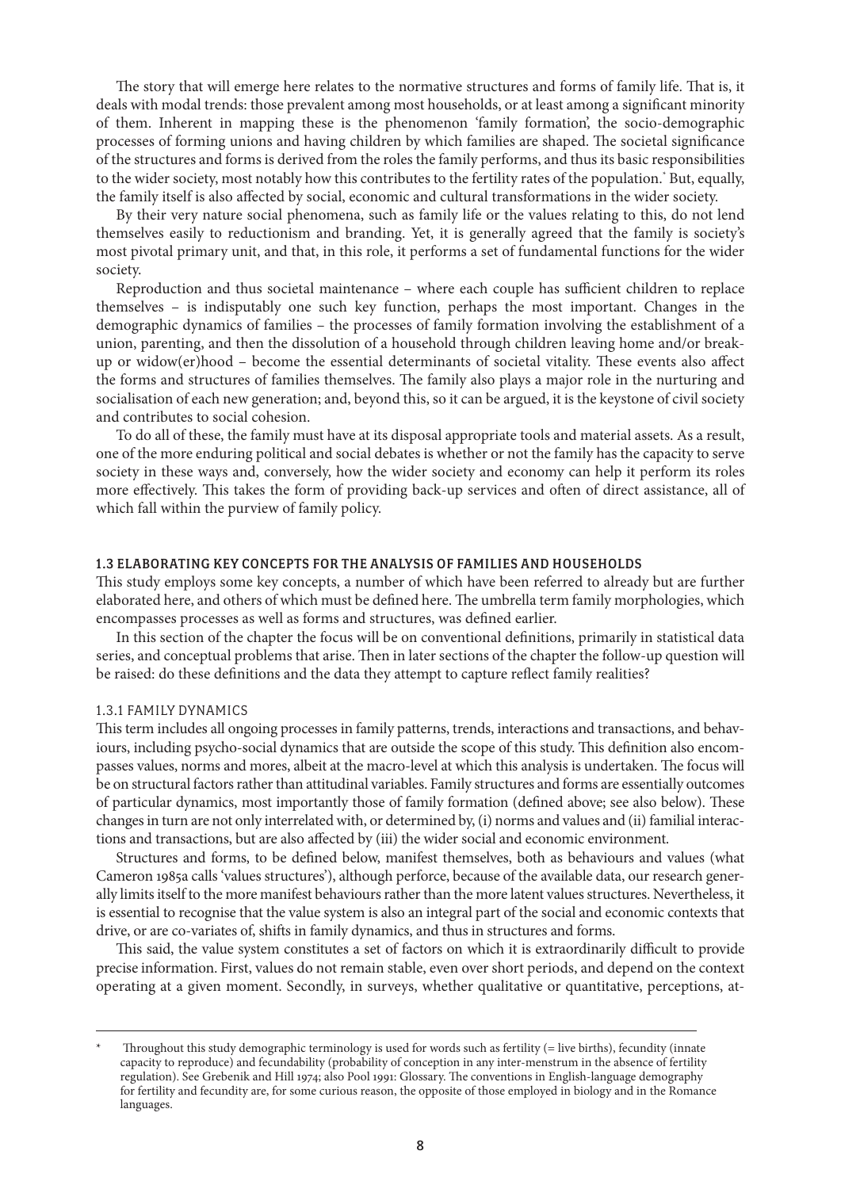The story that will emerge here relates to the normative structures and forms of family life. That is, it deals with modal trends: those prevalent among most households, or at least among a significant minority of them. Inherent in mapping these is the phenomenon 'family formation', the socio-demographic processes of forming unions and having children by which families are shaped. The societal significance of the structures and forms is derived from the roles the family performs, and thus its basic responsibilities to the wider society, most notably how this contributes to the fertility rates of the population.* But, equally, the family itself is also affected by social, economic and cultural transformations in the wider society.

By their very nature social phenomena, such as family life or the values relating to this, do not lend themselves easily to reductionism and branding. Yet, it is generally agreed that the family is society's most pivotal primary unit, and that, in this role, it performs a set of fundamental functions for the wider society.

Reproduction and thus societal maintenance – where each couple has sufficient children to replace themselves – is indisputably one such key function, perhaps the most important. Changes in the demographic dynamics of families – the processes of family formation involving the establishment of a union, parenting, and then the dissolution of a household through children leaving home and/or break-up or widow(er)hood – become the essential determinants of societal vitality. These events also affect the forms and structures of families themselves. The family also plays a major role in the nurturing and socialisation of each new generation; and, beyond this, so it can be argued, it is the keystone of civil society and contributes to social cohesion.

To do all of these, the family must have at its disposal appropriate tools and material assets. As a result, one of the more enduring political and social debates is whether or not the family has the capacity to serve society in these ways and, conversely, how the wider society and economy can help it perform its roles more effectively. This takes the form of providing back-up services and often of direct assistance, all of which fall within the purview of family policy.

## 1.3 ELABORATING KEY CONCEPTS FOR THE ANALYSIS OF FAMILIES AND HOUSEHOLDS

This study employs some key concepts, a number of which have been referred to already but are further elaborated here, and others of which must be defined here. The umbrella term family morphologies, which encompasses processes as well as forms and structures, was defined earlier.

In this section of the chapter the focus will be on conventional definitions, primarily in statistical data series, and conceptual problems that arise. Then in later sections of the chapter the follow-up question will be raised: do these definitions and the data they attempt to capture reflect family realities?

### 1.3.1 FAMILY DYNAMICS

This term includes all ongoing processes in family patterns, trends, interactions and transactions, and behaviours, including psycho-social dynamics that are outside the scope of this study. This definition also encompasses values, norms and mores, albeit at the macro-level at which this analysis is undertaken. The focus will be on structural factors rather than attitudinal variables. Family structures and forms are essentially outcomes of particular dynamics, most importantly those of family formation (defined above; see also below). These changes in turn are not only interrelated with, or determined by, (i) norms and values and (ii) familial interactions and transactions, but are also affected by (iii) the wider social and economic environment.

Structures and forms, to be defined below, manifest themselves, both as behaviours and values (what Cameron 1985a calls 'values structures'), although perforce, because of the available data, our research generally limits itself to the more manifest behaviours rather than the more latent values structures. Nevertheless, it is essential to recognise that the value system is also an integral part of the social and economic contexts that drive, or are co-variates of, shifts in family dynamics, and thus in structures and forms.

This said, the value system constitutes a set of factors on which it is extraordinarily difficult to provide precise information. First, values do not remain stable, even over short periods, and depend on the context operating at a given moment. Secondly, in surveys, whether qualitative or quantitative, perceptions, at-

---

\* Throughout this study demographic terminology is used for words such as fertility (= live births), fecundity (innate capacity to reproduce) and fecundability (probability of conception in any inter-menstrum in the absence of fertility regulation). See Grebenik and Hill 1974; also Pool 1991: Glossary. The conventions in English-language demography for fertility and fecundity are, for some curious reason, the opposite of those employed in biology and in the Romance languages.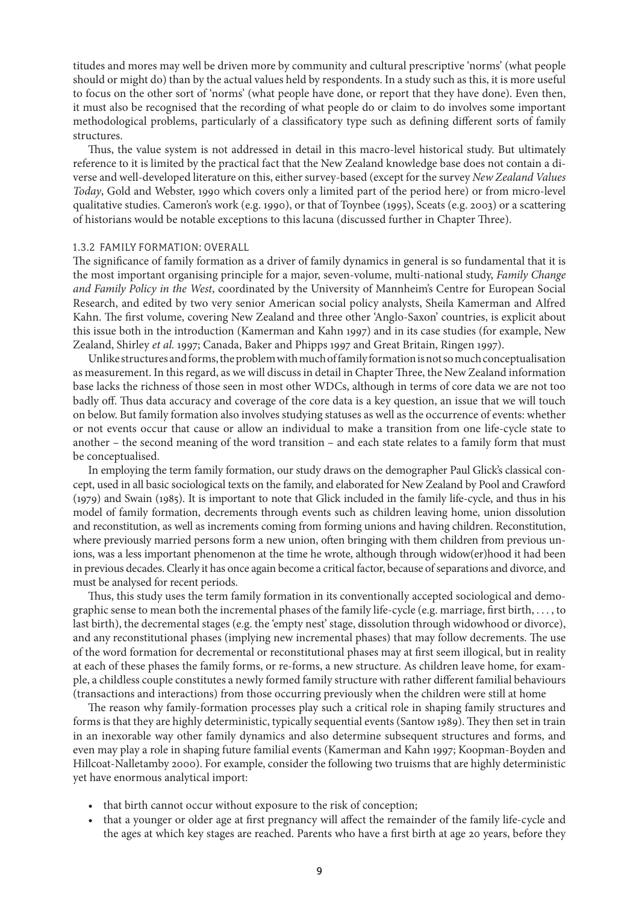titudes and mores may well be driven more by community and cultural prescriptive 'norms' (what people should or might do) than by the actual values held by respondents. In a study such as this, it is more useful to focus on the other sort of 'norms' (what people have done, or report that they have done). Even then, it must also be recognised that the recording of what people do or claim to do involves some important methodological problems, particularly of a classificatory type such as defining different sorts of family structures.

Thus, the value system is not addressed in detail in this macro-level historical study. But ultimately reference to it is limited by the practical fact that the New Zealand knowledge base does not contain a diverse and well-developed literature on this, either survey-based (except for the survey *New Zealand Values Today*, Gold and Webster, 1990 which covers only a limited part of the period here) or from micro-level qualitative studies. Cameron's work (e.g. 1990), or that of Toynbee (1995), Sceats (e.g. 2003) or a scattering of historians would be notable exceptions to this lacuna (discussed further in Chapter Three).

### 1.3.2 FAMILY FORMATION: OVERALL

The significance of family formation as a driver of family dynamics in general is so fundamental that it is the most important organising principle for a major, seven-volume, multi-national study, *Family Change and Family Policy in the West*, coordinated by the University of Mannheim's Centre for European Social Research, and edited by two very senior American social policy analysts, Sheila Kamerman and Alfred Kahn. The first volume, covering New Zealand and three other 'Anglo-Saxon' countries, is explicit about this issue both in the introduction (Kamerman and Kahn 1997) and in its case studies (for example, New Zealand, Shirley *et al.* 1997; Canada, Baker and Phipps 1997 and Great Britain, Ringen 1997).

Unlike structures and forms, the problem with much of family formation is not so much conceptualisation as measurement. In this regard, as we will discuss in detail in Chapter Three, the New Zealand information base lacks the richness of those seen in most other WDCs, although in terms of core data we are not too badly off. Thus data accuracy and coverage of the core data is a key question, an issue that we will touch on below. But family formation also involves studying statuses as well as the occurrence of events: whether or not events occur that cause or allow an individual to make a transition from one life-cycle state to another – the second meaning of the word transition – and each state relates to a family form that must be conceptualised.

In employing the term family formation, our study draws on the demographer Paul Glick's classical concept, used in all basic sociological texts on the family, and elaborated for New Zealand by Pool and Crawford (1979) and Swain (1985). It is important to note that Glick included in the family life-cycle, and thus in his model of family formation, decrements through events such as children leaving home, union dissolution and reconstitution, as well as increments coming from forming unions and having children. Reconstitution, where previously married persons form a new union, often bringing with them children from previous unions, was a less important phenomenon at the time he wrote, although through widow(er)hood it had been in previous decades. Clearly it has once again become a critical factor, because of separations and divorce, and must be analysed for recent periods.

Thus, this study uses the term family formation in its conventionally accepted sociological and demographic sense to mean both the incremental phases of the family life-cycle (e.g. marriage, first birth, . . . , to last birth), the decremental stages (e.g. the 'empty nest' stage, dissolution through widowhood or divorce), and any reconstitutional phases (implying new incremental phases) that may follow decrements. The use of the word formation for decremental or reconstitutional phases may at first seem illogical, but in reality at each of these phases the family forms, or re-forms, a new structure. As children leave home, for example, a childless couple constitutes a newly formed family structure with rather different familial behaviours (transactions and interactions) from those occurring previously when the children were still at home

The reason why family-formation processes play such a critical role in shaping family structures and forms is that they are highly deterministic, typically sequential events (Santow 1989). They then set in train in an inexorable way other family dynamics and also determine subsequent structures and forms, and even may play a role in shaping future familial events (Kamerman and Kahn 1997; Koopman-Boyden and Hillcoat-Nalletamby 2000). For example, consider the following two truisms that are highly deterministic yet have enormous analytical import:

- that birth cannot occur without exposure to the risk of conception;
- that a younger or older age at first pregnancy will affect the remainder of the family life-cycle and the ages at which key stages are reached. Parents who have a first birth at age 20 years, before they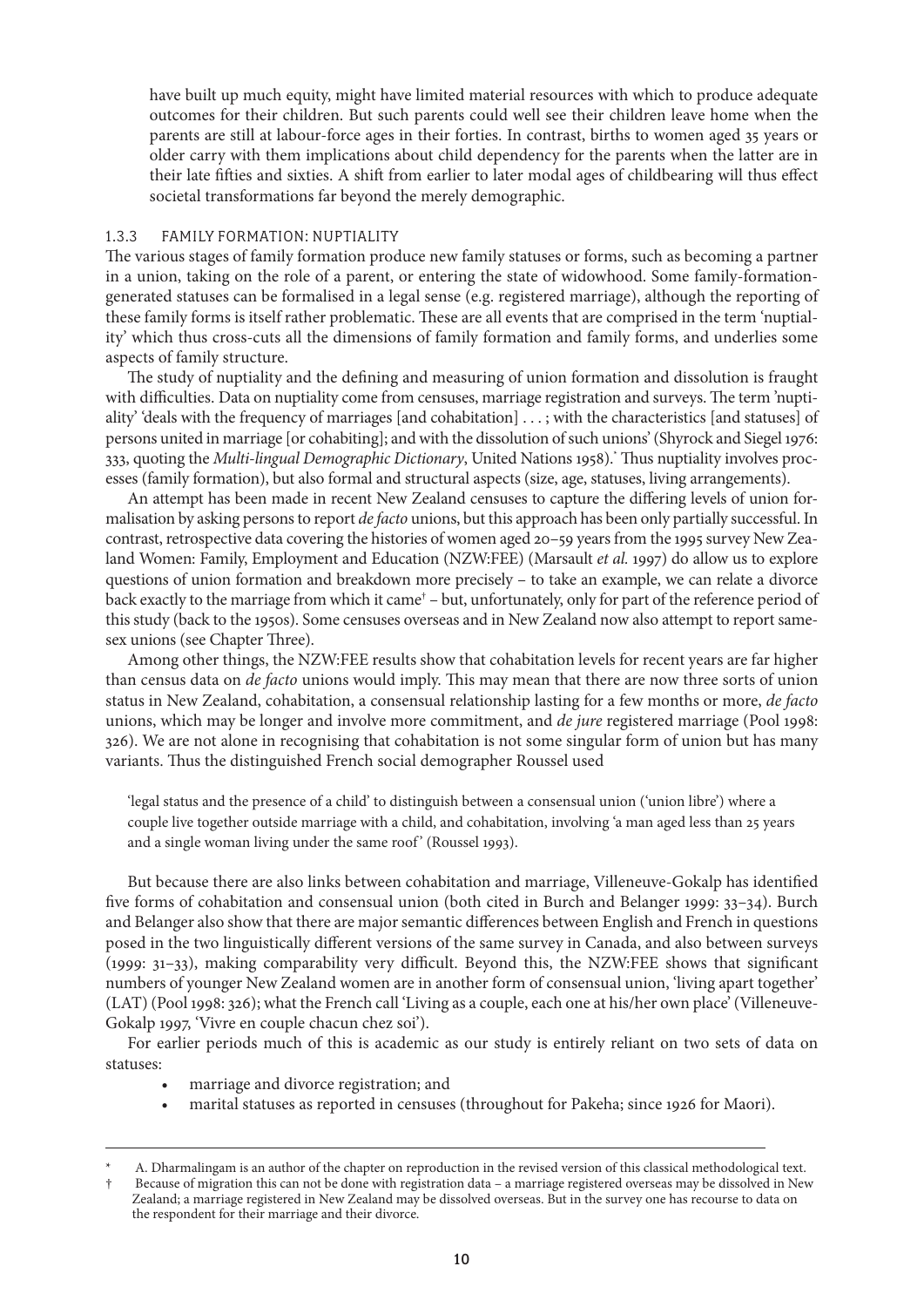have built up much equity, might have limited material resources with which to produce adequate outcomes for their children. But such parents could well see their children leave home when the parents are still at labour-force ages in their forties. In contrast, births to women aged 35 years or older carry with them implications about child dependency for the parents when the latter are in their late fifties and sixties. A shift from earlier to later modal ages of childbearing will thus effect societal transformations far beyond the merely demographic.

### 1.3.3 FAMILY FORMATION: NUPTIALITY

The various stages of family formation produce new family statuses or forms, such as becoming a partner in a union, taking on the role of a parent, or entering the state of widowhood. Some family-formation-generated statuses can be formalised in a legal sense (e.g. registered marriage), although the reporting of these family forms is itself rather problematic. These are all events that are comprised in the term 'nuptiality' which thus cross-cuts all the dimensions of family formation and family forms, and underlies some aspects of family structure.

The study of nuptiality and the defining and measuring of union formation and dissolution is fraught with difficulties. Data on nuptiality come from censuses, marriage registration and surveys. The term 'nuptiality' 'deals with the frequency of marriages [and cohabitation] . . . ; with the characteristics [and statuses] of persons united in marriage [or cohabiting]; and with the dissolution of such unions' (Shyrock and Siegel 1976: 333, quoting the *Multi-lingual Demographic Dictionary*, United Nations 1958).* Thus nuptiality involves processes (family formation), but also formal and structural aspects (size, age, statuses, living arrangements).

An attempt has been made in recent New Zealand censuses to capture the differing levels of union formalisation by asking persons to report *de facto* unions, but this approach has been only partially successful. In contrast, retrospective data covering the histories of women aged 20–59 years from the 1995 survey New Zealand Women: Family, Employment and Education (NZW:FEE) (Marsault *et al.* 1997) do allow us to explore questions of union formation and breakdown more precisely – to take an example, we can relate a divorce back exactly to the marriage from which it came† – but, unfortunately, only for part of the reference period of this study (back to the 1950s). Some censuses overseas and in New Zealand now also attempt to report same-sex unions (see Chapter Three).

Among other things, the NZW:FEE results show that cohabitation levels for recent years are far higher than census data on *de facto* unions would imply. This may mean that there are now three sorts of union status in New Zealand, cohabitation, a consensual relationship lasting for a few months or more, *de facto* unions, which may be longer and involve more commitment, and *de jure* registered marriage (Pool 1998: 326). We are not alone in recognising that cohabitation is not some singular form of union but has many variants. Thus the distinguished French social demographer Roussel used

> 'legal status and the presence of a child' to distinguish between a consensual union ('union libre') where a couple live together outside marriage with a child, and cohabitation, involving 'a man aged less than 25 years and a single woman living under the same roof' (Roussel 1993).

But because there are also links between cohabitation and marriage, Villeneuve-Gokalp has identified five forms of cohabitation and consensual union (both cited in Burch and Belanger 1999: 33–34). Burch and Belanger also show that there are major semantic differences between English and French in questions posed in the two linguistically different versions of the same survey in Canada, and also between surveys (1999: 31–33), making comparability very difficult. Beyond this, the NZW:FEE shows that significant numbers of younger New Zealand women are in another form of consensual union, 'living apart together' (LAT) (Pool 1998: 326); what the French call 'Living as a couple, each one at his/her own place' (Villeneuve-Gokalp 1997, 'Vivre en couple chacun chez soi').

For earlier periods much of this is academic as our study is entirely reliant on two sets of data on statuses:

- marriage and divorce registration; and
- marital statuses as reported in censuses (throughout for Pakeha; since 1926 for Maori).

---

\* A. Dharmalingam is an author of the chapter on reproduction in the revised version of this classical methodological text.

† Because of migration this can not be done with registration data – a marriage registered overseas may be dissolved in New Zealand; a marriage registered in New Zealand may be dissolved overseas. But in the survey one has recourse to data on the respondent for their marriage and their divorce.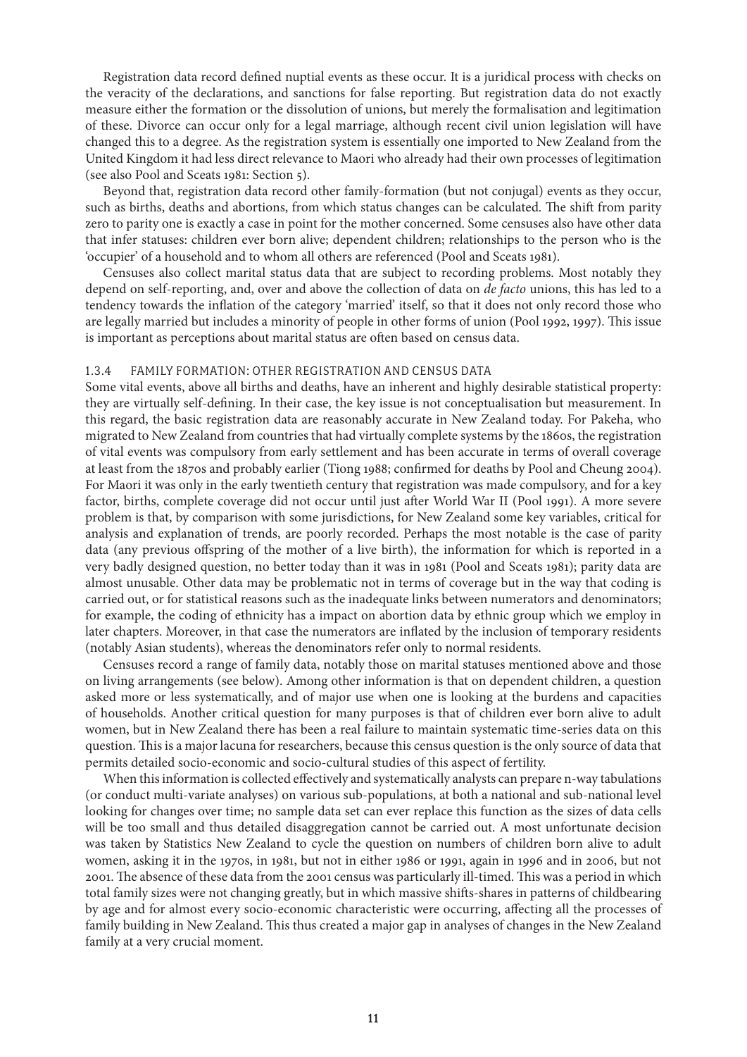Registration data record defined nuptial events as these occur. It is a juridical process with checks on the veracity of the declarations, and sanctions for false reporting. But registration data do not exactly measure either the formation or the dissolution of unions, but merely the formalisation and legitimation of these. Divorce can occur only for a legal marriage, although recent civil union legislation will have changed this to a degree. As the registration system is essentially one imported to New Zealand from the United Kingdom it had less direct relevance to Maori who already had their own processes of legitimation (see also Pool and Sceats 1981: Section 5).

Beyond that, registration data record other family-formation (but not conjugal) events as they occur, such as births, deaths and abortions, from which status changes can be calculated. The shift from parity zero to parity one is exactly a case in point for the mother concerned. Some censuses also have other data that infer statuses: children ever born alive; dependent children; relationships to the person who is the 'occupier' of a household and to whom all others are referenced (Pool and Sceats 1981).

Censuses also collect marital status data that are subject to recording problems. Most notably they depend on self-reporting, and, over and above the collection of data on *de facto* unions, this has led to a tendency towards the inflation of the category 'married' itself, so that it does not only record those who are legally married but includes a minority of people in other forms of union (Pool 1992, 1997). This issue is important as perceptions about marital status are often based on census data.

### 1.3.4 FAMILY FORMATION: OTHER REGISTRATION AND CENSUS DATA

Some vital events, above all births and deaths, have an inherent and highly desirable statistical property: they are virtually self-defining. In their case, the key issue is not conceptualisation but measurement. In this regard, the basic registration data are reasonably accurate in New Zealand today. For Pakeha, who migrated to New Zealand from countries that had virtually complete systems by the 1860s, the registration of vital events was compulsory from early settlement and has been accurate in terms of overall coverage at least from the 1870s and probably earlier (Tiong 1988; confirmed for deaths by Pool and Cheung 2004). For Maori it was only in the early twentieth century that registration was made compulsory, and for a key factor, births, complete coverage did not occur until just after World War II (Pool 1991). A more severe problem is that, by comparison with some jurisdictions, for New Zealand some key variables, critical for analysis and explanation of trends, are poorly recorded. Perhaps the most notable is the case of parity data (any previous offspring of the mother of a live birth), the information for which is reported in a very badly designed question, no better today than it was in 1981 (Pool and Sceats 1981); parity data are almost unusable. Other data may be problematic not in terms of coverage but in the way that coding is carried out, or for statistical reasons such as the inadequate links between numerators and denominators; for example, the coding of ethnicity has a impact on abortion data by ethnic group which we employ in later chapters. Moreover, in that case the numerators are inflated by the inclusion of temporary residents (notably Asian students), whereas the denominators refer only to normal residents.

Censuses record a range of family data, notably those on marital statuses mentioned above and those on living arrangements (see below). Among other information is that on dependent children, a question asked more or less systematically, and of major use when one is looking at the burdens and capacities of households. Another critical question for many purposes is that of children ever born alive to adult women, but in New Zealand there has been a real failure to maintain systematic time-series data on this question. This is a major lacuna for researchers, because this census question is the only source of data that permits detailed socio-economic and socio-cultural studies of this aspect of fertility.

When this information is collected effectively and systematically analysts can prepare n-way tabulations (or conduct multi-variate analyses) on various sub-populations, at both a national and sub-national level looking for changes over time; no sample data set can ever replace this function as the sizes of data cells will be too small and thus detailed disaggregation cannot be carried out. A most unfortunate decision was taken by Statistics New Zealand to cycle the question on numbers of children born alive to adult women, asking it in the 1970s, in 1981, but not in either 1986 or 1991, again in 1996 and in 2006, but not 2001. The absence of these data from the 2001 census was particularly ill-timed. This was a period in which total family sizes were not changing greatly, but in which massive shifts-shares in patterns of childbearing by age and for almost every socio-economic characteristic were occurring, affecting all the processes of family building in New Zealand. This thus created a major gap in analyses of changes in the New Zealand family at a very crucial moment.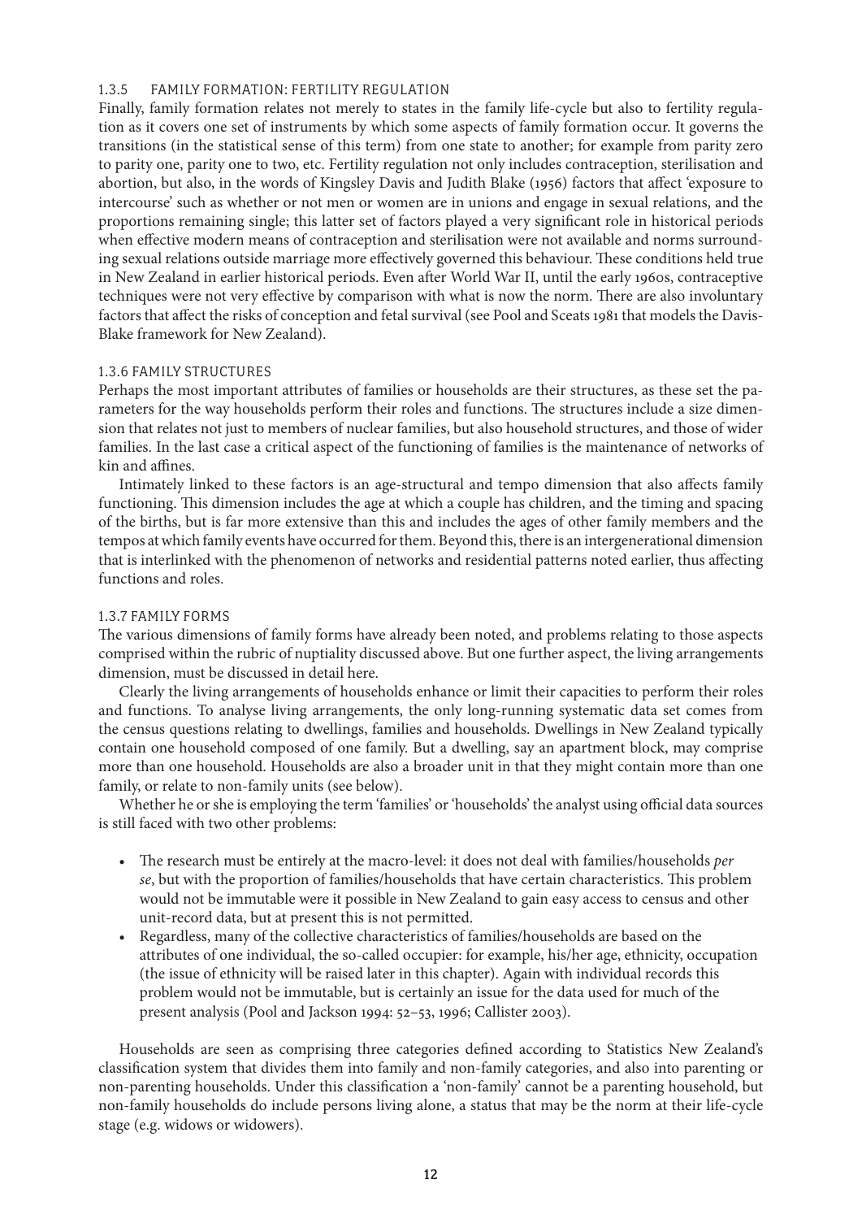### 1.3.5 FAMILY FORMATION: FERTILITY REGULATION

Finally, family formation relates not merely to states in the family life-cycle but also to fertility regulation as it covers one set of instruments by which some aspects of family formation occur. It governs the transitions (in the statistical sense of this term) from one state to another; for example from parity zero to parity one, parity one to two, etc. Fertility regulation not only includes contraception, sterilisation and abortion, but also, in the words of Kingsley Davis and Judith Blake (1956) factors that affect 'exposure to intercourse' such as whether or not men or women are in unions and engage in sexual relations, and the proportions remaining single; this latter set of factors played a very significant role in historical periods when effective modern means of contraception and sterilisation were not available and norms surrounding sexual relations outside marriage more effectively governed this behaviour. These conditions held true in New Zealand in earlier historical periods. Even after World War II, until the early 1960s, contraceptive techniques were not very effective by comparison with what is now the norm. There are also involuntary factors that affect the risks of conception and fetal survival (see Pool and Sceats 1981 that models the Davis-Blake framework for New Zealand).

### 1.3.6 FAMILY STRUCTURES

Perhaps the most important attributes of families or households are their structures, as these set the parameters for the way households perform their roles and functions. The structures include a size dimension that relates not just to members of nuclear families, but also household structures, and those of wider families. In the last case a critical aspect of the functioning of families is the maintenance of networks of kin and affines.

Intimately linked to these factors is an age-structural and tempo dimension that also affects family functioning. This dimension includes the age at which a couple has children, and the timing and spacing of the births, but is far more extensive than this and includes the ages of other family members and the tempos at which family events have occurred for them. Beyond this, there is an intergenerational dimension that is interlinked with the phenomenon of networks and residential patterns noted earlier, thus affecting functions and roles.

### 1.3.7 FAMILY FORMS

The various dimensions of family forms have already been noted, and problems relating to those aspects comprised within the rubric of nuptiality discussed above. But one further aspect, the living arrangements dimension, must be discussed in detail here.

Clearly the living arrangements of households enhance or limit their capacities to perform their roles and functions. To analyse living arrangements, the only long-running systematic data set comes from the census questions relating to dwellings, families and households. Dwellings in New Zealand typically contain one household composed of one family. But a dwelling, say an apartment block, may comprise more than one household. Households are also a broader unit in that they might contain more than one family, or relate to non-family units (see below).

Whether he or she is employing the term 'families' or 'households' the analyst using official data sources is still faced with two other problems:

- The research must be entirely at the macro-level: it does not deal with families/households *per se*, but with the proportion of families/households that have certain characteristics. This problem would not be immutable were it possible in New Zealand to gain easy access to census and other unit-record data, but at present this is not permitted.
- Regardless, many of the collective characteristics of families/households are based on the attributes of one individual, the so-called occupier: for example, his/her age, ethnicity, occupation (the issue of ethnicity will be raised later in this chapter). Again with individual records this problem would not be immutable, but is certainly an issue for the data used for much of the present analysis (Pool and Jackson 1994: 52–53, 1996; Callister 2003).

Households are seen as comprising three categories defined according to Statistics New Zealand's classification system that divides them into family and non-family categories, and also into parenting or non-parenting households. Under this classification a 'non-family' cannot be a parenting household, but non-family households do include persons living alone, a status that may be the norm at their life-cycle stage (e.g. widows or widowers).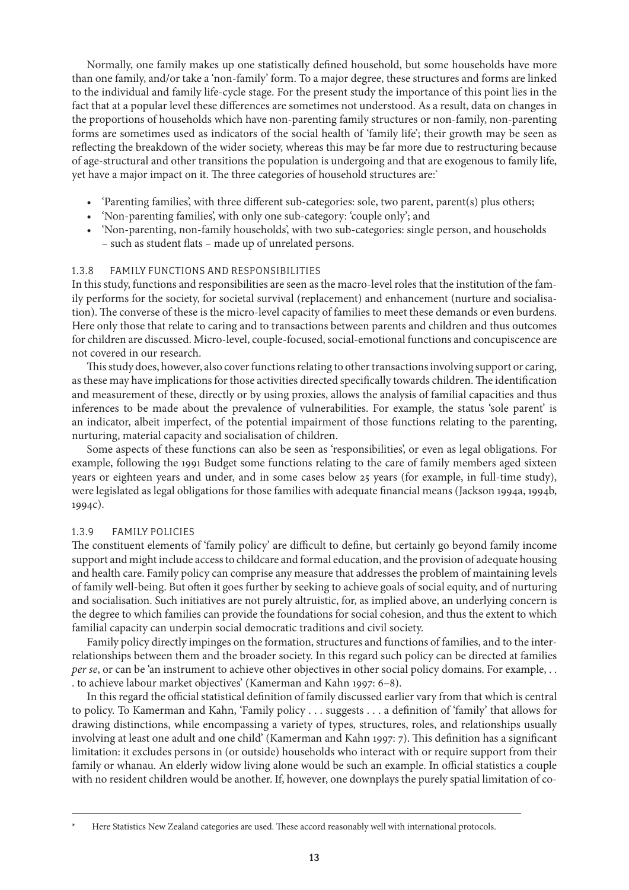Normally, one family makes up one statistically defined household, but some households have more than one family, and/or take a 'non-family' form. To a major degree, these structures and forms are linked to the individual and family life-cycle stage. For the present study the importance of this point lies in the fact that at a popular level these differences are sometimes not understood. As a result, data on changes in the proportions of households which have non-parenting family structures or non-family, non-parenting forms are sometimes used as indicators of the social health of 'family life'; their growth may be seen as reflecting the breakdown of the wider society, whereas this may be far more due to restructuring because of age-structural and other transitions the population is undergoing and that are exogenous to family life, yet have a major impact on it. The three categories of household structures are:*

- 'Parenting families', with three different sub-categories: sole, two parent, parent(s) plus others;
- 'Non-parenting families', with only one sub-category: 'couple only'; and
- 'Non-parenting, non-family households', with two sub-categories: single person, and households – such as student flats – made up of unrelated persons.

### 1.3.8 FAMILY FUNCTIONS AND RESPONSIBILITIES

In this study, functions and responsibilities are seen as the macro-level roles that the institution of the family performs for the society, for societal survival (replacement) and enhancement (nurture and socialisation). The converse of these is the micro-level capacity of families to meet these demands or even burdens. Here only those that relate to caring and to transactions between parents and children and thus outcomes for children are discussed. Micro-level, couple-focused, social-emotional functions and concupiscence are not covered in our research.

This study does, however, also cover functions relating to other transactions involving support or caring, as these may have implications for those activities directed specifically towards children. The identification and measurement of these, directly or by using proxies, allows the analysis of familial capacities and thus inferences to be made about the prevalence of vulnerabilities. For example, the status 'sole parent' is an indicator, albeit imperfect, of the potential impairment of those functions relating to the parenting, nurturing, material capacity and socialisation of children.

Some aspects of these functions can also be seen as 'responsibilities', or even as legal obligations. For example, following the 1991 Budget some functions relating to the care of family members aged sixteen years or eighteen years and under, and in some cases below 25 years (for example, in full-time study), were legislated as legal obligations for those families with adequate financial means (Jackson 1994a, 1994b, 1994c).

### 1.3.9 FAMILY POLICIES

The constituent elements of 'family policy' are difficult to define, but certainly go beyond family income support and might include access to childcare and formal education, and the provision of adequate housing and health care. Family policy can comprise any measure that addresses the problem of maintaining levels of family well-being. But often it goes further by seeking to achieve goals of social equity, and of nurturing and socialisation. Such initiatives are not purely altruistic, for, as implied above, an underlying concern is the degree to which families can provide the foundations for social cohesion, and thus the extent to which familial capacity can underpin social democratic traditions and civil society.

Family policy directly impinges on the formation, structures and functions of families, and to the interrelationships between them and the broader society. In this regard such policy can be directed at families *per se*, or can be 'an instrument to achieve other objectives in other social policy domains. For example, . . . to achieve labour market objectives' (Kamerman and Kahn 1997: 6–8).

In this regard the official statistical definition of family discussed earlier vary from that which is central to policy. To Kamerman and Kahn, 'Family policy . . . suggests . . . a definition of 'family' that allows for drawing distinctions, while encompassing a variety of types, structures, roles, and relationships usually involving at least one adult and one child' (Kamerman and Kahn 1997: 7). This definition has a significant limitation: it excludes persons in (or outside) households who interact with or require support from their family or whanau. An elderly widow living alone would be such an example. In official statistics a couple with no resident children would be another. If, however, one downplays the purely spatial limitation of co-

---

\* Here Statistics New Zealand categories are used. These accord reasonably well with international protocols.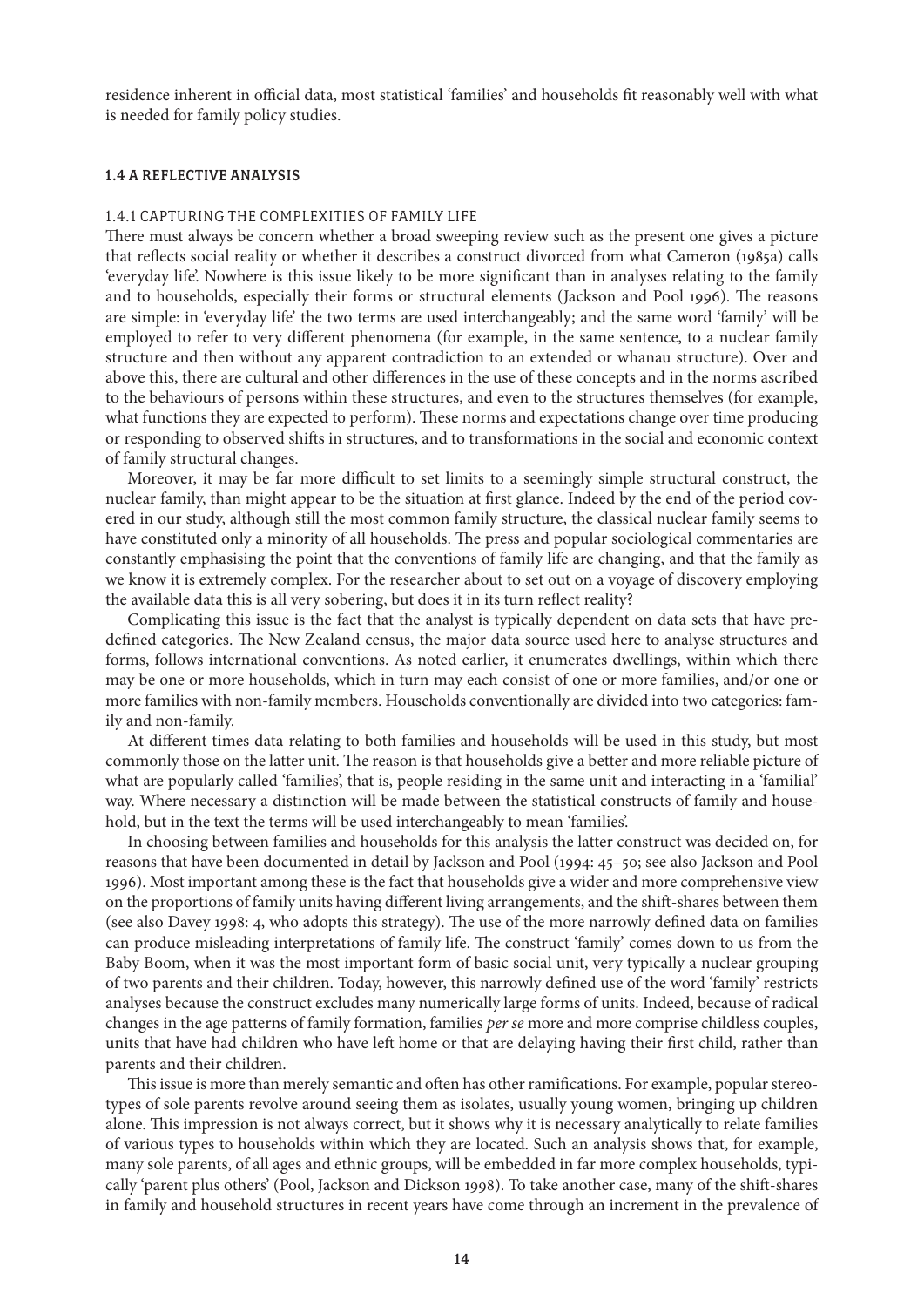residence inherent in official data, most statistical 'families' and households fit reasonably well with what is needed for family policy studies.

## 1.4 A REFLECTIVE ANALYSIS

### 1.4.1 CAPTURING THE COMPLEXITIES OF FAMILY LIFE

There must always be concern whether a broad sweeping review such as the present one gives a picture that reflects social reality or whether it describes a construct divorced from what Cameron (1985a) calls 'everyday life'. Nowhere is this issue likely to be more significant than in analyses relating to the family and to households, especially their forms or structural elements (Jackson and Pool 1996). The reasons are simple: in 'everyday life' the two terms are used interchangeably; and the same word 'family' will be employed to refer to very different phenomena (for example, in the same sentence, to a nuclear family structure and then without any apparent contradiction to an extended or whanau structure). Over and above this, there are cultural and other differences in the use of these concepts and in the norms ascribed to the behaviours of persons within these structures, and even to the structures themselves (for example, what functions they are expected to perform). These norms and expectations change over time producing or responding to observed shifts in structures, and to transformations in the social and economic context of family structural changes.

Moreover, it may be far more difficult to set limits to a seemingly simple structural construct, the nuclear family, than might appear to be the situation at first glance. Indeed by the end of the period covered in our study, although still the most common family structure, the classical nuclear family seems to have constituted only a minority of all households. The press and popular sociological commentaries are constantly emphasising the point that the conventions of family life are changing, and that the family as we know it is extremely complex. For the researcher about to set out on a voyage of discovery employing the available data this is all very sobering, but does it in its turn reflect reality?

Complicating this issue is the fact that the analyst is typically dependent on data sets that have predefined categories. The New Zealand census, the major data source used here to analyse structures and forms, follows international conventions. As noted earlier, it enumerates dwellings, within which there may be one or more households, which in turn may each consist of one or more families, and/or one or more families with non-family members. Households conventionally are divided into two categories: family and non-family.

At different times data relating to both families and households will be used in this study, but most commonly those on the latter unit. The reason is that households give a better and more reliable picture of what are popularly called 'families', that is, people residing in the same unit and interacting in a 'familial' way. Where necessary a distinction will be made between the statistical constructs of family and household, but in the text the terms will be used interchangeably to mean 'families'.

In choosing between families and households for this analysis the latter construct was decided on, for reasons that have been documented in detail by Jackson and Pool (1994: 45–50; see also Jackson and Pool 1996). Most important among these is the fact that households give a wider and more comprehensive view on the proportions of family units having different living arrangements, and the shift-shares between them (see also Davey 1998: 4, who adopts this strategy). The use of the more narrowly defined data on families can produce misleading interpretations of family life. The construct 'family' comes down to us from the Baby Boom, when it was the most important form of basic social unit, very typically a nuclear grouping of two parents and their children. Today, however, this narrowly defined use of the word 'family' restricts analyses because the construct excludes many numerically large forms of units. Indeed, because of radical changes in the age patterns of family formation, families *per se* more and more comprise childless couples, units that have had children who have left home or that are delaying having their first child, rather than parents and their children.

This issue is more than merely semantic and often has other ramifications. For example, popular stereotypes of sole parents revolve around seeing them as isolates, usually young women, bringing up children alone. This impression is not always correct, but it shows why it is necessary analytically to relate families of various types to households within which they are located. Such an analysis shows that, for example, many sole parents, of all ages and ethnic groups, will be embedded in far more complex households, typically 'parent plus others' (Pool, Jackson and Dickson 1998). To take another case, many of the shift-shares in family and household structures in recent years have come through an increment in the prevalence of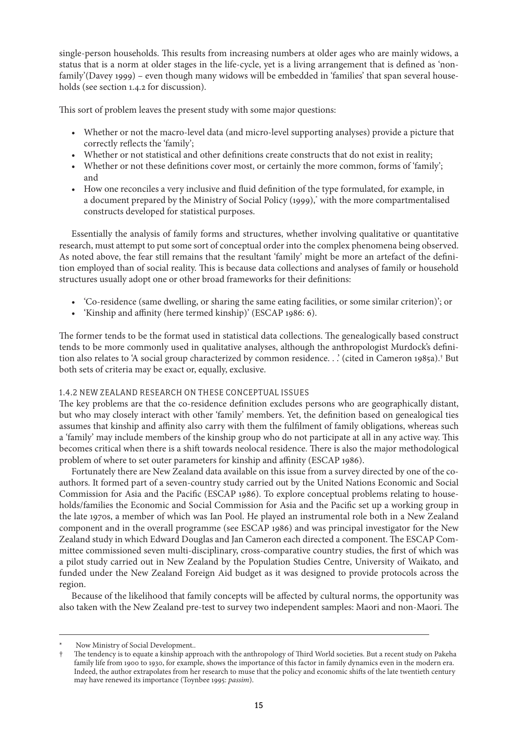single-person households. This results from increasing numbers at older ages who are mainly widows, a status that is a norm at older stages in the life-cycle, yet is a living arrangement that is defined as 'non-family'(Davey 1999) – even though many widows will be embedded in 'families' that span several households (see section 1.4.2 for discussion).

This sort of problem leaves the present study with some major questions:

- Whether or not the macro-level data (and micro-level supporting analyses) provide a picture that correctly reflects the 'family';
- Whether or not statistical and other definitions create constructs that do not exist in reality;
- Whether or not these definitions cover most, or certainly the more common, forms of 'family'; and
- How one reconciles a very inclusive and fluid definition of the type formulated, for example, in a document prepared by the Ministry of Social Policy (1999),* with the more compartmentalised constructs developed for statistical purposes.

Essentially the analysis of family forms and structures, whether involving qualitative or quantitative research, must attempt to put some sort of conceptual order into the complex phenomena being observed. As noted above, the fear still remains that the resultant 'family' might be more an artefact of the definition employed than of social reality. This is because data collections and analyses of family or household structures usually adopt one or other broad frameworks for their definitions:

- 'Co-residence (same dwelling, or sharing the same eating facilities, or some similar criterion)'; or
- 'Kinship and affinity (here termed kinship)' (ESCAP 1986: 6).

The former tends to be the format used in statistical data collections. The genealogically based construct tends to be more commonly used in qualitative analyses, although the anthropologist Murdock's definition also relates to 'A social group characterized by common residence. . .' (cited in Cameron 1985a).† But both sets of criteria may be exact or, equally, exclusive.

### 1.4.2 NEW ZEALAND RESEARCH ON THESE CONCEPTUAL ISSUES

The key problems are that the co-residence definition excludes persons who are geographically distant, but who may closely interact with other 'family' members. Yet, the definition based on genealogical ties assumes that kinship and affinity also carry with them the fulfilment of family obligations, whereas such a 'family' may include members of the kinship group who do not participate at all in any active way. This becomes critical when there is a shift towards neolocal residence. There is also the major methodological problem of where to set outer parameters for kinship and affinity (ESCAP 1986).

Fortunately there are New Zealand data available on this issue from a survey directed by one of the co-authors. It formed part of a seven-country study carried out by the United Nations Economic and Social Commission for Asia and the Pacific (ESCAP 1986). To explore conceptual problems relating to households/families the Economic and Social Commission for Asia and the Pacific set up a working group in the late 1970s, a member of which was Ian Pool. He played an instrumental role both in a New Zealand component and in the overall programme (see ESCAP 1986) and was principal investigator for the New Zealand study in which Edward Douglas and Jan Cameron each directed a component. The ESCAP Committee commissioned seven multi-disciplinary, cross-comparative country studies, the first of which was a pilot study carried out in New Zealand by the Population Studies Centre, University of Waikato, and funded under the New Zealand Foreign Aid budget as it was designed to provide protocols across the region.

Because of the likelihood that family concepts will be affected by cultural norms, the opportunity was also taken with the New Zealand pre-test to survey two independent samples: Maori and non-Maori. The

---

\* Now Ministry of Social Development..

† The tendency is to equate a kinship approach with the anthropology of Third World societies. But a recent study on Pakeha family life from 1900 to 1930, for example, shows the importance of this factor in family dynamics even in the modern era. Indeed, the author extrapolates from her research to muse that the policy and economic shifts of the late twentieth century may have renewed its importance (Toynbee 1995: *passim*).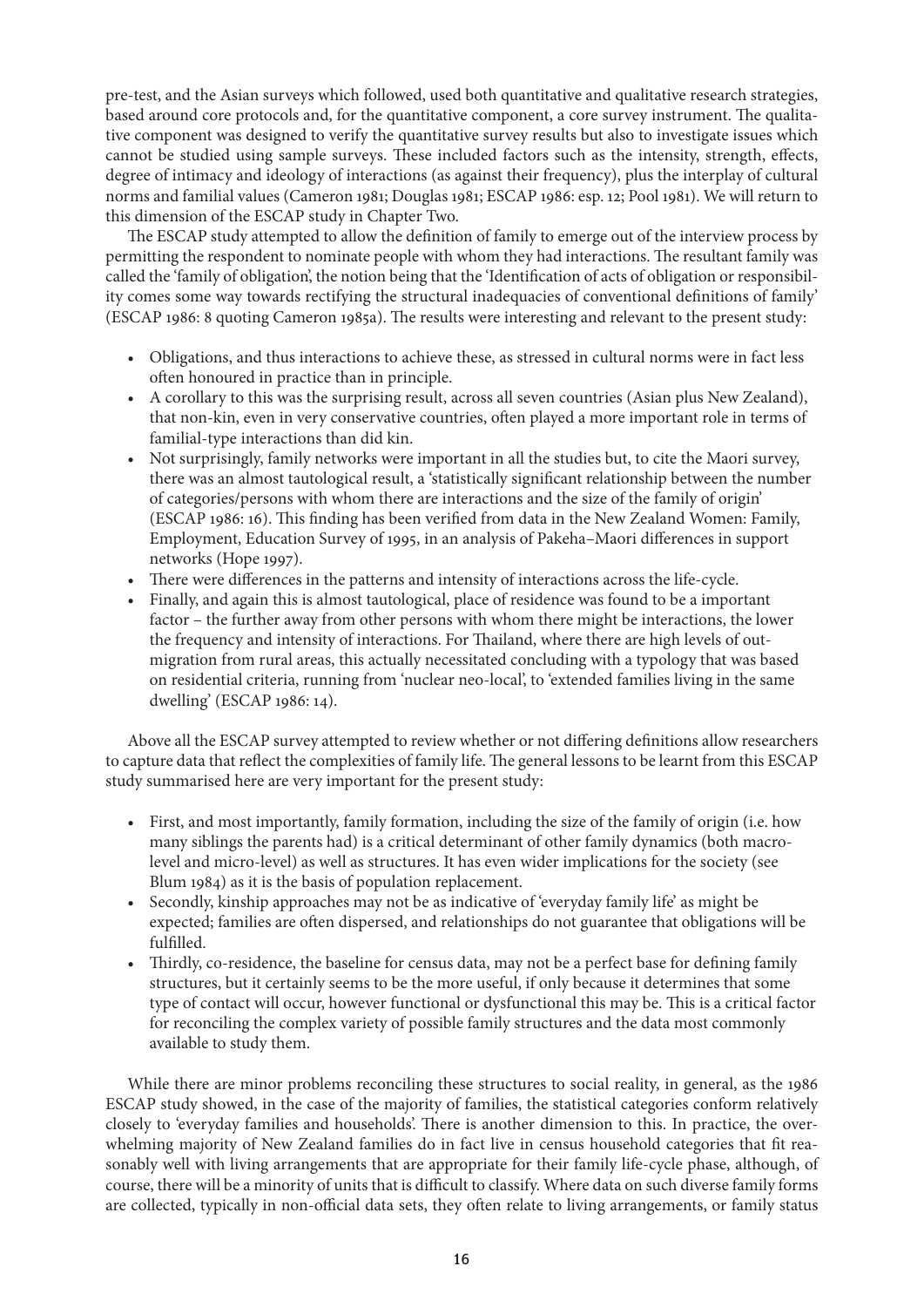pre-test, and the Asian surveys which followed, used both quantitative and qualitative research strategies, based around core protocols and, for the quantitative component, a core survey instrument. The qualitative component was designed to verify the quantitative survey results but also to investigate issues which cannot be studied using sample surveys. These included factors such as the intensity, strength, effects, degree of intimacy and ideology of interactions (as against their frequency), plus the interplay of cultural norms and familial values (Cameron 1981; Douglas 1981; ESCAP 1986: esp. 12; Pool 1981). We will return to this dimension of the ESCAP study in Chapter Two.

The ESCAP study attempted to allow the definition of family to emerge out of the interview process by permitting the respondent to nominate people with whom they had interactions. The resultant family was called the 'family of obligation', the notion being that the 'Identification of acts of obligation or responsibility comes some way towards rectifying the structural inadequacies of conventional definitions of family' (ESCAP 1986: 8 quoting Cameron 1985a). The results were interesting and relevant to the present study:

- Obligations, and thus interactions to achieve these, as stressed in cultural norms were in fact less often honoured in practice than in principle.
- A corollary to this was the surprising result, across all seven countries (Asian plus New Zealand), that non-kin, even in very conservative countries, often played a more important role in terms of familial-type interactions than did kin.
- Not surprisingly, family networks were important in all the studies but, to cite the Maori survey, there was an almost tautological result, a 'statistically significant relationship between the number of categories/persons with whom there are interactions and the size of the family of origin' (ESCAP 1986: 16). This finding has been verified from data in the New Zealand Women: Family, Employment, Education Survey of 1995, in an analysis of Pakeha–Maori differences in support networks (Hope 1997).
- There were differences in the patterns and intensity of interactions across the life-cycle.
- Finally, and again this is almost tautological, place of residence was found to be a important factor – the further away from other persons with whom there might be interactions, the lower the frequency and intensity of interactions. For Thailand, where there are high levels of out-migration from rural areas, this actually necessitated concluding with a typology that was based on residential criteria, running from 'nuclear neo-local', to 'extended families living in the same dwelling' (ESCAP 1986: 14).

Above all the ESCAP survey attempted to review whether or not differing definitions allow researchers to capture data that reflect the complexities of family life. The general lessons to be learnt from this ESCAP study summarised here are very important for the present study:

- First, and most importantly, family formation, including the size of the family of origin (i.e. how many siblings the parents had) is a critical determinant of other family dynamics (both macro-level and micro-level) as well as structures. It has even wider implications for the society (see Blum 1984) as it is the basis of population replacement.
- Secondly, kinship approaches may not be as indicative of 'everyday family life' as might be expected; families are often dispersed, and relationships do not guarantee that obligations will be fulfilled.
- Thirdly, co-residence, the baseline for census data, may not be a perfect base for defining family structures, but it certainly seems to be the more useful, if only because it determines that some type of contact will occur, however functional or dysfunctional this may be. This is a critical factor for reconciling the complex variety of possible family structures and the data most commonly available to study them.

While there are minor problems reconciling these structures to social reality, in general, as the 1986 ESCAP study showed, in the case of the majority of families, the statistical categories conform relatively closely to 'everyday families and households'. There is another dimension to this. In practice, the overwhelming majority of New Zealand families do in fact live in census household categories that fit reasonably well with living arrangements that are appropriate for their family life-cycle phase, although, of course, there will be a minority of units that is difficult to classify. Where data on such diverse family forms are collected, typically in non-official data sets, they often relate to living arrangements, or family status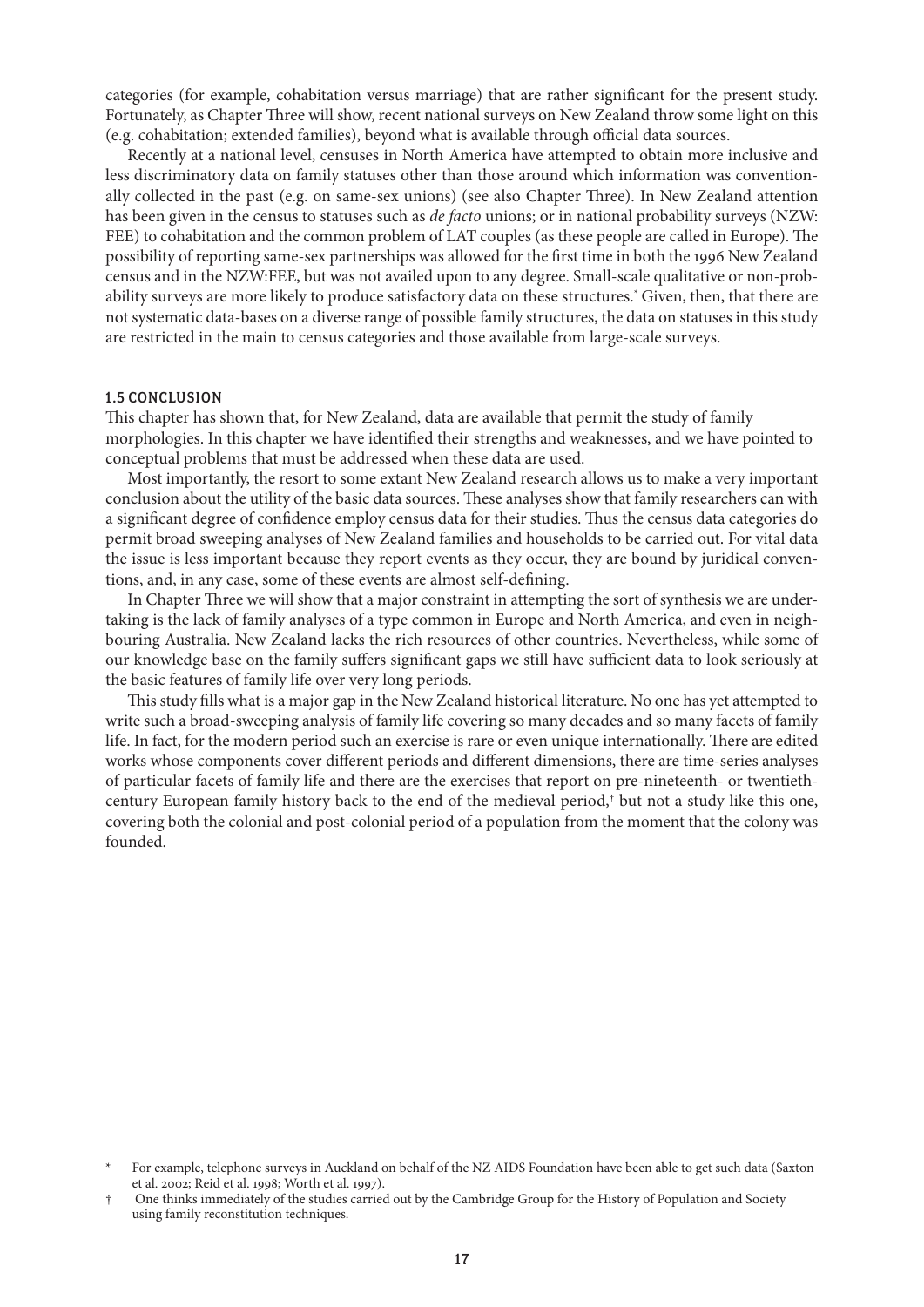categories (for example, cohabitation versus marriage) that are rather significant for the present study. Fortunately, as Chapter Three will show, recent national surveys on New Zealand throw some light on this (e.g. cohabitation; extended families), beyond what is available through official data sources.

Recently at a national level, censuses in North America have attempted to obtain more inclusive and less discriminatory data on family statuses other than those around which information was conventionally collected in the past (e.g. on same-sex unions) (see also Chapter Three). In New Zealand attention has been given in the census to statuses such as *de facto* unions; or in national probability surveys (NZW: FEE) to cohabitation and the common problem of LAT couples (as these people are called in Europe). The possibility of reporting same-sex partnerships was allowed for the first time in both the 1996 New Zealand census and in the NZW:FEE, but was not availed upon to any degree. Small-scale qualitative or non-probability surveys are more likely to produce satisfactory data on these structures.* Given, then, that there are not systematic data-bases on a diverse range of possible family structures, the data on statuses in this study are restricted in the main to census categories and those available from large-scale surveys.

### 1.5 CONCLUSION

This chapter has shown that, for New Zealand, data are available that permit the study of family morphologies. In this chapter we have identified their strengths and weaknesses, and we have pointed to conceptual problems that must be addressed when these data are used.

Most importantly, the resort to some extant New Zealand research allows us to make a very important conclusion about the utility of the basic data sources. These analyses show that family researchers can with a significant degree of confidence employ census data for their studies. Thus the census data categories do permit broad sweeping analyses of New Zealand families and households to be carried out. For vital data the issue is less important because they report events as they occur, they are bound by juridical conventions, and, in any case, some of these events are almost self-defining.

In Chapter Three we will show that a major constraint in attempting the sort of synthesis we are undertaking is the lack of family analyses of a type common in Europe and North America, and even in neighbouring Australia. New Zealand lacks the rich resources of other countries. Nevertheless, while some of our knowledge base on the family suffers significant gaps we still have sufficient data to look seriously at the basic features of family life over very long periods.

This study fills what is a major gap in the New Zealand historical literature. No one has yet attempted to write such a broad-sweeping analysis of family life covering so many decades and so many facets of family life. In fact, for the modern period such an exercise is rare or even unique internationally. There are edited works whose components cover different periods and different dimensions, there are time-series analyses of particular facets of family life and there are the exercises that report on pre-nineteenth- or twentieth-century European family history back to the end of the medieval period,† but not a study like this one, covering both the colonial and post-colonial period of a population from the moment that the colony was founded.

---

\* For example, telephone surveys in Auckland on behalf of the NZ AIDS Foundation have been able to get such data (Saxton et al. 2002; Reid et al. 1998; Worth et al. 1997).

† One thinks immediately of the studies carried out by the Cambridge Group for the History of Population and Society using family reconstitution techniques.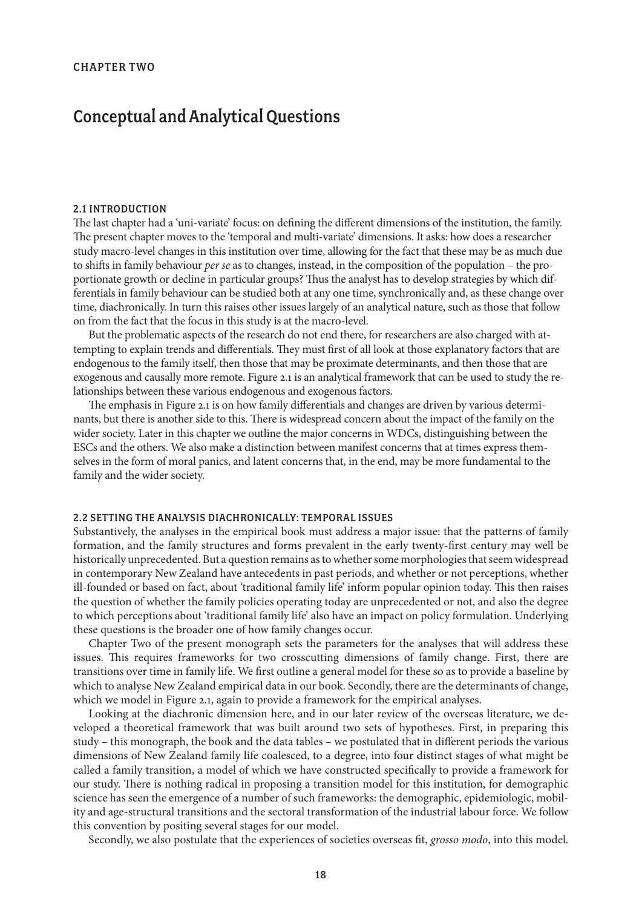CHAPTER TWO

# Conceptual and Analytical Questions

## 2.1 INTRODUCTION

The last chapter had a 'uni-variate' focus: on defining the different dimensions of the institution, the family. The present chapter moves to the 'temporal and multi-variate' dimensions. It asks: how does a researcher study macro-level changes in this institution over time, allowing for the fact that these may be as much due to shifts in family behaviour *per se* as to changes, instead, in the composition of the population – the proportionate growth or decline in particular groups? Thus the analyst has to develop strategies by which differentials in family behaviour can be studied both at any one time, synchronically and, as these change over time, diachronically. In turn this raises other issues largely of an analytical nature, such as those that follow on from the fact that the focus in this study is at the macro-level.

But the problematic aspects of the research do not end there, for researchers are also charged with attempting to explain trends and differentials. They must first of all look at those explanatory factors that are endogenous to the family itself, then those that may be proximate determinants, and then those that are exogenous and causally more remote. Figure 2.1 is an analytical framework that can be used to study the relationships between these various endogenous and exogenous factors.

The emphasis in Figure 2.1 is on how family differentials and changes are driven by various determinants, but there is another side to this. There is widespread concern about the impact of the family on the wider society. Later in this chapter we outline the major concerns in WDCs, distinguishing between the ESCs and the others. We also make a distinction between manifest concerns that at times express themselves in the form of moral panics, and latent concerns that, in the end, may be more fundamental to the family and the wider society.

## 2.2 SETTING THE ANALYSIS DIACHRONICALLY: TEMPORAL ISSUES

Substantively, the analyses in the empirical book must address a major issue: that the patterns of family formation, and the family structures and forms prevalent in the early twenty-first century may well be historically unprecedented. But a question remains as to whether some morphologies that seem widespread in contemporary New Zealand have antecedents in past periods, and whether or not perceptions, whether ill-founded or based on fact, about 'traditional family life' inform popular opinion today. This then raises the question of whether the family policies operating today are unprecedented or not, and also the degree to which perceptions about 'traditional family life' also have an impact on policy formulation. Underlying these questions is the broader one of how family changes occur.

Chapter Two of the present monograph sets the parameters for the analyses that will address these issues. This requires frameworks for two crosscutting dimensions of family change. First, there are transitions over time in family life. We first outline a general model for these so as to provide a baseline by which to analyse New Zealand empirical data in our book. Secondly, there are the determinants of change, which we model in Figure 2.1, again to provide a framework for the empirical analyses.

Looking at the diachronic dimension here, and in our later review of the overseas literature, we developed a theoretical framework that was built around two sets of hypotheses. First, in preparing this study – this monograph, the book and the data tables – we postulated that in different periods the various dimensions of New Zealand family life coalesced, to a degree, into four distinct stages of what might be called a family transition, a model of which we have constructed specifically to provide a framework for our study. There is nothing radical in proposing a transition model for this institution, for demographic science has seen the emergence of a number of such frameworks: the demographic, epidemiologic, mobility and age-structural transitions and the sectoral transformation of the industrial labour force. We follow this convention by positing several stages for our model.

Secondly, we also postulate that the experiences of societies overseas fit, *grosso modo*, into this model.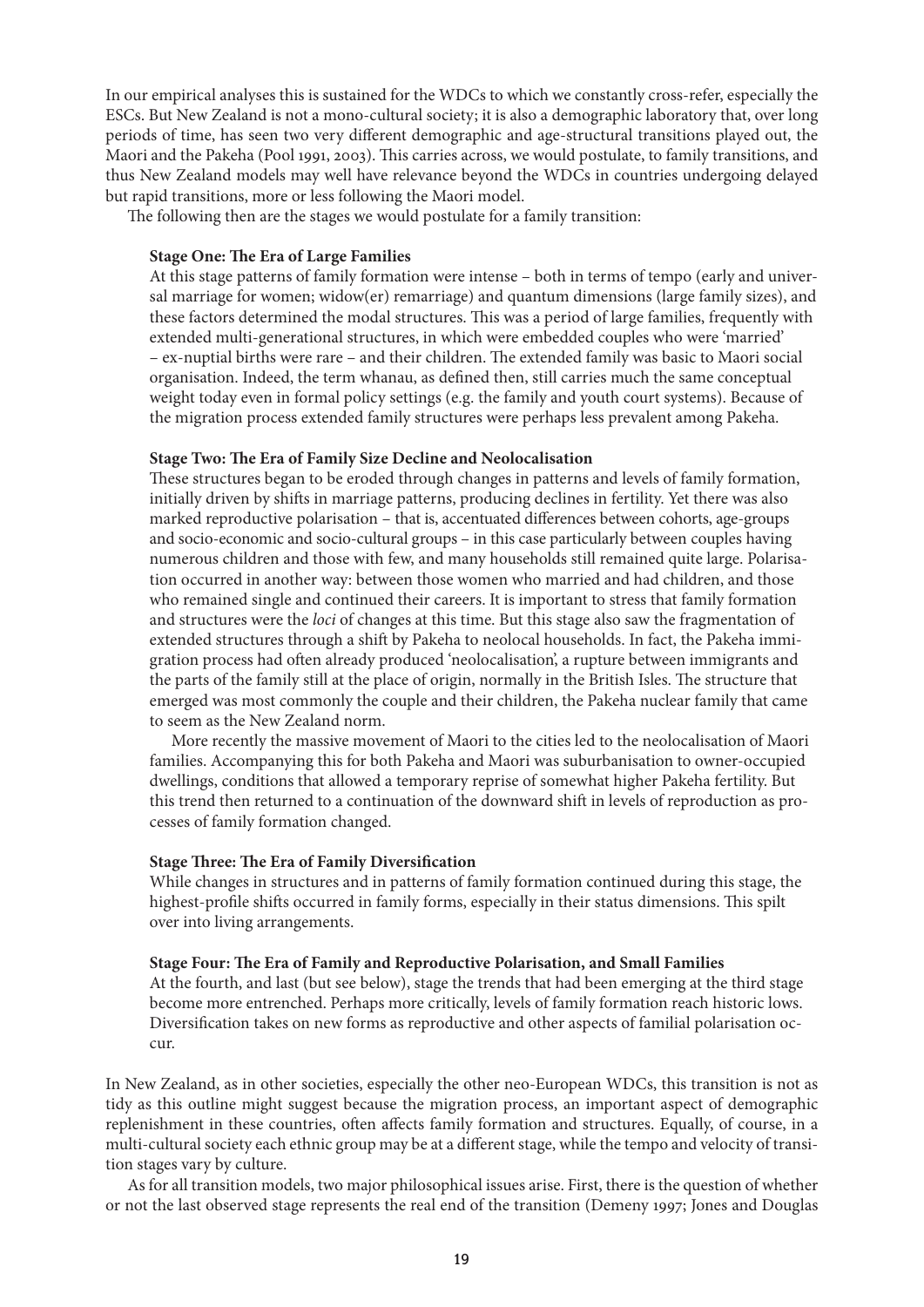In our empirical analyses this is sustained for the WDCs to which we constantly cross-refer, especially the ESCs. But New Zealand is not a mono-cultural society; it is also a demographic laboratory that, over long periods of time, has seen two very different demographic and age-structural transitions played out, the Maori and the Pakeha (Pool 1991, 2003). This carries across, we would postulate, to family transitions, and thus New Zealand models may well have relevance beyond the WDCs in countries undergoing delayed but rapid transitions, more or less following the Maori model.

The following then are the stages we would postulate for a family transition:

**Stage One: The Era of Large Families**

At this stage patterns of family formation were intense – both in terms of tempo (early and universal marriage for women; widow(er) remarriage) and quantum dimensions (large family sizes), and these factors determined the modal structures. This was a period of large families, frequently with extended multi-generational structures, in which were embedded couples who were 'married' – ex-nuptial births were rare – and their children. The extended family was basic to Maori social organisation. Indeed, the term whanau, as defined then, still carries much the same conceptual weight today even in formal policy settings (e.g. the family and youth court systems). Because of the migration process extended family structures were perhaps less prevalent among Pakeha.

**Stage Two: The Era of Family Size Decline and Neolocalisation**

These structures began to be eroded through changes in patterns and levels of family formation, initially driven by shifts in marriage patterns, producing declines in fertility. Yet there was also marked reproductive polarisation – that is, accentuated differences between cohorts, age-groups and socio-economic and socio-cultural groups – in this case particularly between couples having numerous children and those with few, and many households still remained quite large. Polarisation occurred in another way: between those women who married and had children, and those who remained single and continued their careers. It is important to stress that family formation and structures were the *loci* of changes at this time. But this stage also saw the fragmentation of extended structures through a shift by Pakeha to neolocal households. In fact, the Pakeha immigration process had often already produced 'neolocalisation', a rupture between immigrants and the parts of the family still at the place of origin, normally in the British Isles. The structure that emerged was most commonly the couple and their children, the Pakeha nuclear family that came to seem as the New Zealand norm.

More recently the massive movement of Maori to the cities led to the neolocalisation of Maori families. Accompanying this for both Pakeha and Maori was suburbanisation to owner-occupied dwellings, conditions that allowed a temporary reprise of somewhat higher Pakeha fertility. But this trend then returned to a continuation of the downward shift in levels of reproduction as processes of family formation changed.

**Stage Three: The Era of Family Diversification**

While changes in structures and in patterns of family formation continued during this stage, the highest-profile shifts occurred in family forms, especially in their status dimensions. This spilt over into living arrangements.

**Stage Four: The Era of Family and Reproductive Polarisation, and Small Families**

At the fourth, and last (but see below), stage the trends that had been emerging at the third stage become more entrenched. Perhaps more critically, levels of family formation reach historic lows. Diversification takes on new forms as reproductive and other aspects of familial polarisation occur.

In New Zealand, as in other societies, especially the other neo-European WDCs, this transition is not as tidy as this outline might suggest because the migration process, an important aspect of demographic replenishment in these countries, often affects family formation and structures. Equally, of course, in a multi-cultural society each ethnic group may be at a different stage, while the tempo and velocity of transition stages vary by culture.

As for all transition models, two major philosophical issues arise. First, there is the question of whether or not the last observed stage represents the real end of the transition (Demeny 1997; Jones and Douglas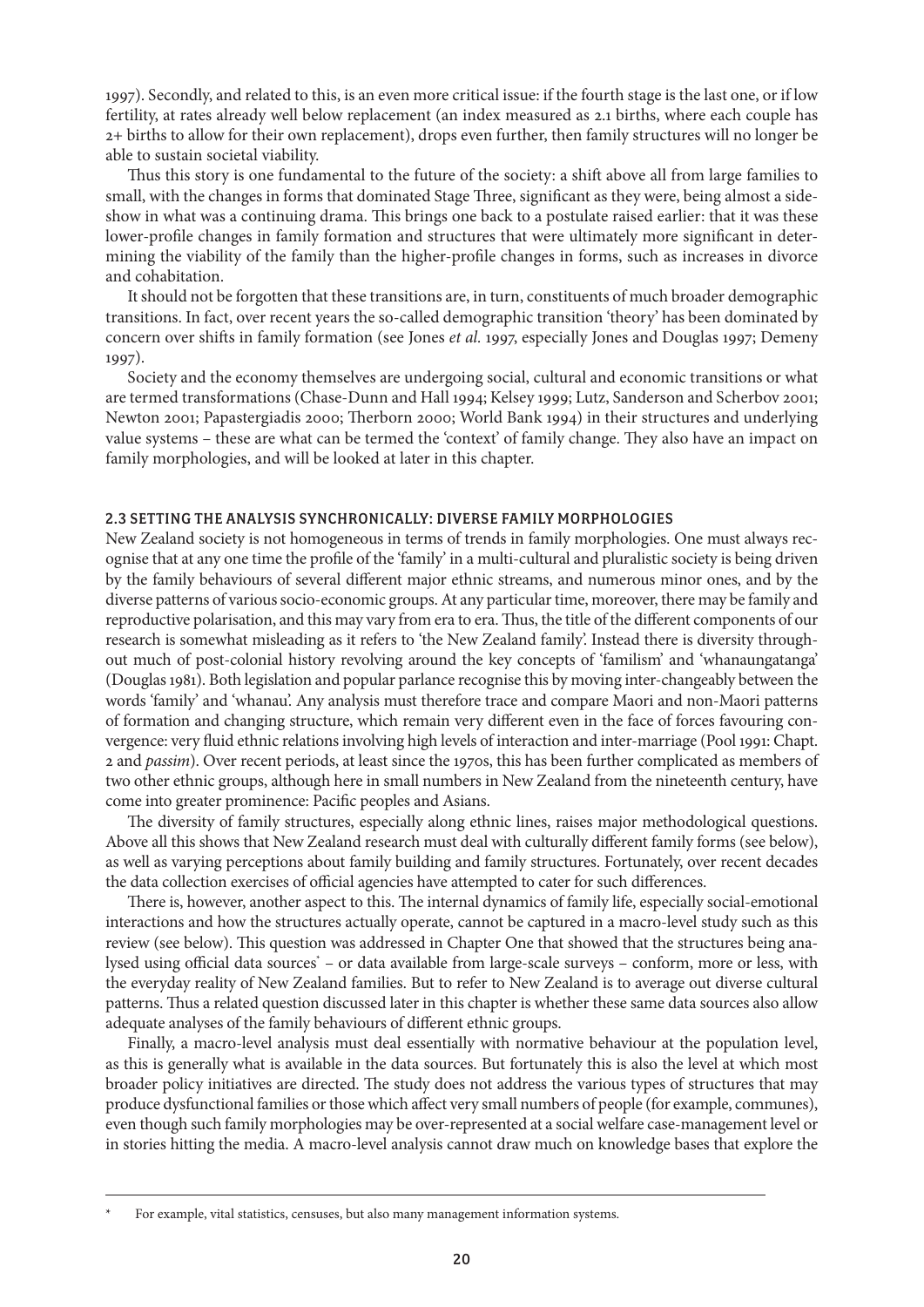1997). Secondly, and related to this, is an even more critical issue: if the fourth stage is the last one, or if low fertility, at rates already well below replacement (an index measured as 2.1 births, where each couple has 2+ births to allow for their own replacement), drops even further, then family structures will no longer be able to sustain societal viability.

Thus this story is one fundamental to the future of the society: a shift above all from large families to small, with the changes in forms that dominated Stage Three, significant as they were, being almost a side-show in what was a continuing drama. This brings one back to a postulate raised earlier: that it was these lower-profile changes in family formation and structures that were ultimately more significant in determining the viability of the family than the higher-profile changes in forms, such as increases in divorce and cohabitation.

It should not be forgotten that these transitions are, in turn, constituents of much broader demographic transitions. In fact, over recent years the so-called demographic transition 'theory' has been dominated by concern over shifts in family formation (see Jones *et al.* 1997, especially Jones and Douglas 1997; Demeny 1997).

Society and the economy themselves are undergoing social, cultural and economic transitions or what are termed transformations (Chase-Dunn and Hall 1994; Kelsey 1999; Lutz, Sanderson and Scherbov 2001; Newton 2001; Papastergiadis 2000; Therborn 2000; World Bank 1994) in their structures and underlying value systems – these are what can be termed the 'context' of family change. They also have an impact on family morphologies, and will be looked at later in this chapter.

## 2.3 SETTING THE ANALYSIS SYNCHRONICALLY: DIVERSE FAMILY MORPHOLOGIES

New Zealand society is not homogeneous in terms of trends in family morphologies. One must always recognise that at any one time the profile of the 'family' in a multi-cultural and pluralistic society is being driven by the family behaviours of several different major ethnic streams, and numerous minor ones, and by the diverse patterns of various socio-economic groups. At any particular time, moreover, there may be family and reproductive polarisation, and this may vary from era to era. Thus, the title of the different components of our research is somewhat misleading as it refers to 'the New Zealand family'. Instead there is diversity throughout much of post-colonial history revolving around the key concepts of 'familism' and 'whanaungatanga' (Douglas 1981). Both legislation and popular parlance recognise this by moving inter-changeably between the words 'family' and 'whanau'. Any analysis must therefore trace and compare Maori and non-Maori patterns of formation and changing structure, which remain very different even in the face of forces favouring convergence: very fluid ethnic relations involving high levels of interaction and inter-marriage (Pool 1991: Chapt. 2 and *passim*). Over recent periods, at least since the 1970s, this has been further complicated as members of two other ethnic groups, although here in small numbers in New Zealand from the nineteenth century, have come into greater prominence: Pacific peoples and Asians.

The diversity of family structures, especially along ethnic lines, raises major methodological questions. Above all this shows that New Zealand research must deal with culturally different family forms (see below), as well as varying perceptions about family building and family structures. Fortunately, over recent decades the data collection exercises of official agencies have attempted to cater for such differences.

There is, however, another aspect to this. The internal dynamics of family life, especially social-emotional interactions and how the structures actually operate, cannot be captured in a macro-level study such as this review (see below). This question was addressed in Chapter One that showed that the structures being analysed using official data sources* – or data available from large-scale surveys – conform, more or less, with the everyday reality of New Zealand families. But to refer to New Zealand is to average out diverse cultural patterns. Thus a related question discussed later in this chapter is whether these same data sources also allow adequate analyses of the family behaviours of different ethnic groups.

Finally, a macro-level analysis must deal essentially with normative behaviour at the population level, as this is generally what is available in the data sources. But fortunately this is also the level at which most broader policy initiatives are directed. The study does not address the various types of structures that may produce dysfunctional families or those which affect very small numbers of people (for example, communes), even though such family morphologies may be over-represented at a social welfare case-management level or in stories hitting the media. A macro-level analysis cannot draw much on knowledge bases that explore the

---

\* For example, vital statistics, censuses, but also many management information systems.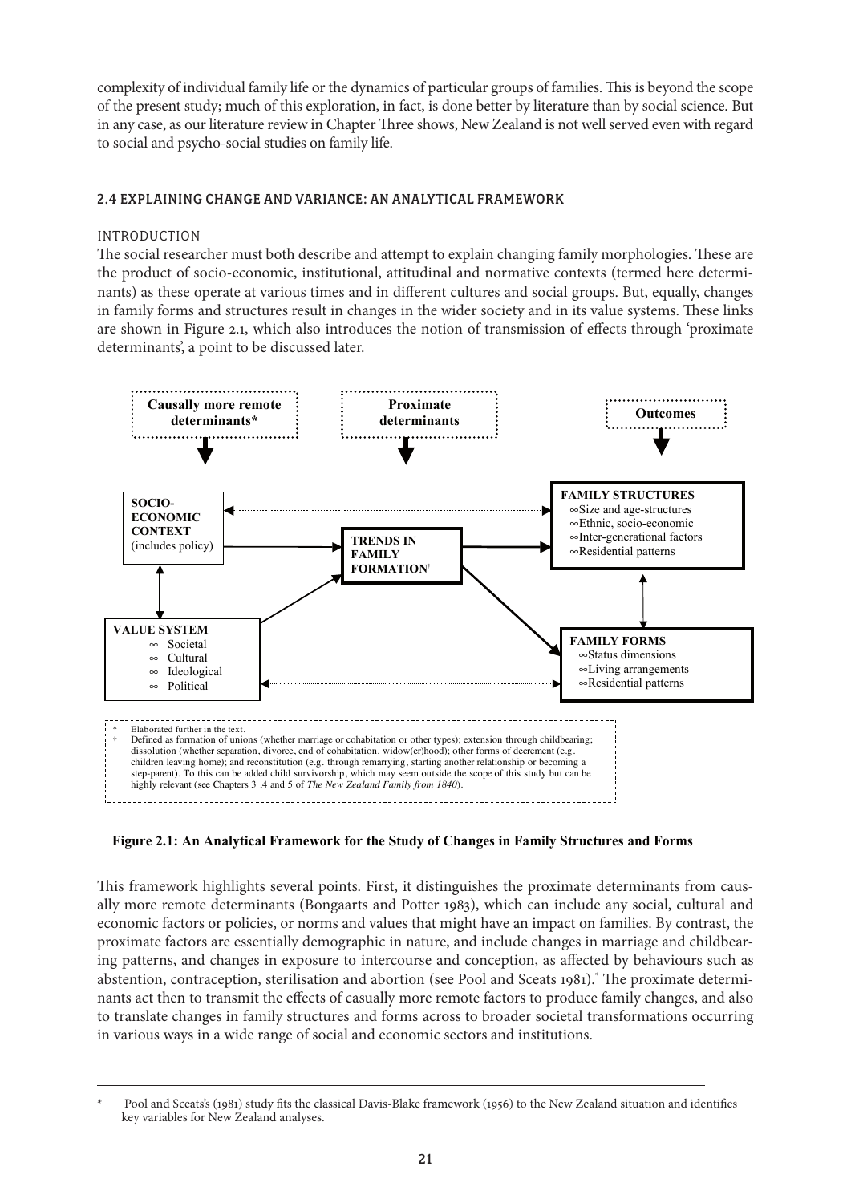complexity of individual family life or the dynamics of particular groups of families. This is beyond the scope of the present study; much of this exploration, in fact, is done better by literature than by social science. But in any case, as our literature review in Chapter Three shows, New Zealand is not well served even with regard to social and psycho-social studies on family life.

## 2.4 EXPLAINING CHANGE AND VARIANCE: AN ANALYTICAL FRAMEWORK

### INTRODUCTION

The social researcher must both describe and attempt to explain changing family morphologies. These are the product of socio-economic, institutional, attitudinal and normative contexts (termed here determinants) as these operate at various times and in different cultures and social groups. But, equally, changes in family forms and structures result in changes in the wider society and in its value systems. These links are shown in Figure 2.1, which also introduces the notion of transmission of effects through 'proximate determinants', a point to be discussed later.

Causally more remote determinants* | Proximate determinants | Outcomes

**SOCIO-ECONOMIC CONTEXT** (includes policy)

**TRENDS IN FAMILY FORMATION**†

**FAMILY STRUCTURES**
- Size and age-structures
- Ethnic, socio-economic
- Inter-generational factors
- Residential patterns

**VALUE SYSTEM**
- Societal
- Cultural
- Ideological
- Political

**FAMILY FORMS**
- Status dimensions
- Living arrangements
- Residential patterns

\* Elaborated further in the text.
† Defined as formation of unions (whether marriage or cohabitation or other types); extension through childbearing; dissolution (whether separation, divorce, end of cohabitation, widow(er)hood); other forms of decrement (e.g. children leaving home); and reconstitution (e.g. through remarrying, starting another relationship or becoming a step-parent). To this can be added child survivorship, which may seem outside the scope of this study but can be highly relevant (see Chapters 3 ,4 and 5 of *The New Zealand Family from 1840*).

**Figure 2.1: An Analytical Framework for the Study of Changes in Family Structures and Forms**

This framework highlights several points. First, it distinguishes the proximate determinants from causally more remote determinants (Bongaarts and Potter 1983), which can include any social, cultural and economic factors or policies, or norms and values that might have an impact on families. By contrast, the proximate factors are essentially demographic in nature, and include changes in marriage and childbearing patterns, and changes in exposure to intercourse and conception, as affected by behaviours such as abstention, contraception, sterilisation and abortion (see Pool and Sceats 1981).* The proximate determinants act then to transmit the effects of casually more remote factors to produce family changes, and also to translate changes in family structures and forms across to broader societal transformations occurring in various ways in a wide range of social and economic sectors and institutions.

---

\* Pool and Sceats's (1981) study fits the classical Davis-Blake framework (1956) to the New Zealand situation and identifies key variables for New Zealand analyses.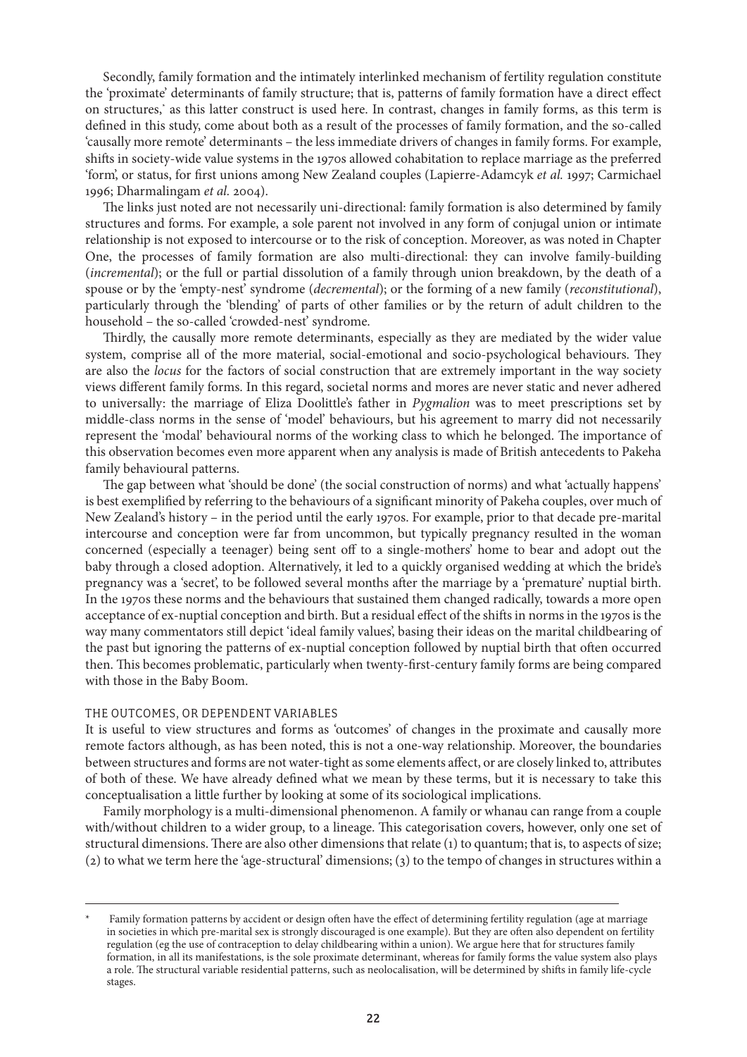Secondly, family formation and the intimately interlinked mechanism of fertility regulation constitute the 'proximate' determinants of family structure; that is, patterns of family formation have a direct effect on structures,* as this latter construct is used here. In contrast, changes in family forms, as this term is defined in this study, come about both as a result of the processes of family formation, and the so-called 'causally more remote' determinants – the less immediate drivers of changes in family forms. For example, shifts in society-wide value systems in the 1970s allowed cohabitation to replace marriage as the preferred 'form', or status, for first unions among New Zealand couples (Lapierre-Adamcyk *et al.* 1997; Carmichael 1996; Dharmalingam *et al.* 2004).

The links just noted are not necessarily uni-directional: family formation is also determined by family structures and forms. For example, a sole parent not involved in any form of conjugal union or intimate relationship is not exposed to intercourse or to the risk of conception. Moreover, as was noted in Chapter One, the processes of family formation are also multi-directional: they can involve family-building (*incremental*); or the full or partial dissolution of a family through union breakdown, by the death of a spouse or by the 'empty-nest' syndrome (*decremental*); or the forming of a new family (*reconstitutional*), particularly through the 'blending' of parts of other families or by the return of adult children to the household – the so-called 'crowded-nest' syndrome.

Thirdly, the causally more remote determinants, especially as they are mediated by the wider value system, comprise all of the more material, social-emotional and socio-psychological behaviours. They are also the *locus* for the factors of social construction that are extremely important in the way society views different family forms. In this regard, societal norms and mores are never static and never adhered to universally: the marriage of Eliza Doolittle's father in *Pygmalion* was to meet prescriptions set by middle-class norms in the sense of 'model' behaviours, but his agreement to marry did not necessarily represent the 'modal' behavioural norms of the working class to which he belonged. The importance of this observation becomes even more apparent when any analysis is made of British antecedents to Pakeha family behavioural patterns.

The gap between what 'should be done' (the social construction of norms) and what 'actually happens' is best exemplified by referring to the behaviours of a significant minority of Pakeha couples, over much of New Zealand's history – in the period until the early 1970s. For example, prior to that decade pre-marital intercourse and conception were far from uncommon, but typically pregnancy resulted in the woman concerned (especially a teenager) being sent off to a single-mothers' home to bear and adopt out the baby through a closed adoption. Alternatively, it led to a quickly organised wedding at which the bride's pregnancy was a 'secret', to be followed several months after the marriage by a 'premature' nuptial birth. In the 1970s these norms and the behaviours that sustained them changed radically, towards a more open acceptance of ex-nuptial conception and birth. But a residual effect of the shifts in norms in the 1970s is the way many commentators still depict 'ideal family values', basing their ideas on the marital childbearing of the past but ignoring the patterns of ex-nuptial conception followed by nuptial birth that often occurred then. This becomes problematic, particularly when twenty-first-century family forms are being compared with those in the Baby Boom.

### THE OUTCOMES, OR DEPENDENT VARIABLES

It is useful to view structures and forms as 'outcomes' of changes in the proximate and causally more remote factors although, as has been noted, this is not a one-way relationship. Moreover, the boundaries between structures and forms are not water-tight as some elements affect, or are closely linked to, attributes of both of these. We have already defined what we mean by these terms, but it is necessary to take this conceptualisation a little further by looking at some of its sociological implications.

Family morphology is a multi-dimensional phenomenon. A family or whanau can range from a couple with/without children to a wider group, to a lineage. This categorisation covers, however, only one set of structural dimensions. There are also other dimensions that relate (1) to quantum; that is, to aspects of size; (2) to what we term here the 'age-structural' dimensions; (3) to the tempo of changes in structures within a

---

\* Family formation patterns by accident or design often have the effect of determining fertility regulation (age at marriage in societies in which pre-marital sex is strongly discouraged is one example). But they are often also dependent on fertility regulation (eg the use of contraception to delay childbearing within a union). We argue here that for structures family formation, in all its manifestations, is the sole proximate determinant, whereas for family forms the value system also plays a role. The structural variable residential patterns, such as neolocalisation, will be determined by shifts in family life-cycle stages.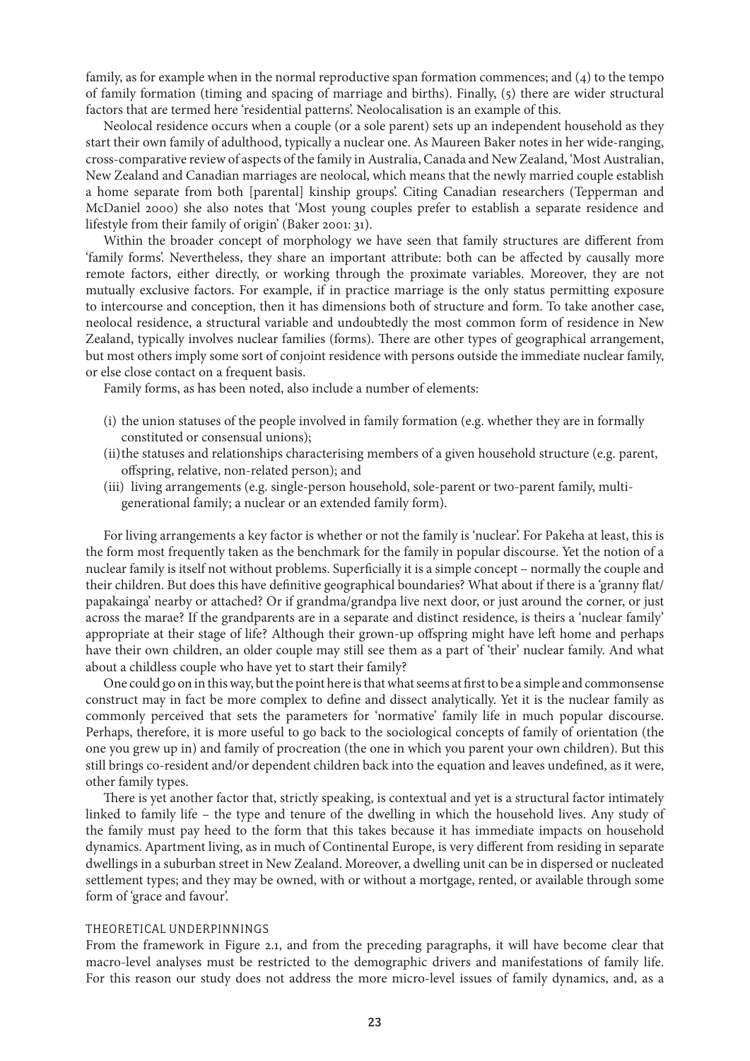family, as for example when in the normal reproductive span formation commences; and (4) to the tempo of family formation (timing and spacing of marriage and births). Finally, (5) there are wider structural factors that are termed here 'residential patterns'. Neolocalisation is an example of this.

Neolocal residence occurs when a couple (or a sole parent) sets up an independent household as they start their own family of adulthood, typically a nuclear one. As Maureen Baker notes in her wide-ranging, cross-comparative review of aspects of the family in Australia, Canada and New Zealand, 'Most Australian, New Zealand and Canadian marriages are neolocal, which means that the newly married couple establish a home separate from both [parental] kinship groups'. Citing Canadian researchers (Tepperman and McDaniel 2000) she also notes that 'Most young couples prefer to establish a separate residence and lifestyle from their family of origin' (Baker 2001: 31).

Within the broader concept of morphology we have seen that family structures are different from 'family forms'. Nevertheless, they share an important attribute: both can be affected by causally more remote factors, either directly, or working through the proximate variables. Moreover, they are not mutually exclusive factors. For example, if in practice marriage is the only status permitting exposure to intercourse and conception, then it has dimensions both of structure and form. To take another case, neolocal residence, a structural variable and undoubtedly the most common form of residence in New Zealand, typically involves nuclear families (forms). There are other types of geographical arrangement, but most others imply some sort of conjoint residence with persons outside the immediate nuclear family, or else close contact on a frequent basis.

Family forms, as has been noted, also include a number of elements:

(i) the union statuses of the people involved in family formation (e.g. whether they are in formally constituted or consensual unions);

(ii) the statuses and relationships characterising members of a given household structure (e.g. parent, offspring, relative, non-related person); and

(iii) living arrangements (e.g. single-person household, sole-parent or two-parent family, multi-generational family; a nuclear or an extended family form).

For living arrangements a key factor is whether or not the family is 'nuclear'. For Pakeha at least, this is the form most frequently taken as the benchmark for the family in popular discourse. Yet the notion of a nuclear family is itself not without problems. Superficially it is a simple concept – normally the couple and their children. But does this have definitive geographical boundaries? What about if there is a 'granny flat/papakainga' nearby or attached? Or if grandma/grandpa live next door, or just around the corner, or just across the marae? If the grandparents are in a separate and distinct residence, is theirs a 'nuclear family' appropriate at their stage of life? Although their grown-up offspring might have left home and perhaps have their own children, an older couple may still see them as a part of 'their' nuclear family. And what about a childless couple who have yet to start their family?

One could go on in this way, but the point here is that what seems at first to be a simple and commonsense construct may in fact be more complex to define and dissect analytically. Yet it is the nuclear family as commonly perceived that sets the parameters for 'normative' family life in much popular discourse. Perhaps, therefore, it is more useful to go back to the sociological concepts of family of orientation (the one you grew up in) and family of procreation (the one in which you parent your own children). But this still brings co-resident and/or dependent children back into the equation and leaves undefined, as it were, other family types.

There is yet another factor that, strictly speaking, is contextual and yet is a structural factor intimately linked to family life – the type and tenure of the dwelling in which the household lives. Any study of the family must pay heed to the form that this takes because it has immediate impacts on household dynamics. Apartment living, as in much of Continental Europe, is very different from residing in separate dwellings in a suburban street in New Zealand. Moreover, a dwelling unit can be in dispersed or nucleated settlement types; and they may be owned, with or without a mortgage, rented, or available through some form of 'grace and favour'.

## THEORETICAL UNDERPINNINGS

From the framework in Figure 2.1, and from the preceding paragraphs, it will have become clear that macro-level analyses must be restricted to the demographic drivers and manifestations of family life. For this reason our study does not address the more micro-level issues of family dynamics, and, as a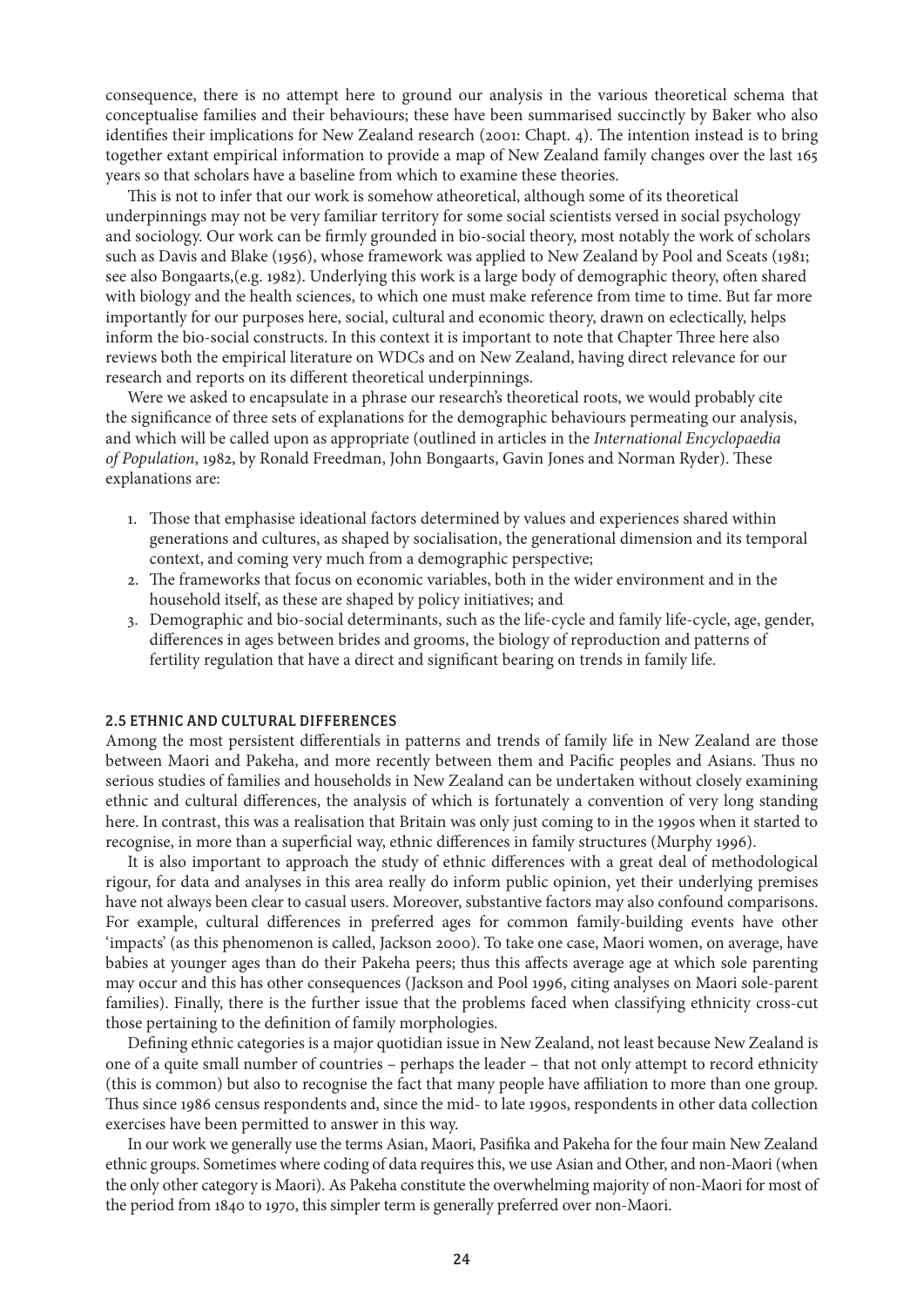consequence, there is no attempt here to ground our analysis in the various theoretical schema that conceptualise families and their behaviours; these have been summarised succinctly by Baker who also identifies their implications for New Zealand research (2001: Chapt. 4). The intention instead is to bring together extant empirical information to provide a map of New Zealand family changes over the last 165 years so that scholars have a baseline from which to examine these theories.

This is not to infer that our work is somehow atheoretical, although some of its theoretical underpinnings may not be very familiar territory for some social scientists versed in social psychology and sociology. Our work can be firmly grounded in bio-social theory, most notably the work of scholars such as Davis and Blake (1956), whose framework was applied to New Zealand by Pool and Sceats (1981; see also Bongaarts,(e.g. 1982). Underlying this work is a large body of demographic theory, often shared with biology and the health sciences, to which one must make reference from time to time. But far more importantly for our purposes here, social, cultural and economic theory, drawn on eclectically, helps inform the bio-social constructs. In this context it is important to note that Chapter Three here also reviews both the empirical literature on WDCs and on New Zealand, having direct relevance for our research and reports on its different theoretical underpinnings.

Were we asked to encapsulate in a phrase our research's theoretical roots, we would probably cite the significance of three sets of explanations for the demographic behaviours permeating our analysis, and which will be called upon as appropriate (outlined in articles in the *International Encyclopaedia of Population*, 1982, by Ronald Freedman, John Bongaarts, Gavin Jones and Norman Ryder). These explanations are:

1. Those that emphasise ideational factors determined by values and experiences shared within generations and cultures, as shaped by socialisation, the generational dimension and its temporal context, and coming very much from a demographic perspective;
2. The frameworks that focus on economic variables, both in the wider environment and in the household itself, as these are shaped by policy initiatives; and
3. Demographic and bio-social determinants, such as the life-cycle and family life-cycle, age, gender, differences in ages between brides and grooms, the biology of reproduction and patterns of fertility regulation that have a direct and significant bearing on trends in family life.

## 2.5 ETHNIC AND CULTURAL DIFFERENCES

Among the most persistent differentials in patterns and trends of family life in New Zealand are those between Maori and Pakeha, and more recently between them and Pacific peoples and Asians. Thus no serious studies of families and households in New Zealand can be undertaken without closely examining ethnic and cultural differences, the analysis of which is fortunately a convention of very long standing here. In contrast, this was a realisation that Britain was only just coming to in the 1990s when it started to recognise, in more than a superficial way, ethnic differences in family structures (Murphy 1996).

It is also important to approach the study of ethnic differences with a great deal of methodological rigour, for data and analyses in this area really do inform public opinion, yet their underlying premises have not always been clear to casual users. Moreover, substantive factors may also confound comparisons. For example, cultural differences in preferred ages for common family-building events have other 'impacts' (as this phenomenon is called, Jackson 2000). To take one case, Maori women, on average, have babies at younger ages than do their Pakeha peers; thus this affects average age at which sole parenting may occur and this has other consequences (Jackson and Pool 1996, citing analyses on Maori sole-parent families). Finally, there is the further issue that the problems faced when classifying ethnicity cross-cut those pertaining to the definition of family morphologies.

Defining ethnic categories is a major quotidian issue in New Zealand, not least because New Zealand is one of a quite small number of countries – perhaps the leader – that not only attempt to record ethnicity (this is common) but also to recognise the fact that many people have affiliation to more than one group. Thus since 1986 census respondents and, since the mid- to late 1990s, respondents in other data collection exercises have been permitted to answer in this way.

In our work we generally use the terms Asian, Maori, Pasifika and Pakeha for the four main New Zealand ethnic groups. Sometimes where coding of data requires this, we use Asian and Other, and non-Maori (when the only other category is Maori). As Pakeha constitute the overwhelming majority of non-Maori for most of the period from 1840 to 1970, this simpler term is generally preferred over non-Maori.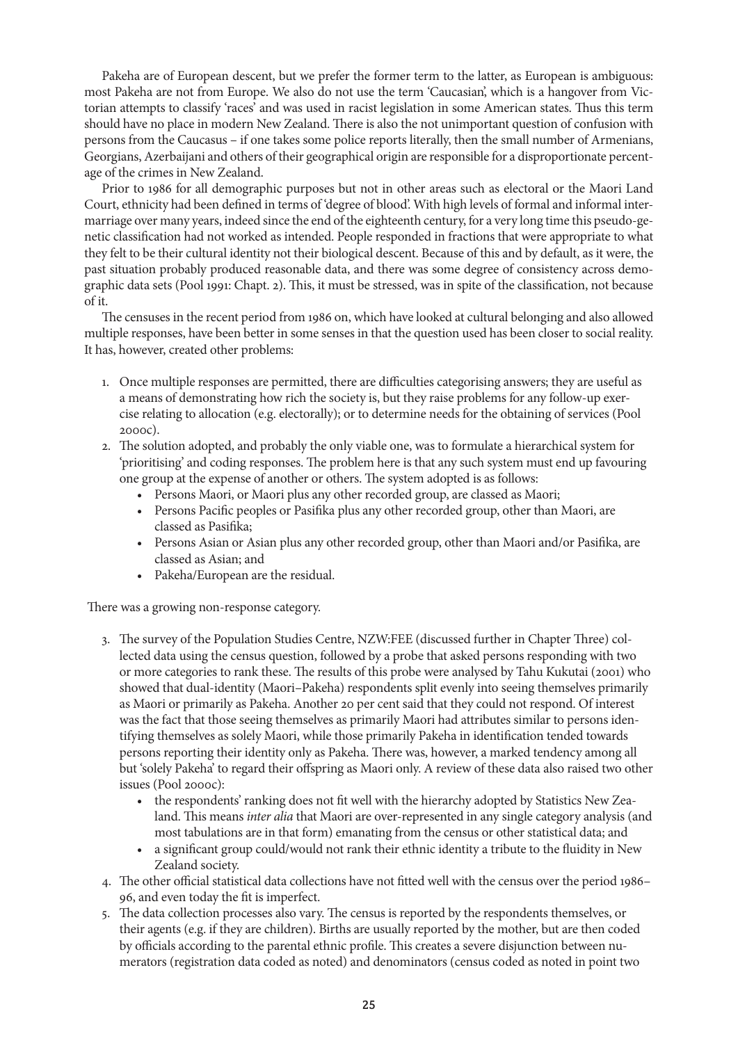Pakeha are of European descent, but we prefer the former term to the latter, as European is ambiguous: most Pakeha are not from Europe. We also do not use the term 'Caucasian', which is a hangover from Victorian attempts to classify 'races' and was used in racist legislation in some American states. Thus this term should have no place in modern New Zealand. There is also the not unimportant question of confusion with persons from the Caucasus – if one takes some police reports literally, then the small number of Armenians, Georgians, Azerbaijani and others of their geographical origin are responsible for a disproportionate percentage of the crimes in New Zealand.

Prior to 1986 for all demographic purposes but not in other areas such as electoral or the Maori Land Court, ethnicity had been defined in terms of 'degree of blood'. With high levels of formal and informal intermarriage over many years, indeed since the end of the eighteenth century, for a very long time this pseudo-genetic classification had not worked as intended. People responded in fractions that were appropriate to what they felt to be their cultural identity not their biological descent. Because of this and by default, as it were, the past situation probably produced reasonable data, and there was some degree of consistency across demographic data sets (Pool 1991: Chapt. 2). This, it must be stressed, was in spite of the classification, not because of it.

The censuses in the recent period from 1986 on, which have looked at cultural belonging and also allowed multiple responses, have been better in some senses in that the question used has been closer to social reality. It has, however, created other problems:

1. Once multiple responses are permitted, there are difficulties categorising answers; they are useful as a means of demonstrating how rich the society is, but they raise problems for any follow-up exercise relating to allocation (e.g. electorally); or to determine needs for the obtaining of services (Pool 2000c).
2. The solution adopted, and probably the only viable one, was to formulate a hierarchical system for 'prioritising' and coding responses. The problem here is that any such system must end up favouring one group at the expense of another or others. The system adopted is as follows:
   - Persons Maori, or Maori plus any other recorded group, are classed as Maori;
   - Persons Pacific peoples or Pasifika plus any other recorded group, other than Maori, are classed as Pasifika;
   - Persons Asian or Asian plus any other recorded group, other than Maori and/or Pasifika, are classed as Asian; and
   - Pakeha/European are the residual.

There was a growing non-response category.

3. The survey of the Population Studies Centre, NZW:FEE (discussed further in Chapter Three) collected data using the census question, followed by a probe that asked persons responding with two or more categories to rank these. The results of this probe were analysed by Tahu Kukutai (2001) who showed that dual-identity (Maori–Pakeha) respondents split evenly into seeing themselves primarily as Maori or primarily as Pakeha. Another 20 per cent said that they could not respond. Of interest was the fact that those seeing themselves as primarily Maori had attributes similar to persons identifying themselves as solely Maori, while those primarily Pakeha in identification tended towards persons reporting their identity only as Pakeha. There was, however, a marked tendency among all but 'solely Pakeha' to regard their offspring as Maori only. A review of these data also raised two other issues (Pool 2000c):
   - the respondents' ranking does not fit well with the hierarchy adopted by Statistics New Zealand. This means *inter alia* that Maori are over-represented in any single category analysis (and most tabulations are in that form) emanating from the census or other statistical data; and
   - a significant group could/would not rank their ethnic identity a tribute to the fluidity in New Zealand society.
4. The other official statistical data collections have not fitted well with the census over the period 1986–96, and even today the fit is imperfect.
5. The data collection processes also vary. The census is reported by the respondents themselves, or their agents (e.g. if they are children). Births are usually reported by the mother, but are then coded by officials according to the parental ethnic profile. This creates a severe disjunction between numerators (registration data coded as noted) and denominators (census coded as noted in point two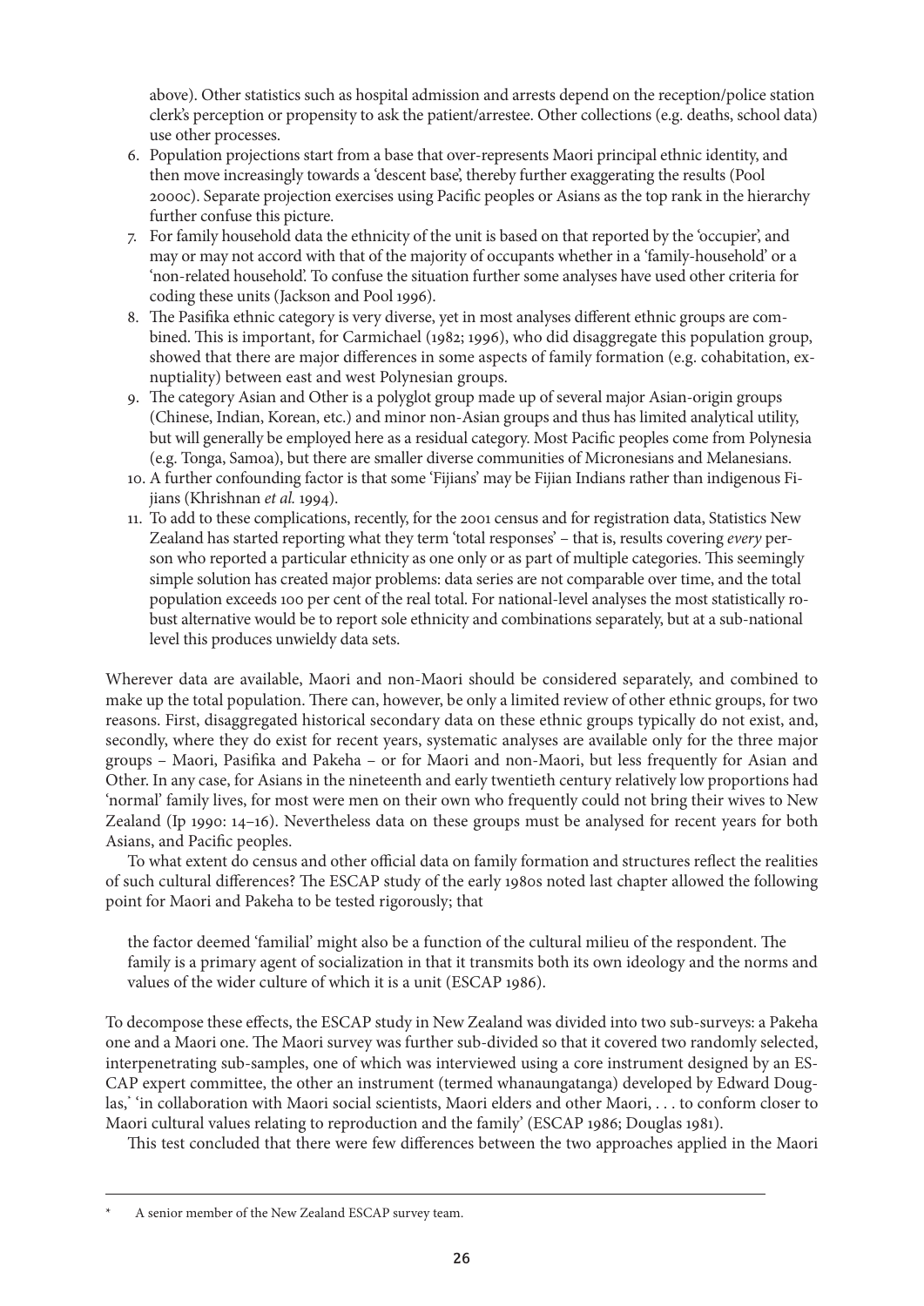above). Other statistics such as hospital admission and arrests depend on the reception/police station clerk's perception or propensity to ask the patient/arrestee. Other collections (e.g. deaths, school data) use other processes.

6. Population projections start from a base that over-represents Maori principal ethnic identity, and then move increasingly towards a 'descent base', thereby further exaggerating the results (Pool 2000c). Separate projection exercises using Pacific peoples or Asians as the top rank in the hierarchy further confuse this picture.
7. For family household data the ethnicity of the unit is based on that reported by the 'occupier', and may or may not accord with that of the majority of occupants whether in a 'family-household' or a 'non-related household'. To confuse the situation further some analyses have used other criteria for coding these units (Jackson and Pool 1996).
8. The Pasifika ethnic category is very diverse, yet in most analyses different ethnic groups are combined. This is important, for Carmichael (1982; 1996), who did disaggregate this population group, showed that there are major differences in some aspects of family formation (e.g. cohabitation, ex-nuptiality) between east and west Polynesian groups.
9. The category Asian and Other is a polyglot group made up of several major Asian-origin groups (Chinese, Indian, Korean, etc.) and minor non-Asian groups and thus has limited analytical utility, but will generally be employed here as a residual category. Most Pacific peoples come from Polynesia (e.g. Tonga, Samoa), but there are smaller diverse communities of Micronesians and Melanesians.
10. A further confounding factor is that some 'Fijians' may be Fijian Indians rather than indigenous Fijians (Khrishnan *et al.* 1994).
11. To add to these complications, recently, for the 2001 census and for registration data, Statistics New Zealand has started reporting what they term 'total responses' – that is, results covering *every* person who reported a particular ethnicity as one only or as part of multiple categories. This seemingly simple solution has created major problems: data series are not comparable over time, and the total population exceeds 100 per cent of the real total. For national-level analyses the most statistically robust alternative would be to report sole ethnicity and combinations separately, but at a sub-national level this produces unwieldy data sets.

Wherever data are available, Maori and non-Maori should be considered separately, and combined to make up the total population. There can, however, be only a limited review of other ethnic groups, for two reasons. First, disaggregated historical secondary data on these ethnic groups typically do not exist, and, secondly, where they do exist for recent years, systematic analyses are available only for the three major groups – Maori, Pasifika and Pakeha – or for Maori and non-Maori, but less frequently for Asian and Other. In any case, for Asians in the nineteenth and early twentieth century relatively low proportions had 'normal' family lives, for most were men on their own who frequently could not bring their wives to New Zealand (Ip 1990: 14–16). Nevertheless data on these groups must be analysed for recent years for both Asians, and Pacific peoples.

To what extent do census and other official data on family formation and structures reflect the realities of such cultural differences? The ESCAP study of the early 1980s noted last chapter allowed the following point for Maori and Pakeha to be tested rigorously; that

> the factor deemed 'familial' might also be a function of the cultural milieu of the respondent. The family is a primary agent of socialization in that it transmits both its own ideology and the norms and values of the wider culture of which it is a unit (ESCAP 1986).

To decompose these effects, the ESCAP study in New Zealand was divided into two sub-surveys: a Pakeha one and a Maori one. The Maori survey was further sub-divided so that it covered two randomly selected, interpenetrating sub-samples, one of which was interviewed using a core instrument designed by an ESCAP expert committee, the other an instrument (termed whanaungatanga) developed by Edward Douglas,* 'in collaboration with Maori social scientists, Maori elders and other Maori, . . . to conform closer to Maori cultural values relating to reproduction and the family' (ESCAP 1986; Douglas 1981).

This test concluded that there were few differences between the two approaches applied in the Maori

---

\* A senior member of the New Zealand ESCAP survey team.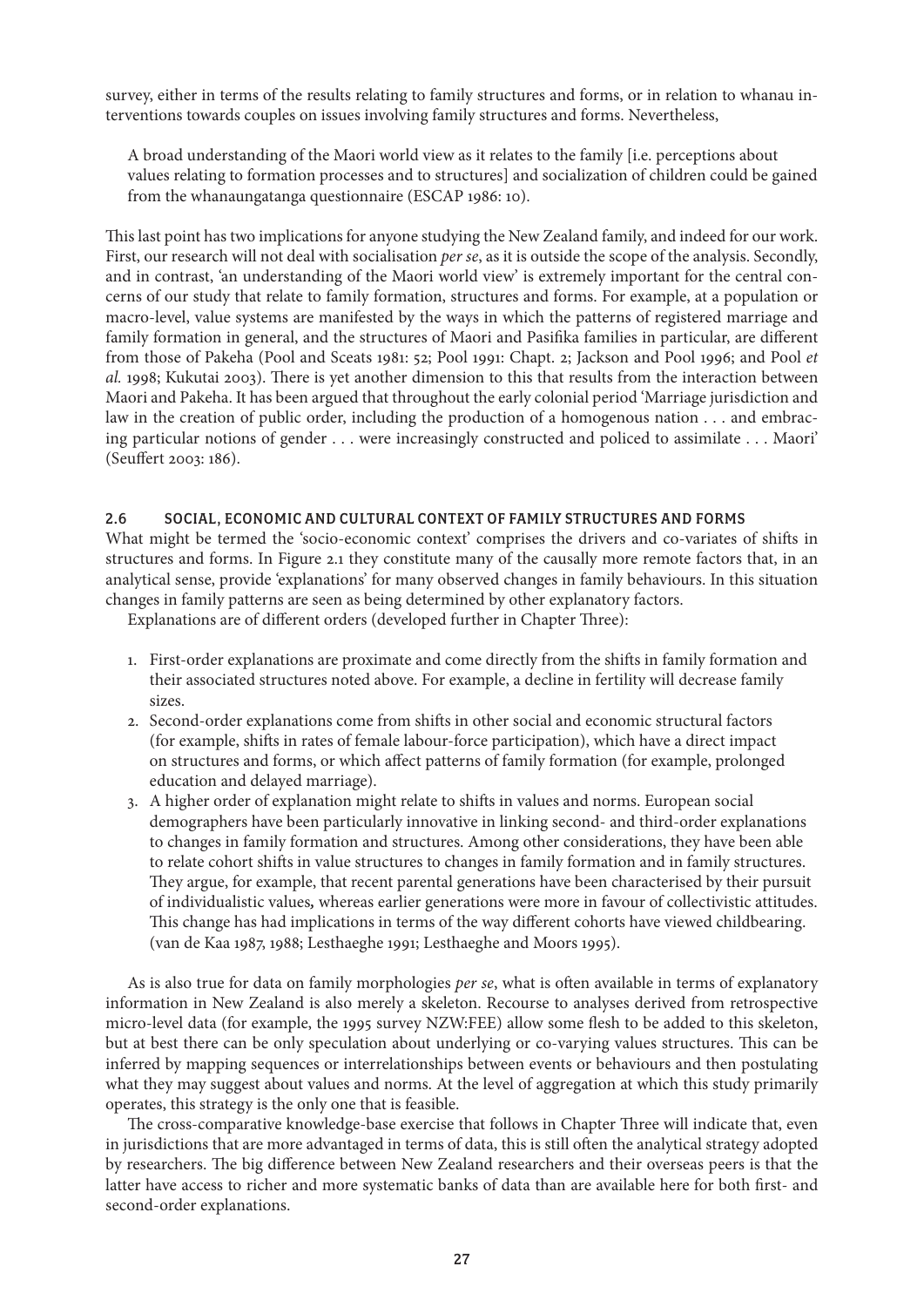survey, either in terms of the results relating to family structures and forms, or in relation to whanau interventions towards couples on issues involving family structures and forms. Nevertheless,

> A broad understanding of the Maori world view as it relates to the family [i.e. perceptions about values relating to formation processes and to structures] and socialization of children could be gained from the whanaungatanga questionnaire (ESCAP 1986: 10).

This last point has two implications for anyone studying the New Zealand family, and indeed for our work. First, our research will not deal with socialisation *per se*, as it is outside the scope of the analysis. Secondly, and in contrast, 'an understanding of the Maori world view' is extremely important for the central concerns of our study that relate to family formation, structures and forms. For example, at a population or macro-level, value systems are manifested by the ways in which the patterns of registered marriage and family formation in general, and the structures of Maori and Pasifika families in particular, are different from those of Pakeha (Pool and Sceats 1981: 52; Pool 1991: Chapt. 2; Jackson and Pool 1996; and Pool *et al.* 1998; Kukutai 2003). There is yet another dimension to this that results from the interaction between Maori and Pakeha. It has been argued that throughout the early colonial period 'Marriage jurisdiction and law in the creation of public order, including the production of a homogenous nation . . . and embracing particular notions of gender . . . were increasingly constructed and policed to assimilate . . . Maori' (Seuffert 2003: 186).

## 2.6 SOCIAL, ECONOMIC AND CULTURAL CONTEXT OF FAMILY STRUCTURES AND FORMS

What might be termed the 'socio-economic context' comprises the drivers and co-variates of shifts in structures and forms. In Figure 2.1 they constitute many of the causally more remote factors that, in an analytical sense, provide 'explanations' for many observed changes in family behaviours. In this situation changes in family patterns are seen as being determined by other explanatory factors.

Explanations are of different orders (developed further in Chapter Three):

1. First-order explanations are proximate and come directly from the shifts in family formation and their associated structures noted above. For example, a decline in fertility will decrease family sizes.
2. Second-order explanations come from shifts in other social and economic structural factors (for example, shifts in rates of female labour-force participation), which have a direct impact on structures and forms, or which affect patterns of family formation (for example, prolonged education and delayed marriage).
3. A higher order of explanation might relate to shifts in values and norms. European social demographers have been particularly innovative in linking second- and third-order explanations to changes in family formation and structures. Among other considerations, they have been able to relate cohort shifts in value structures to changes in family formation and in family structures. They argue, for example, that recent parental generations have been characterised by their pursuit of individualistic values, whereas earlier generations were more in favour of collectivistic attitudes. This change has had implications in terms of the way different cohorts have viewed childbearing. (van de Kaa 1987, 1988; Lesthaeghe 1991; Lesthaeghe and Moors 1995).

As is also true for data on family morphologies *per se*, what is often available in terms of explanatory information in New Zealand is also merely a skeleton. Recourse to analyses derived from retrospective micro-level data (for example, the 1995 survey NZW:FEE) allow some flesh to be added to this skeleton, but at best there can be only speculation about underlying or co-varying values structures. This can be inferred by mapping sequences or interrelationships between events or behaviours and then postulating what they may suggest about values and norms. At the level of aggregation at which this study primarily operates, this strategy is the only one that is feasible.

The cross-comparative knowledge-base exercise that follows in Chapter Three will indicate that, even in jurisdictions that are more advantaged in terms of data, this is still often the analytical strategy adopted by researchers. The big difference between New Zealand researchers and their overseas peers is that the latter have access to richer and more systematic banks of data than are available here for both first- and second-order explanations.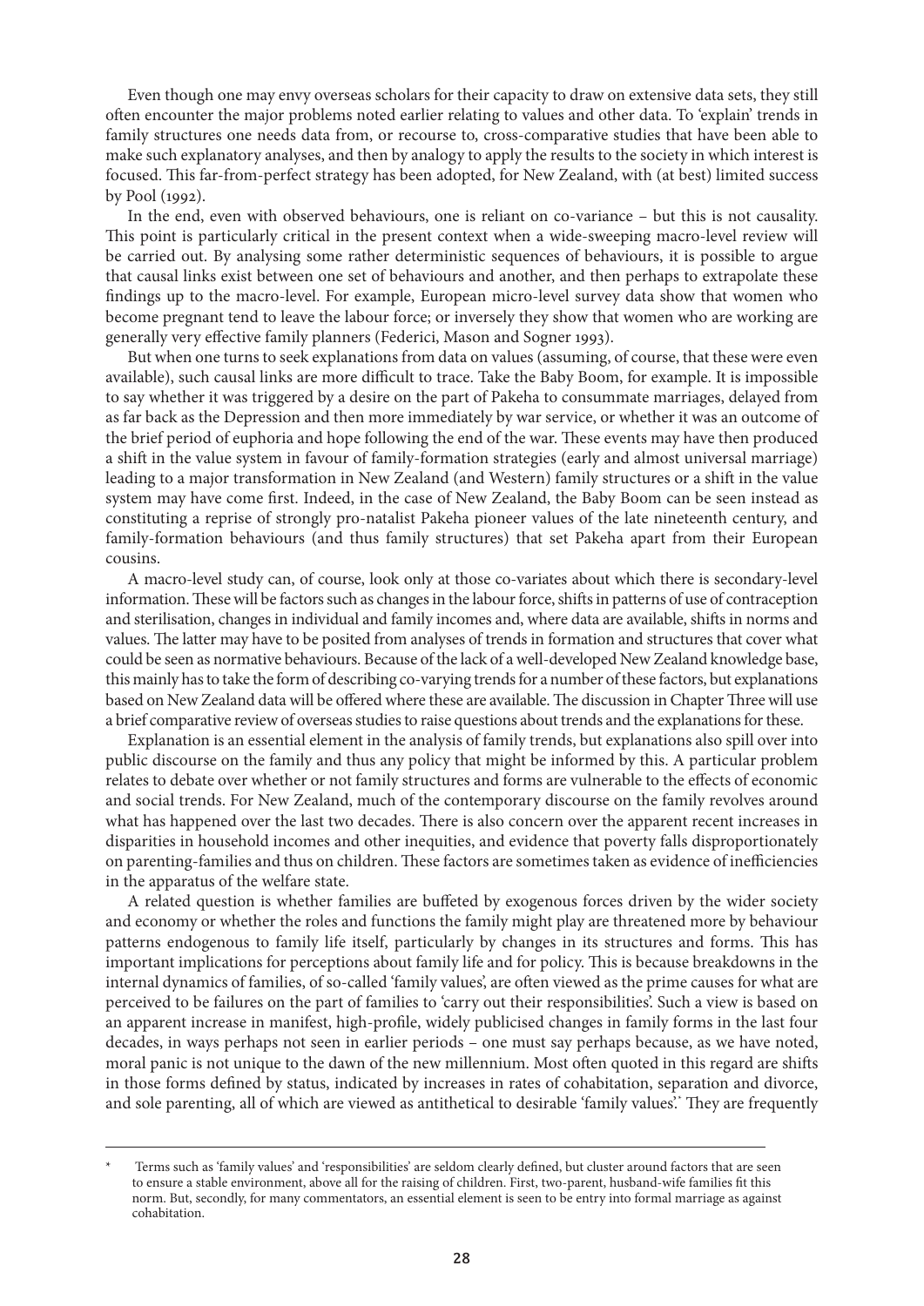Even though one may envy overseas scholars for their capacity to draw on extensive data sets, they still often encounter the major problems noted earlier relating to values and other data. To 'explain' trends in family structures one needs data from, or recourse to, cross-comparative studies that have been able to make such explanatory analyses, and then by analogy to apply the results to the society in which interest is focused. This far-from-perfect strategy has been adopted, for New Zealand, with (at best) limited success by Pool (1992).

In the end, even with observed behaviours, one is reliant on co-variance – but this is not causality. This point is particularly critical in the present context when a wide-sweeping macro-level review will be carried out. By analysing some rather deterministic sequences of behaviours, it is possible to argue that causal links exist between one set of behaviours and another, and then perhaps to extrapolate these findings up to the macro-level. For example, European micro-level survey data show that women who become pregnant tend to leave the labour force; or inversely they show that women who are working are generally very effective family planners (Federici, Mason and Sogner 1993).

But when one turns to seek explanations from data on values (assuming, of course, that these were even available), such causal links are more difficult to trace. Take the Baby Boom, for example. It is impossible to say whether it was triggered by a desire on the part of Pakeha to consummate marriages, delayed from as far back as the Depression and then more immediately by war service, or whether it was an outcome of the brief period of euphoria and hope following the end of the war. These events may have then produced a shift in the value system in favour of family-formation strategies (early and almost universal marriage) leading to a major transformation in New Zealand (and Western) family structures or a shift in the value system may have come first. Indeed, in the case of New Zealand, the Baby Boom can be seen instead as constituting a reprise of strongly pro-natalist Pakeha pioneer values of the late nineteenth century, and family-formation behaviours (and thus family structures) that set Pakeha apart from their European cousins.

A macro-level study can, of course, look only at those co-variates about which there is secondary-level information. These will be factors such as changes in the labour force, shifts in patterns of use of contraception and sterilisation, changes in individual and family incomes and, where data are available, shifts in norms and values. The latter may have to be posited from analyses of trends in formation and structures that cover what could be seen as normative behaviours. Because of the lack of a well-developed New Zealand knowledge base, this mainly has to take the form of describing co-varying trends for a number of these factors, but explanations based on New Zealand data will be offered where these are available. The discussion in Chapter Three will use a brief comparative review of overseas studies to raise questions about trends and the explanations for these.

Explanation is an essential element in the analysis of family trends, but explanations also spill over into public discourse on the family and thus any policy that might be informed by this. A particular problem relates to debate over whether or not family structures and forms are vulnerable to the effects of economic and social trends. For New Zealand, much of the contemporary discourse on the family revolves around what has happened over the last two decades. There is also concern over the apparent recent increases in disparities in household incomes and other inequities, and evidence that poverty falls disproportionately on parenting-families and thus on children. These factors are sometimes taken as evidence of inefficiencies in the apparatus of the welfare state.

A related question is whether families are buffeted by exogenous forces driven by the wider society and economy or whether the roles and functions the family might play are threatened more by behaviour patterns endogenous to family life itself, particularly by changes in its structures and forms. This has important implications for perceptions about family life and for policy. This is because breakdowns in the internal dynamics of families, of so-called 'family values', are often viewed as the prime causes for what are perceived to be failures on the part of families to 'carry out their responsibilities'. Such a view is based on an apparent increase in manifest, high-profile, widely publicised changes in family forms in the last four decades, in ways perhaps not seen in earlier periods – one must say perhaps because, as we have noted, moral panic is not unique to the dawn of the new millennium. Most often quoted in this regard are shifts in those forms defined by status, indicated by increases in rates of cohabitation, separation and divorce, and sole parenting, all of which are viewed as antithetical to desirable 'family values'.* They are frequently

---

\* Terms such as 'family values' and 'responsibilities' are seldom clearly defined, but cluster around factors that are seen to ensure a stable environment, above all for the raising of children. First, two-parent, husband-wife families fit this norm. But, secondly, for many commentators, an essential element is seen to be entry into formal marriage as against cohabitation.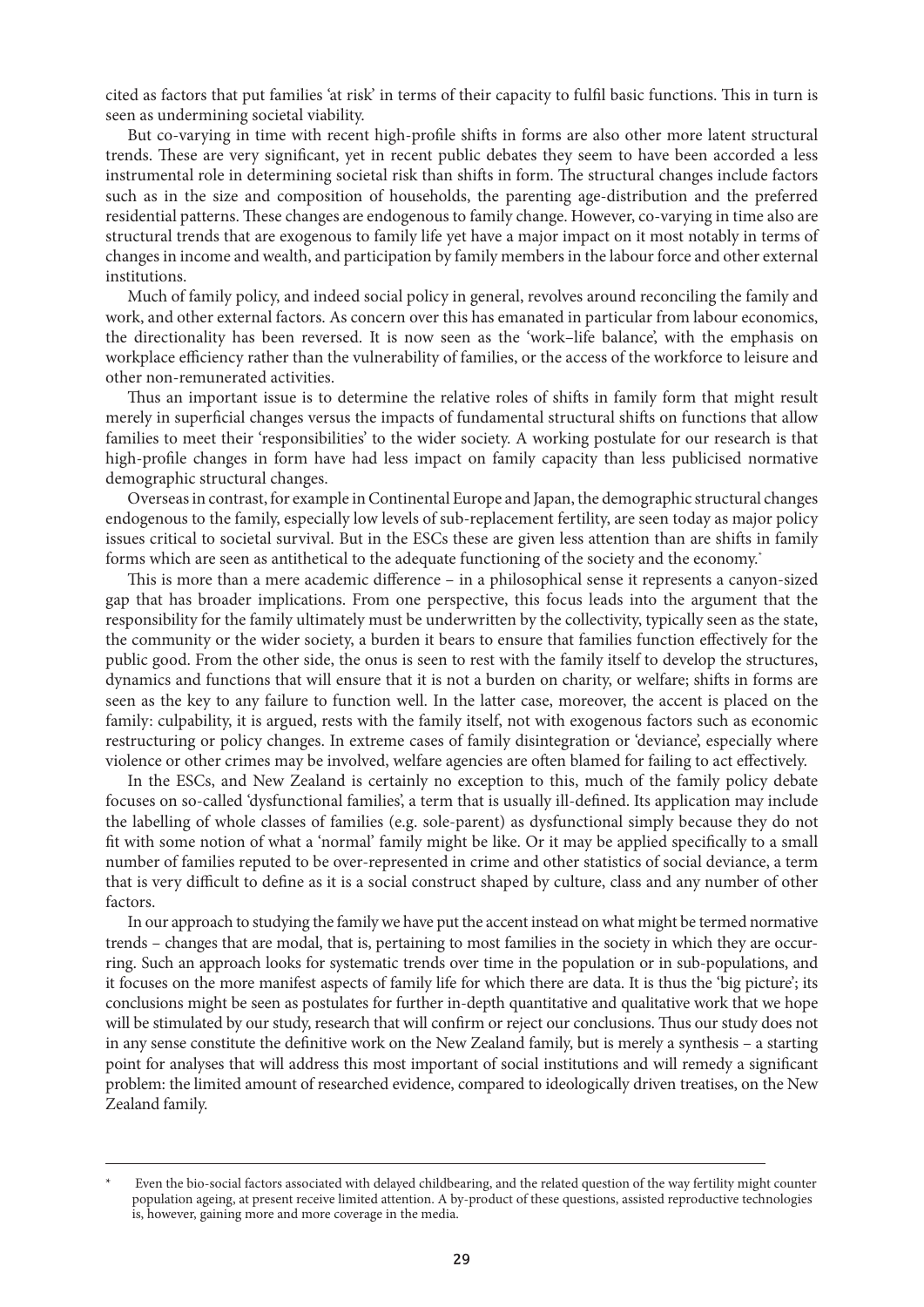cited as factors that put families 'at risk' in terms of their capacity to fulfil basic functions. This in turn is seen as undermining societal viability.

But co-varying in time with recent high-profile shifts in forms are also other more latent structural trends. These are very significant, yet in recent public debates they seem to have been accorded a less instrumental role in determining societal risk than shifts in form. The structural changes include factors such as in the size and composition of households, the parenting age-distribution and the preferred residential patterns. These changes are endogenous to family change. However, co-varying in time also are structural trends that are exogenous to family life yet have a major impact on it most notably in terms of changes in income and wealth, and participation by family members in the labour force and other external institutions.

Much of family policy, and indeed social policy in general, revolves around reconciling the family and work, and other external factors. As concern over this has emanated in particular from labour economics, the directionality has been reversed. It is now seen as the 'work–life balance', with the emphasis on workplace efficiency rather than the vulnerability of families, or the access of the workforce to leisure and other non-remunerated activities.

Thus an important issue is to determine the relative roles of shifts in family form that might result merely in superficial changes versus the impacts of fundamental structural shifts on functions that allow families to meet their 'responsibilities' to the wider society. A working postulate for our research is that high-profile changes in form have had less impact on family capacity than less publicised normative demographic structural changes.

Overseas in contrast, for example in Continental Europe and Japan, the demographic structural changes endogenous to the family, especially low levels of sub-replacement fertility, are seen today as major policy issues critical to societal survival. But in the ESCs these are given less attention than are shifts in family forms which are seen as antithetical to the adequate functioning of the society and the economy.*

This is more than a mere academic difference – in a philosophical sense it represents a canyon-sized gap that has broader implications. From one perspective, this focus leads into the argument that the responsibility for the family ultimately must be underwritten by the collectivity, typically seen as the state, the community or the wider society, a burden it bears to ensure that families function effectively for the public good. From the other side, the onus is seen to rest with the family itself to develop the structures, dynamics and functions that will ensure that it is not a burden on charity, or welfare; shifts in forms are seen as the key to any failure to function well. In the latter case, moreover, the accent is placed on the family: culpability, it is argued, rests with the family itself, not with exogenous factors such as economic restructuring or policy changes. In extreme cases of family disintegration or 'deviance', especially where violence or other crimes may be involved, welfare agencies are often blamed for failing to act effectively.

In the ESCs, and New Zealand is certainly no exception to this, much of the family policy debate focuses on so-called 'dysfunctional families', a term that is usually ill-defined. Its application may include the labelling of whole classes of families (e.g. sole-parent) as dysfunctional simply because they do not fit with some notion of what a 'normal' family might be like. Or it may be applied specifically to a small number of families reputed to be over-represented in crime and other statistics of social deviance, a term that is very difficult to define as it is a social construct shaped by culture, class and any number of other factors.

In our approach to studying the family we have put the accent instead on what might be termed normative trends – changes that are modal, that is, pertaining to most families in the society in which they are occurring. Such an approach looks for systematic trends over time in the population or in sub-populations, and it focuses on the more manifest aspects of family life for which there are data. It is thus the 'big picture'; its conclusions might be seen as postulates for further in-depth quantitative and qualitative work that we hope will be stimulated by our study, research that will confirm or reject our conclusions. Thus our study does not in any sense constitute the definitive work on the New Zealand family, but is merely a synthesis – a starting point for analyses that will address this most important of social institutions and will remedy a significant problem: the limited amount of researched evidence, compared to ideologically driven treatises, on the New Zealand family.

---

\* Even the bio-social factors associated with delayed childbearing, and the related question of the way fertility might counter population ageing, at present receive limited attention. A by-product of these questions, assisted reproductive technologies is, however, gaining more and more coverage in the media.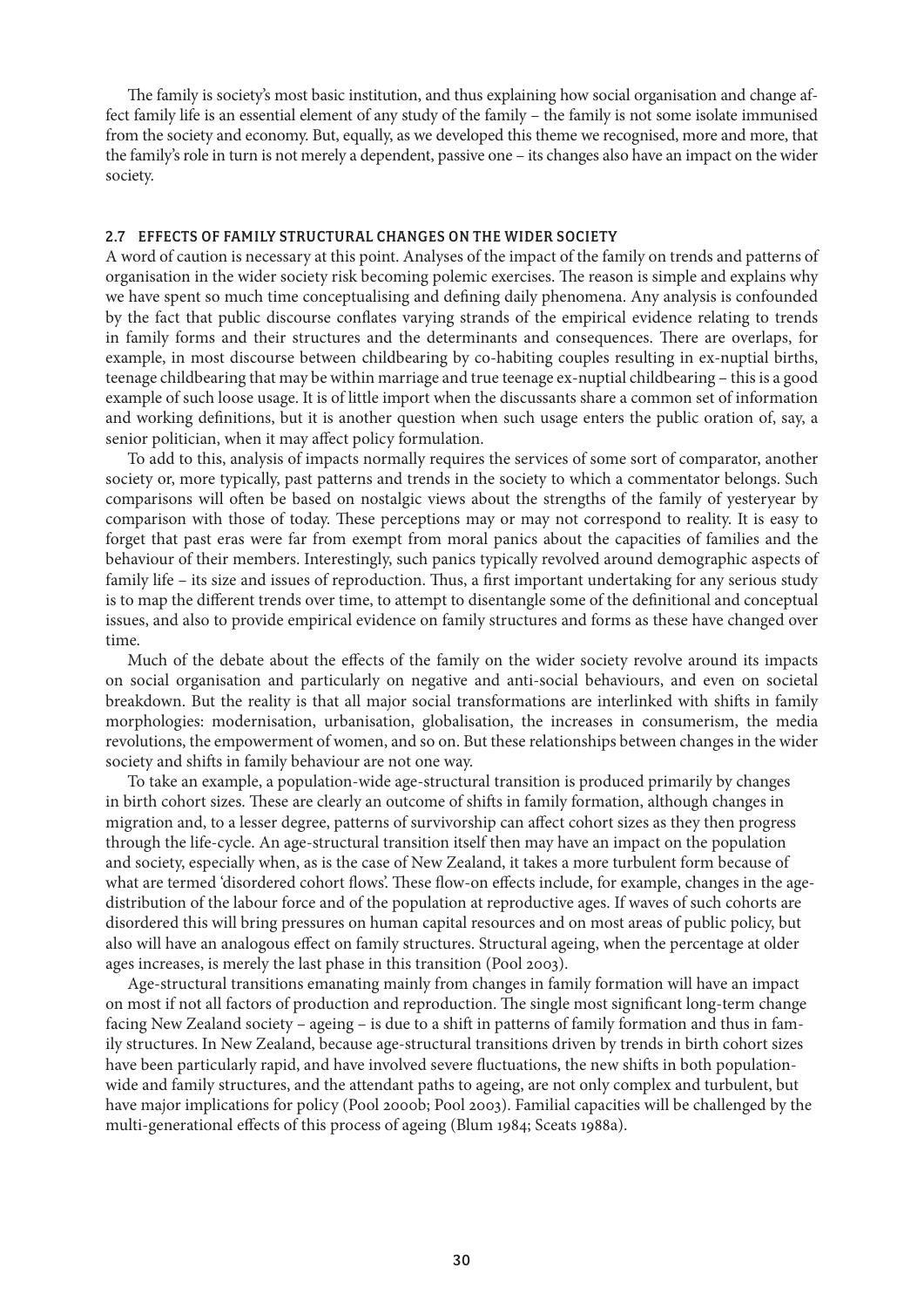The family is society's most basic institution, and thus explaining how social organisation and change affect family life is an essential element of any study of the family – the family is not some isolate immunised from the society and economy. But, equally, as we developed this theme we recognised, more and more, that the family's role in turn is not merely a dependent, passive one – its changes also have an impact on the wider society.

### 2.7 EFFECTS OF FAMILY STRUCTURAL CHANGES ON THE WIDER SOCIETY

A word of caution is necessary at this point. Analyses of the impact of the family on trends and patterns of organisation in the wider society risk becoming polemic exercises. The reason is simple and explains why we have spent so much time conceptualising and defining daily phenomena. Any analysis is confounded by the fact that public discourse conflates varying strands of the empirical evidence relating to trends in family forms and their structures and the determinants and consequences. There are overlaps, for example, in most discourse between childbearing by co-habiting couples resulting in ex-nuptial births, teenage childbearing that may be within marriage and true teenage ex-nuptial childbearing – this is a good example of such loose usage. It is of little import when the discussants share a common set of information and working definitions, but it is another question when such usage enters the public oration of, say, a senior politician, when it may affect policy formulation.

To add to this, analysis of impacts normally requires the services of some sort of comparator, another society or, more typically, past patterns and trends in the society to which a commentator belongs. Such comparisons will often be based on nostalgic views about the strengths of the family of yesteryear by comparison with those of today. These perceptions may or may not correspond to reality. It is easy to forget that past eras were far from exempt from moral panics about the capacities of families and the behaviour of their members. Interestingly, such panics typically revolved around demographic aspects of family life – its size and issues of reproduction. Thus, a first important undertaking for any serious study is to map the different trends over time, to attempt to disentangle some of the definitional and conceptual issues, and also to provide empirical evidence on family structures and forms as these have changed over time.

Much of the debate about the effects of the family on the wider society revolve around its impacts on social organisation and particularly on negative and anti-social behaviours, and even on societal breakdown. But the reality is that all major social transformations are interlinked with shifts in family morphologies: modernisation, urbanisation, globalisation, the increases in consumerism, the media revolutions, the empowerment of women, and so on. But these relationships between changes in the wider society and shifts in family behaviour are not one way.

To take an example, a population-wide age-structural transition is produced primarily by changes in birth cohort sizes. These are clearly an outcome of shifts in family formation, although changes in migration and, to a lesser degree, patterns of survivorship can affect cohort sizes as they then progress through the life-cycle. An age-structural transition itself then may have an impact on the population and society, especially when, as is the case of New Zealand, it takes a more turbulent form because of what are termed 'disordered cohort flows'. These flow-on effects include, for example, changes in the age-distribution of the labour force and of the population at reproductive ages. If waves of such cohorts are disordered this will bring pressures on human capital resources and on most areas of public policy, but also will have an analogous effect on family structures. Structural ageing, when the percentage at older ages increases, is merely the last phase in this transition (Pool 2003).

Age-structural transitions emanating mainly from changes in family formation will have an impact on most if not all factors of production and reproduction. The single most significant long-term change facing New Zealand society – ageing – is due to a shift in patterns of family formation and thus in family structures. In New Zealand, because age-structural transitions driven by trends in birth cohort sizes have been particularly rapid, and have involved severe fluctuations, the new shifts in both population-wide and family structures, and the attendant paths to ageing, are not only complex and turbulent, but have major implications for policy (Pool 2000b; Pool 2003). Familial capacities will be challenged by the multi-generational effects of this process of ageing (Blum 1984; Sceats 1988a).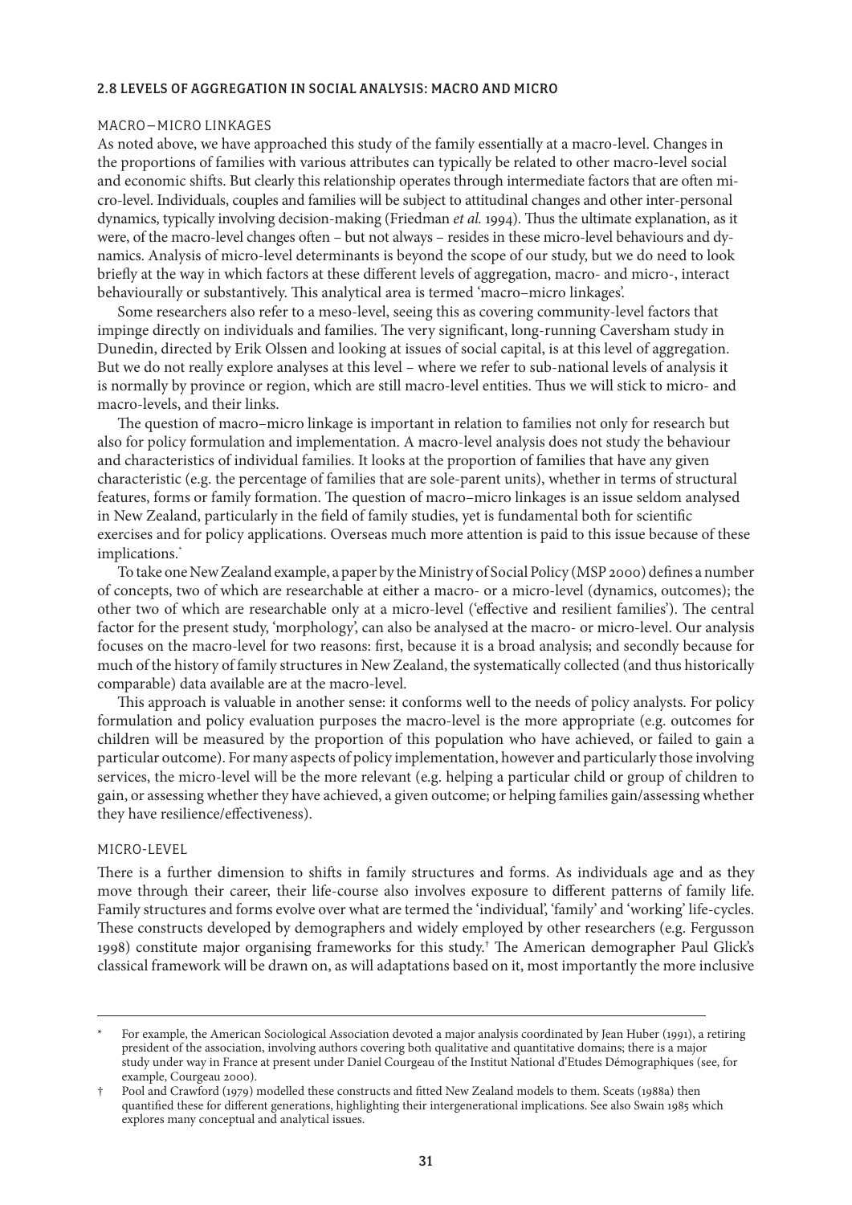## 2.8 LEVELS OF AGGREGATION IN SOCIAL ANALYSIS: MACRO AND MICRO

### MACRO–MICRO LINKAGES

As noted above, we have approached this study of the family essentially at a macro-level. Changes in the proportions of families with various attributes can typically be related to other macro-level social and economic shifts. But clearly this relationship operates through intermediate factors that are often micro-level. Individuals, couples and families will be subject to attitudinal changes and other inter-personal dynamics, typically involving decision-making (Friedman *et al.* 1994). Thus the ultimate explanation, as it were, of the macro-level changes often – but not always – resides in these micro-level behaviours and dynamics. Analysis of micro-level determinants is beyond the scope of our study, but we do need to look briefly at the way in which factors at these different levels of aggregation, macro- and micro-, interact behaviourally or substantively. This analytical area is termed 'macro–micro linkages'.

Some researchers also refer to a meso-level, seeing this as covering community-level factors that impinge directly on individuals and families. The very significant, long-running Caversham study in Dunedin, directed by Erik Olssen and looking at issues of social capital, is at this level of aggregation. But we do not really explore analyses at this level – where we refer to sub-national levels of analysis it is normally by province or region, which are still macro-level entities. Thus we will stick to micro- and macro-levels, and their links.

The question of macro–micro linkage is important in relation to families not only for research but also for policy formulation and implementation. A macro-level analysis does not study the behaviour and characteristics of individual families. It looks at the proportion of families that have any given characteristic (e.g. the percentage of families that are sole-parent units), whether in terms of structural features, forms or family formation. The question of macro–micro linkages is an issue seldom analysed in New Zealand, particularly in the field of family studies, yet is fundamental both for scientific exercises and for policy applications. Overseas much more attention is paid to this issue because of these implications.*

To take one New Zealand example, a paper by the Ministry of Social Policy (MSP 2000) defines a number of concepts, two of which are researchable at either a macro- or a micro-level (dynamics, outcomes); the other two of which are researchable only at a micro-level ('effective and resilient families'). The central factor for the present study, 'morphology', can also be analysed at the macro- or micro-level. Our analysis focuses on the macro-level for two reasons: first, because it is a broad analysis; and secondly because for much of the history of family structures in New Zealand, the systematically collected (and thus historically comparable) data available are at the macro-level.

This approach is valuable in another sense: it conforms well to the needs of policy analysts. For policy formulation and policy evaluation purposes the macro-level is the more appropriate (e.g. outcomes for children will be measured by the proportion of this population who have achieved, or failed to gain a particular outcome). For many aspects of policy implementation, however and particularly those involving services, the micro-level will be the more relevant (e.g. helping a particular child or group of children to gain, or assessing whether they have achieved, a given outcome; or helping families gain/assessing whether they have resilience/effectiveness).

### MICRO-LEVEL

There is a further dimension to shifts in family structures and forms. As individuals age and as they move through their career, their life-course also involves exposure to different patterns of family life. Family structures and forms evolve over what are termed the 'individual', 'family' and 'working' life-cycles. These constructs developed by demographers and widely employed by other researchers (e.g. Fergusson 1998) constitute major organising frameworks for this study.† The American demographer Paul Glick's classical framework will be drawn on, as will adaptations based on it, most importantly the more inclusive

---

\* For example, the American Sociological Association devoted a major analysis coordinated by Jean Huber (1991), a retiring president of the association, involving authors covering both qualitative and quantitative domains; there is a major study under way in France at present under Daniel Courgeau of the Institut National d'Etudes Démographiques (see, for example, Courgeau 2000).

† Pool and Crawford (1979) modelled these constructs and fitted New Zealand models to them. Sceats (1988a) then quantified these for different generations, highlighting their intergenerational implications. See also Swain 1985 which explores many conceptual and analytical issues.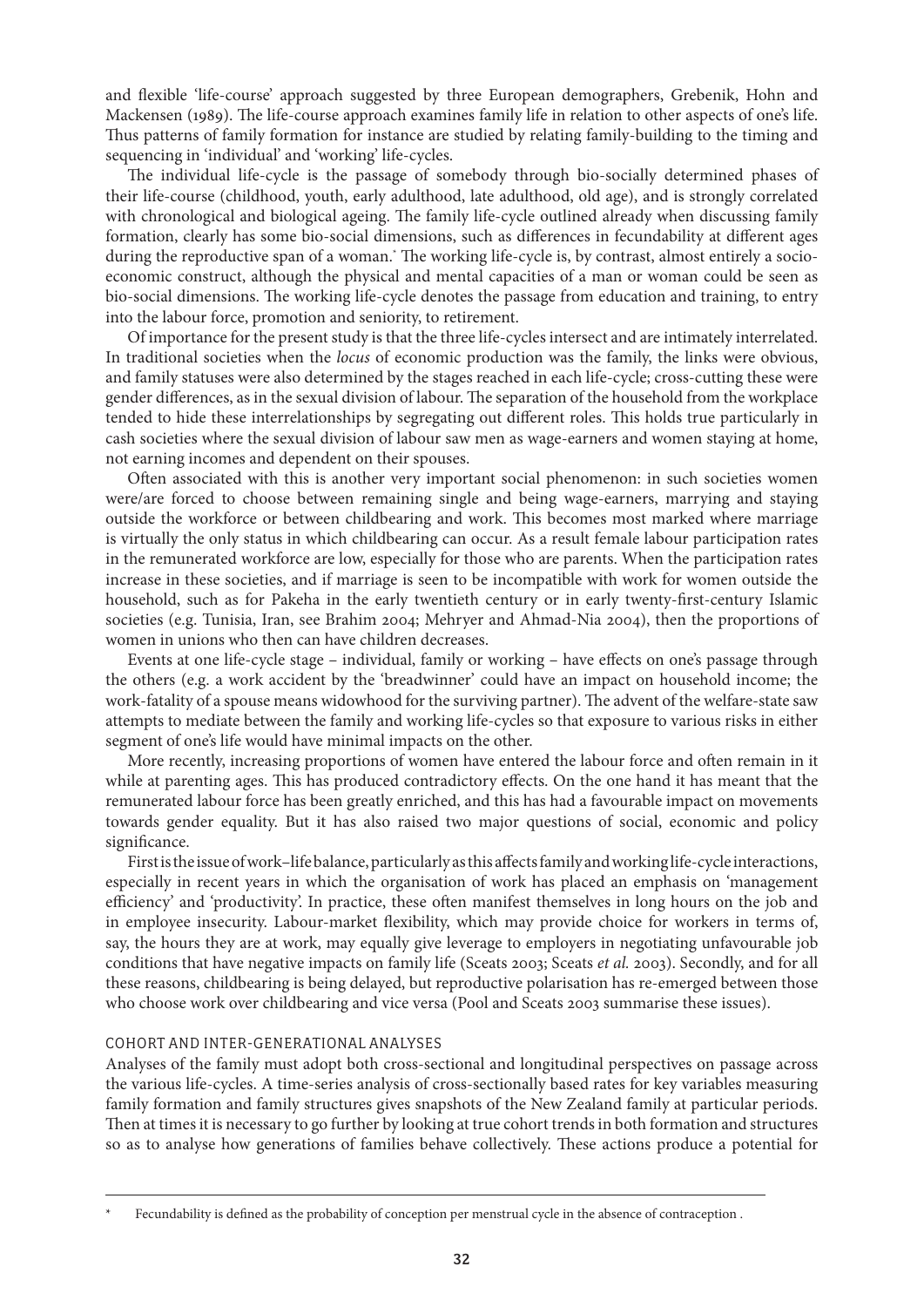and flexible 'life-course' approach suggested by three European demographers, Grebenik, Hohn and Mackensen (1989). The life-course approach examines family life in relation to other aspects of one's life. Thus patterns of family formation for instance are studied by relating family-building to the timing and sequencing in 'individual' and 'working' life-cycles.

The individual life-cycle is the passage of somebody through bio-socially determined phases of their life-course (childhood, youth, early adulthood, late adulthood, old age), and is strongly correlated with chronological and biological ageing. The family life-cycle outlined already when discussing family formation, clearly has some bio-social dimensions, such as differences in fecundability at different ages during the reproductive span of a woman.* The working life-cycle is, by contrast, almost entirely a socio-economic construct, although the physical and mental capacities of a man or woman could be seen as bio-social dimensions. The working life-cycle denotes the passage from education and training, to entry into the labour force, promotion and seniority, to retirement.

Of importance for the present study is that the three life-cycles intersect and are intimately interrelated. In traditional societies when the *locus* of economic production was the family, the links were obvious, and family statuses were also determined by the stages reached in each life-cycle; cross-cutting these were gender differences, as in the sexual division of labour. The separation of the household from the workplace tended to hide these interrelationships by segregating out different roles. This holds true particularly in cash societies where the sexual division of labour saw men as wage-earners and women staying at home, not earning incomes and dependent on their spouses.

Often associated with this is another very important social phenomenon: in such societies women were/are forced to choose between remaining single and being wage-earners, marrying and staying outside the workforce or between childbearing and work. This becomes most marked where marriage is virtually the only status in which childbearing can occur. As a result female labour participation rates in the remunerated workforce are low, especially for those who are parents. When the participation rates increase in these societies, and if marriage is seen to be incompatible with work for women outside the household, such as for Pakeha in the early twentieth century or in early twenty-first-century Islamic societies (e.g. Tunisia, Iran, see Brahim 2004; Mehryer and Ahmad-Nia 2004), then the proportions of women in unions who then can have children decreases.

Events at one life-cycle stage – individual, family or working – have effects on one's passage through the others (e.g. a work accident by the 'breadwinner' could have an impact on household income; the work-fatality of a spouse means widowhood for the surviving partner). The advent of the welfare-state saw attempts to mediate between the family and working life-cycles so that exposure to various risks in either segment of one's life would have minimal impacts on the other.

More recently, increasing proportions of women have entered the labour force and often remain in it while at parenting ages. This has produced contradictory effects. On the one hand it has meant that the remunerated labour force has been greatly enriched, and this has had a favourable impact on movements towards gender equality. But it has also raised two major questions of social, economic and policy significance.

First is the issue of work–life balance, particularly as this affects family and working life-cycle interactions, especially in recent years in which the organisation of work has placed an emphasis on 'management efficiency' and 'productivity'. In practice, these often manifest themselves in long hours on the job and in employee insecurity. Labour-market flexibility, which may provide choice for workers in terms of, say, the hours they are at work, may equally give leverage to employers in negotiating unfavourable job conditions that have negative impacts on family life (Sceats 2003; Sceats *et al.* 2003). Secondly, and for all these reasons, childbearing is being delayed, but reproductive polarisation has re-emerged between those who choose work over childbearing and vice versa (Pool and Sceats 2003 summarise these issues).

### COHORT AND INTER-GENERATIONAL ANALYSES

Analyses of the family must adopt both cross-sectional and longitudinal perspectives on passage across the various life-cycles. A time-series analysis of cross-sectionally based rates for key variables measuring family formation and family structures gives snapshots of the New Zealand family at particular periods. Then at times it is necessary to go further by looking at true cohort trends in both formation and structures so as to analyse how generations of families behave collectively. These actions produce a potential for

---

\* Fecundability is defined as the probability of conception per menstrual cycle in the absence of contraception .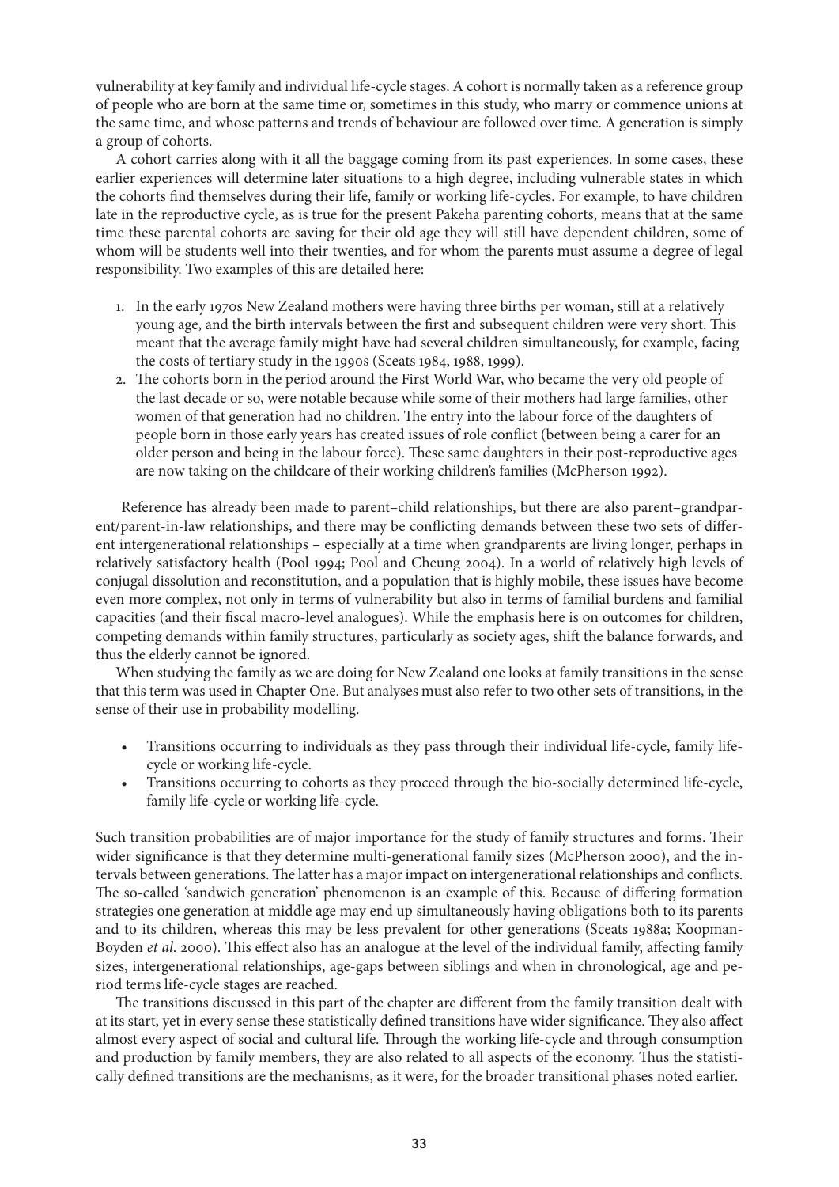vulnerability at key family and individual life-cycle stages. A cohort is normally taken as a reference group of people who are born at the same time or, sometimes in this study, who marry or commence unions at the same time, and whose patterns and trends of behaviour are followed over time. A generation is simply a group of cohorts.

A cohort carries along with it all the baggage coming from its past experiences. In some cases, these earlier experiences will determine later situations to a high degree, including vulnerable states in which the cohorts find themselves during their life, family or working life-cycles. For example, to have children late in the reproductive cycle, as is true for the present Pakeha parenting cohorts, means that at the same time these parental cohorts are saving for their old age they will still have dependent children, some of whom will be students well into their twenties, and for whom the parents must assume a degree of legal responsibility. Two examples of this are detailed here:

1. In the early 1970s New Zealand mothers were having three births per woman, still at a relatively young age, and the birth intervals between the first and subsequent children were very short. This meant that the average family might have had several children simultaneously, for example, facing the costs of tertiary study in the 1990s (Sceats 1984, 1988, 1999).
2. The cohorts born in the period around the First World War, who became the very old people of the last decade or so, were notable because while some of their mothers had large families, other women of that generation had no children. The entry into the labour force of the daughters of people born in those early years has created issues of role conflict (between being a carer for an older person and being in the labour force). These same daughters in their post-reproductive ages are now taking on the childcare of their working children's families (McPherson 1992).

Reference has already been made to parent–child relationships, but there are also parent–grandparent/parent-in-law relationships, and there may be conflicting demands between these two sets of different intergenerational relationships – especially at a time when grandparents are living longer, perhaps in relatively satisfactory health (Pool 1994; Pool and Cheung 2004). In a world of relatively high levels of conjugal dissolution and reconstitution, and a population that is highly mobile, these issues have become even more complex, not only in terms of vulnerability but also in terms of familial burdens and familial capacities (and their fiscal macro-level analogues). While the emphasis here is on outcomes for children, competing demands within family structures, particularly as society ages, shift the balance forwards, and thus the elderly cannot be ignored.

When studying the family as we are doing for New Zealand one looks at family transitions in the sense that this term was used in Chapter One. But analyses must also refer to two other sets of transitions, in the sense of their use in probability modelling.

- Transitions occurring to individuals as they pass through their individual life-cycle, family life-cycle or working life-cycle.
- Transitions occurring to cohorts as they proceed through the bio-socially determined life-cycle, family life-cycle or working life-cycle.

Such transition probabilities are of major importance for the study of family structures and forms. Their wider significance is that they determine multi-generational family sizes (McPherson 2000), and the intervals between generations. The latter has a major impact on intergenerational relationships and conflicts. The so-called 'sandwich generation' phenomenon is an example of this. Because of differing formation strategies one generation at middle age may end up simultaneously having obligations both to its parents and to its children, whereas this may be less prevalent for other generations (Sceats 1988a; Koopman-Boyden *et al.* 2000). This effect also has an analogue at the level of the individual family, affecting family sizes, intergenerational relationships, age-gaps between siblings and when in chronological, age and period terms life-cycle stages are reached.

The transitions discussed in this part of the chapter are different from the family transition dealt with at its start, yet in every sense these statistically defined transitions have wider significance. They also affect almost every aspect of social and cultural life. Through the working life-cycle and through consumption and production by family members, they are also related to all aspects of the economy. Thus the statistically defined transitions are the mechanisms, as it were, for the broader transitional phases noted earlier.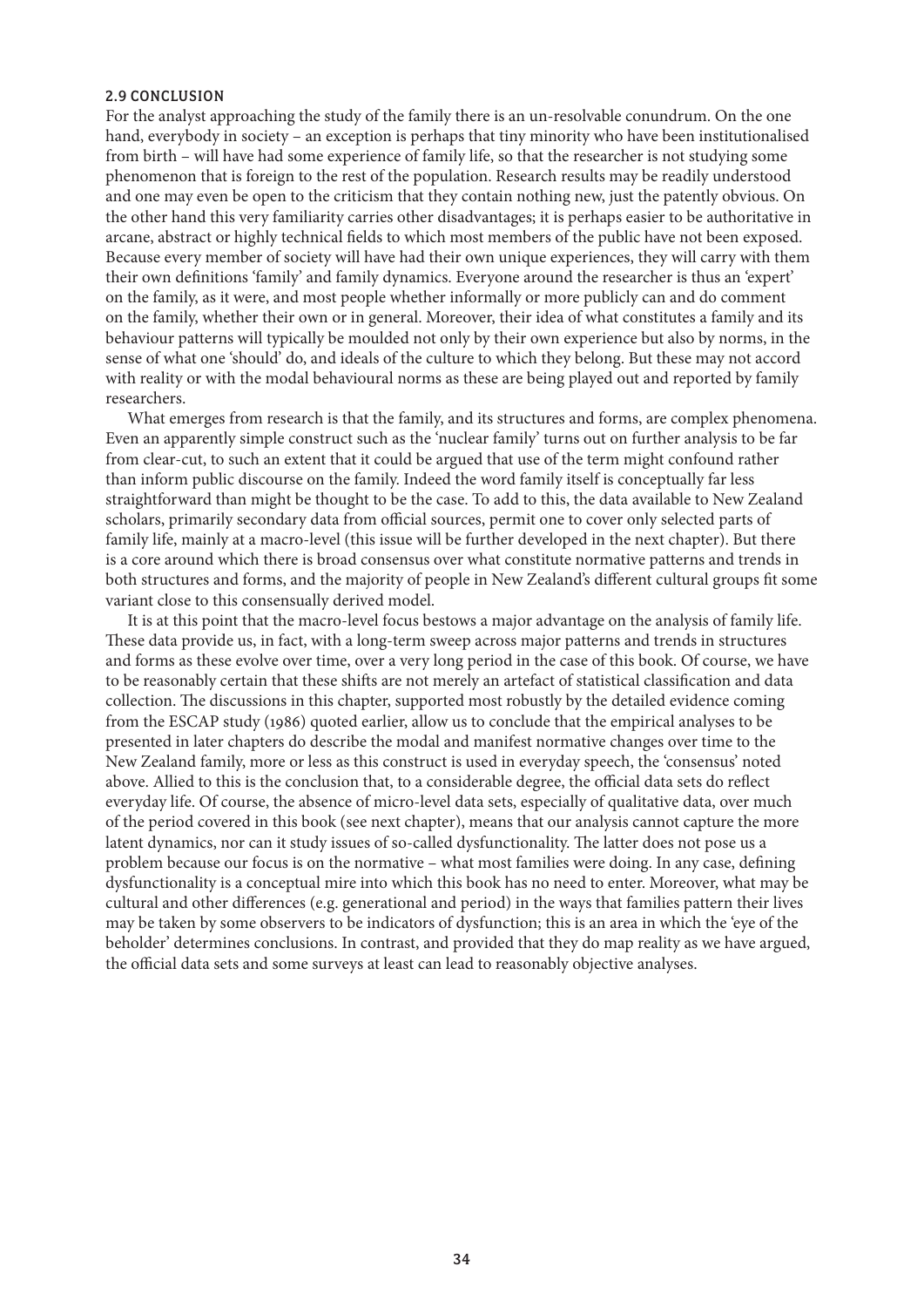## 2.9 CONCLUSION

For the analyst approaching the study of the family there is an un-resolvable conundrum. On the one hand, everybody in society – an exception is perhaps that tiny minority who have been institutionalised from birth – will have had some experience of family life, so that the researcher is not studying some phenomenon that is foreign to the rest of the population. Research results may be readily understood and one may even be open to the criticism that they contain nothing new, just the patently obvious. On the other hand this very familiarity carries other disadvantages; it is perhaps easier to be authoritative in arcane, abstract or highly technical fields to which most members of the public have not been exposed. Because every member of society will have had their own unique experiences, they will carry with them their own definitions 'family' and family dynamics. Everyone around the researcher is thus an 'expert' on the family, as it were, and most people whether informally or more publicly can and do comment on the family, whether their own or in general. Moreover, their idea of what constitutes a family and its behaviour patterns will typically be moulded not only by their own experience but also by norms, in the sense of what one 'should' do, and ideals of the culture to which they belong. But these may not accord with reality or with the modal behavioural norms as these are being played out and reported by family researchers.

What emerges from research is that the family, and its structures and forms, are complex phenomena. Even an apparently simple construct such as the 'nuclear family' turns out on further analysis to be far from clear-cut, to such an extent that it could be argued that use of the term might confound rather than inform public discourse on the family. Indeed the word family itself is conceptually far less straightforward than might be thought to be the case. To add to this, the data available to New Zealand scholars, primarily secondary data from official sources, permit one to cover only selected parts of family life, mainly at a macro-level (this issue will be further developed in the next chapter). But there is a core around which there is broad consensus over what constitute normative patterns and trends in both structures and forms, and the majority of people in New Zealand's different cultural groups fit some variant close to this consensually derived model.

It is at this point that the macro-level focus bestows a major advantage on the analysis of family life. These data provide us, in fact, with a long-term sweep across major patterns and trends in structures and forms as these evolve over time, over a very long period in the case of this book. Of course, we have to be reasonably certain that these shifts are not merely an artefact of statistical classification and data collection. The discussions in this chapter, supported most robustly by the detailed evidence coming from the ESCAP study (1986) quoted earlier, allow us to conclude that the empirical analyses to be presented in later chapters do describe the modal and manifest normative changes over time to the New Zealand family, more or less as this construct is used in everyday speech, the 'consensus' noted above. Allied to this is the conclusion that, to a considerable degree, the official data sets do reflect everyday life. Of course, the absence of micro-level data sets, especially of qualitative data, over much of the period covered in this book (see next chapter), means that our analysis cannot capture the more latent dynamics, nor can it study issues of so-called dysfunctionality. The latter does not pose us a problem because our focus is on the normative – what most families were doing. In any case, defining dysfunctionality is a conceptual mire into which this book has no need to enter. Moreover, what may be cultural and other differences (e.g. generational and period) in the ways that families pattern their lives may be taken by some observers to be indicators of dysfunction; this is an area in which the 'eye of the beholder' determines conclusions. In contrast, and provided that they do map reality as we have argued, the official data sets and some surveys at least can lead to reasonably objective analyses.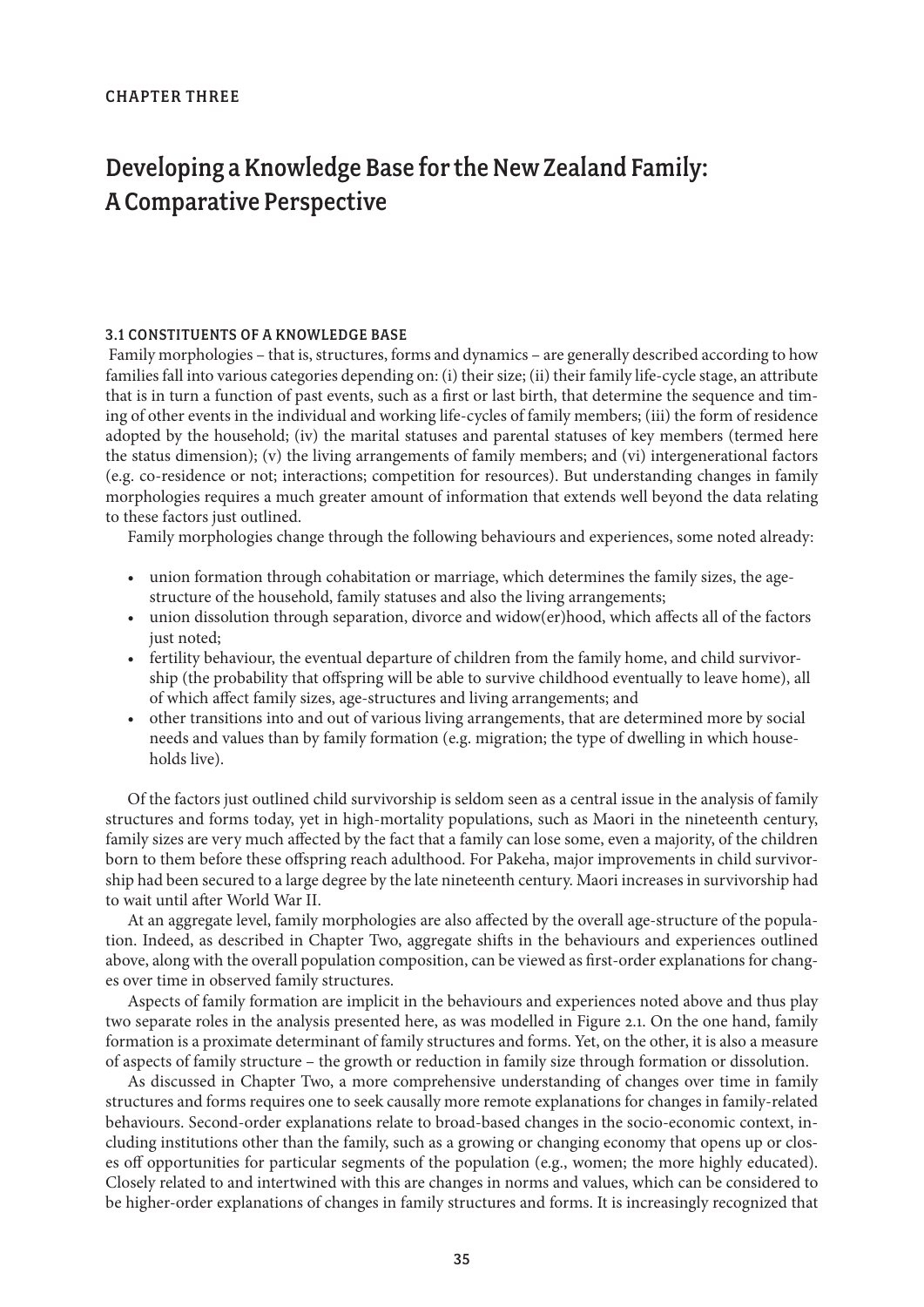CHAPTER THREE

# Developing a Knowledge Base for the New Zealand Family: A Comparative Perspective

## 3.1 CONSTITUENTS OF A KNOWLEDGE BASE

Family morphologies – that is, structures, forms and dynamics – are generally described according to how families fall into various categories depending on: (i) their size; (ii) their family life-cycle stage, an attribute that is in turn a function of past events, such as a first or last birth, that determine the sequence and timing of other events in the individual and working life-cycles of family members; (iii) the form of residence adopted by the household; (iv) the marital statuses and parental statuses of key members (termed here the status dimension); (v) the living arrangements of family members; and (vi) intergenerational factors (e.g. co-residence or not; interactions; competition for resources). But understanding changes in family morphologies requires a much greater amount of information that extends well beyond the data relating to these factors just outlined.

Family morphologies change through the following behaviours and experiences, some noted already:

- union formation through cohabitation or marriage, which determines the family sizes, the age-structure of the household, family statuses and also the living arrangements;
- union dissolution through separation, divorce and widow(er)hood, which affects all of the factors just noted;
- fertility behaviour, the eventual departure of children from the family home, and child survivorship (the probability that offspring will be able to survive childhood eventually to leave home), all of which affect family sizes, age-structures and living arrangements; and
- other transitions into and out of various living arrangements, that are determined more by social needs and values than by family formation (e.g. migration; the type of dwelling in which households live).

Of the factors just outlined child survivorship is seldom seen as a central issue in the analysis of family structures and forms today, yet in high-mortality populations, such as Maori in the nineteenth century, family sizes are very much affected by the fact that a family can lose some, even a majority, of the children born to them before these offspring reach adulthood. For Pakeha, major improvements in child survivorship had been secured to a large degree by the late nineteenth century. Maori increases in survivorship had to wait until after World War II.

At an aggregate level, family morphologies are also affected by the overall age-structure of the population. Indeed, as described in Chapter Two, aggregate shifts in the behaviours and experiences outlined above, along with the overall population composition, can be viewed as first-order explanations for changes over time in observed family structures.

Aspects of family formation are implicit in the behaviours and experiences noted above and thus play two separate roles in the analysis presented here, as was modelled in Figure 2.1. On the one hand, family formation is a proximate determinant of family structures and forms. Yet, on the other, it is also a measure of aspects of family structure – the growth or reduction in family size through formation or dissolution.

As discussed in Chapter Two, a more comprehensive understanding of changes over time in family structures and forms requires one to seek causally more remote explanations for changes in family-related behaviours. Second-order explanations relate to broad-based changes in the socio-economic context, including institutions other than the family, such as a growing or changing economy that opens up or closes off opportunities for particular segments of the population (e.g., women; the more highly educated). Closely related to and intertwined with this are changes in norms and values, which can be considered to be higher-order explanations of changes in family structures and forms. It is increasingly recognized that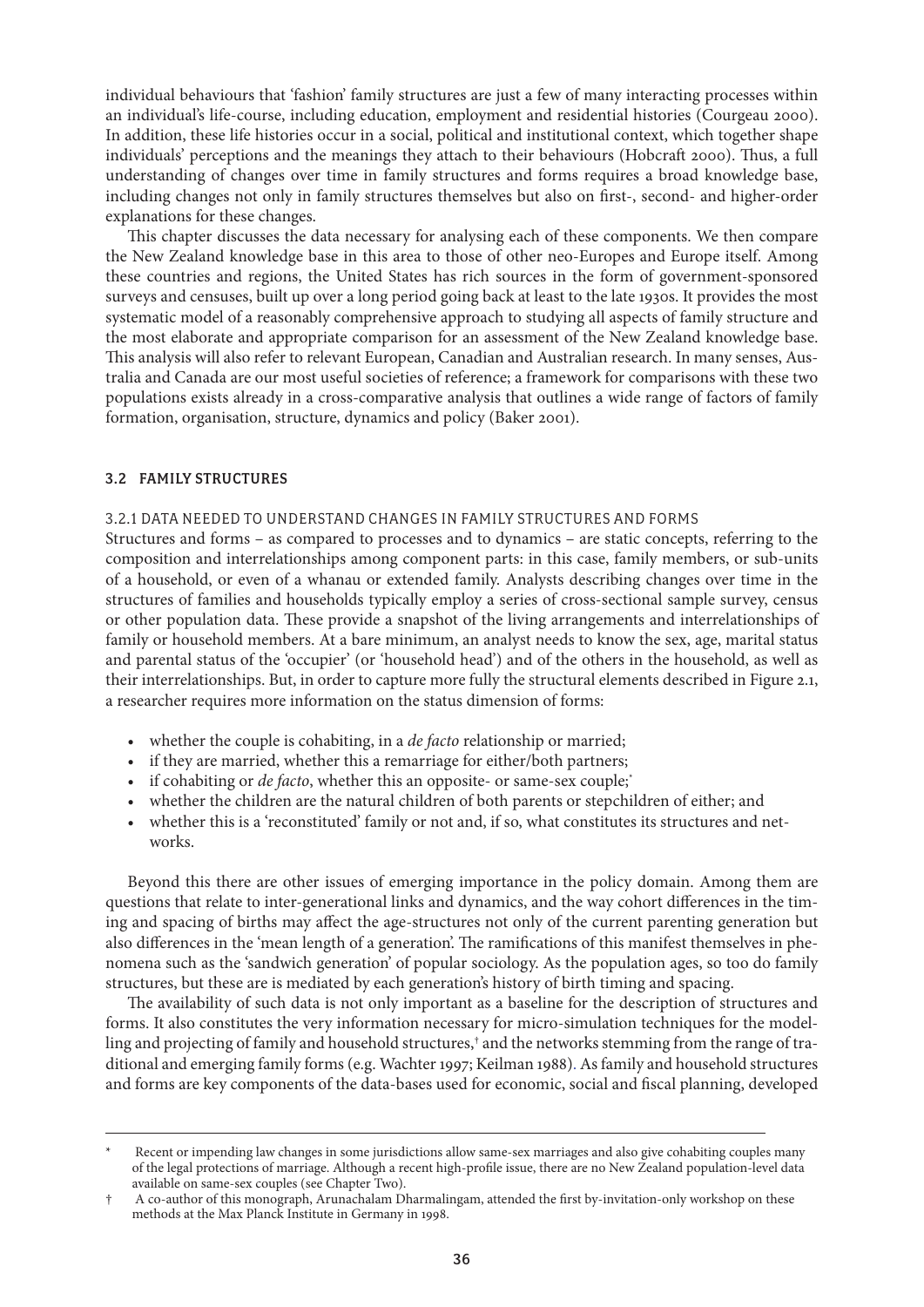individual behaviours that 'fashion' family structures are just a few of many interacting processes within an individual's life-course, including education, employment and residential histories (Courgeau 2000). In addition, these life histories occur in a social, political and institutional context, which together shape individuals' perceptions and the meanings they attach to their behaviours (Hobcraft 2000). Thus, a full understanding of changes over time in family structures and forms requires a broad knowledge base, including changes not only in family structures themselves but also on first-, second- and higher-order explanations for these changes.

This chapter discusses the data necessary for analysing each of these components. We then compare the New Zealand knowledge base in this area to those of other neo-Europes and Europe itself. Among these countries and regions, the United States has rich sources in the form of government-sponsored surveys and censuses, built up over a long period going back at least to the late 1930s. It provides the most systematic model of a reasonably comprehensive approach to studying all aspects of family structure and the most elaborate and appropriate comparison for an assessment of the New Zealand knowledge base. This analysis will also refer to relevant European, Canadian and Australian research. In many senses, Australia and Canada are our most useful societies of reference; a framework for comparisons with these two populations exists already in a cross-comparative analysis that outlines a wide range of factors of family formation, organisation, structure, dynamics and policy (Baker 2001).

## 3.2 FAMILY STRUCTURES

### 3.2.1 DATA NEEDED TO UNDERSTAND CHANGES IN FAMILY STRUCTURES AND FORMS

Structures and forms – as compared to processes and to dynamics – are static concepts, referring to the composition and interrelationships among component parts: in this case, family members, or sub-units of a household, or even of a whanau or extended family. Analysts describing changes over time in the structures of families and households typically employ a series of cross-sectional sample survey, census or other population data. These provide a snapshot of the living arrangements and interrelationships of family or household members. At a bare minimum, an analyst needs to know the sex, age, marital status and parental status of the 'occupier' (or 'household head') and of the others in the household, as well as their interrelationships. But, in order to capture more fully the structural elements described in Figure 2.1, a researcher requires more information on the status dimension of forms:

- whether the couple is cohabiting, in a *de facto* relationship or married;
- if they are married, whether this a remarriage for either/both partners;
- if cohabiting or *de facto*, whether this an opposite- or same-sex couple;*
- whether the children are the natural children of both parents or stepchildren of either; and
- whether this is a 'reconstituted' family or not and, if so, what constitutes its structures and networks.

Beyond this there are other issues of emerging importance in the policy domain. Among them are questions that relate to inter-generational links and dynamics, and the way cohort differences in the timing and spacing of births may affect the age-structures not only of the current parenting generation but also differences in the 'mean length of a generation'. The ramifications of this manifest themselves in phenomena such as the 'sandwich generation' of popular sociology. As the population ages, so too do family structures, but these are is mediated by each generation's history of birth timing and spacing.

The availability of such data is not only important as a baseline for the description of structures and forms. It also constitutes the very information necessary for micro-simulation techniques for the modelling and projecting of family and household structures,† and the networks stemming from the range of traditional and emerging family forms (e.g. Wachter 1997; Keilman 1988). As family and household structures and forms are key components of the data-bases used for economic, social and fiscal planning, developed

---

\* Recent or impending law changes in some jurisdictions allow same-sex marriages and also give cohabiting couples many of the legal protections of marriage. Although a recent high-profile issue, there are no New Zealand population-level data available on same-sex couples (see Chapter Two).

† A co-author of this monograph, Arunachalam Dharmalingam, attended the first by-invitation-only workshop on these methods at the Max Planck Institute in Germany in 1998.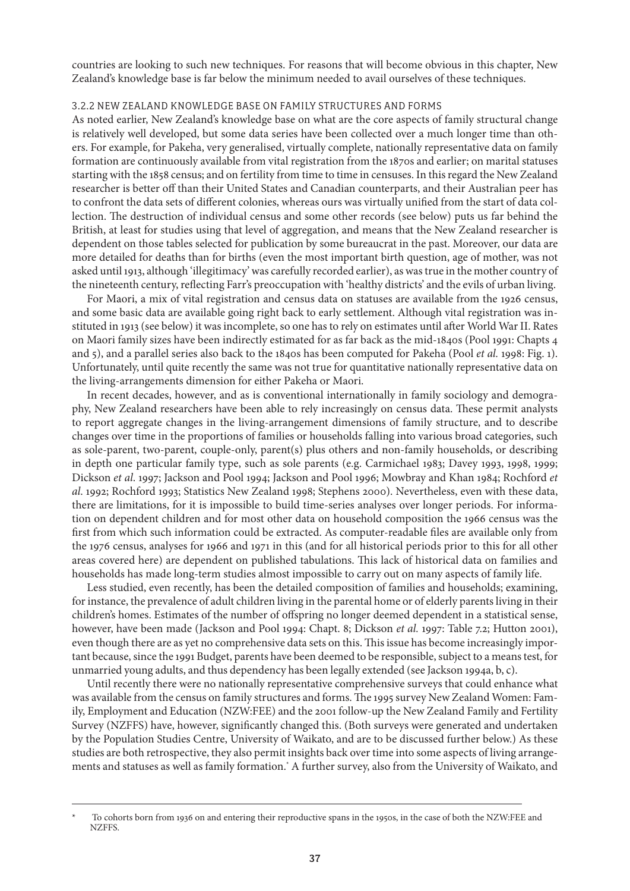countries are looking to such new techniques. For reasons that will become obvious in this chapter, New Zealand's knowledge base is far below the minimum needed to avail ourselves of these techniques.

### 3.2.2 NEW ZEALAND KNOWLEDGE BASE ON FAMILY STRUCTURES AND FORMS

As noted earlier, New Zealand's knowledge base on what are the core aspects of family structural change is relatively well developed, but some data series have been collected over a much longer time than others. For example, for Pakeha, very generalised, virtually complete, nationally representative data on family formation are continuously available from vital registration from the 1870s and earlier; on marital statuses starting with the 1858 census; and on fertility from time to time in censuses. In this regard the New Zealand researcher is better off than their United States and Canadian counterparts, and their Australian peer has to confront the data sets of different colonies, whereas ours was virtually unified from the start of data collection. The destruction of individual census and some other records (see below) puts us far behind the British, at least for studies using that level of aggregation, and means that the New Zealand researcher is dependent on those tables selected for publication by some bureaucrat in the past. Moreover, our data are more detailed for deaths than for births (even the most important birth question, age of mother, was not asked until 1913, although 'illegitimacy' was carefully recorded earlier), as was true in the mother country of the nineteenth century, reflecting Farr's preoccupation with 'healthy districts' and the evils of urban living.

For Maori, a mix of vital registration and census data on statuses are available from the 1926 census, and some basic data are available going right back to early settlement. Although vital registration was instituted in 1913 (see below) it was incomplete, so one has to rely on estimates until after World War II. Rates on Maori family sizes have been indirectly estimated for as far back as the mid-1840s (Pool 1991: Chapts 4 and 5), and a parallel series also back to the 1840s has been computed for Pakeha (Pool *et al.* 1998: Fig. 1). Unfortunately, until quite recently the same was not true for quantitative nationally representative data on the living-arrangements dimension for either Pakeha or Maori.

In recent decades, however, and as is conventional internationally in family sociology and demography, New Zealand researchers have been able to rely increasingly on census data. These permit analysts to report aggregate changes in the living-arrangement dimensions of family structure, and to describe changes over time in the proportions of families or households falling into various broad categories, such as sole-parent, two-parent, couple-only, parent(s) plus others and non-family households, or describing in depth one particular family type, such as sole parents (e.g. Carmichael 1983; Davey 1993, 1998, 1999; Dickson *et al*. 1997; Jackson and Pool 1994; Jackson and Pool 1996; Mowbray and Khan 1984; Rochford *et al*. 1992; Rochford 1993; Statistics New Zealand 1998; Stephens 2000). Nevertheless, even with these data, there are limitations, for it is impossible to build time-series analyses over longer periods. For information on dependent children and for most other data on household composition the 1966 census was the first from which such information could be extracted. As computer-readable files are available only from the 1976 census, analyses for 1966 and 1971 in this (and for all historical periods prior to this for all other areas covered here) are dependent on published tabulations. This lack of historical data on families and households has made long-term studies almost impossible to carry out on many aspects of family life.

Less studied, even recently, has been the detailed composition of families and households; examining, for instance, the prevalence of adult children living in the parental home or of elderly parents living in their children's homes. Estimates of the number of offspring no longer deemed dependent in a statistical sense, however, have been made (Jackson and Pool 1994: Chapt. 8; Dickson *et al.* 1997: Table 7.2; Hutton 2001), even though there are as yet no comprehensive data sets on this. This issue has become increasingly important because, since the 1991 Budget, parents have been deemed to be responsible, subject to a means test, for unmarried young adults, and thus dependency has been legally extended (see Jackson 1994a, b, c).

Until recently there were no nationally representative comprehensive surveys that could enhance what was available from the census on family structures and forms. The 1995 survey New Zealand Women: Family, Employment and Education (NZW:FEE) and the 2001 follow-up the New Zealand Family and Fertility Survey (NZFFS) have, however, significantly changed this. (Both surveys were generated and undertaken by the Population Studies Centre, University of Waikato, and are to be discussed further below.) As these studies are both retrospective, they also permit insights back over time into some aspects of living arrangements and statuses as well as family formation.* A further survey, also from the University of Waikato, and

---

\* To cohorts born from 1936 on and entering their reproductive spans in the 1950s, in the case of both the NZW:FEE and NZFFS.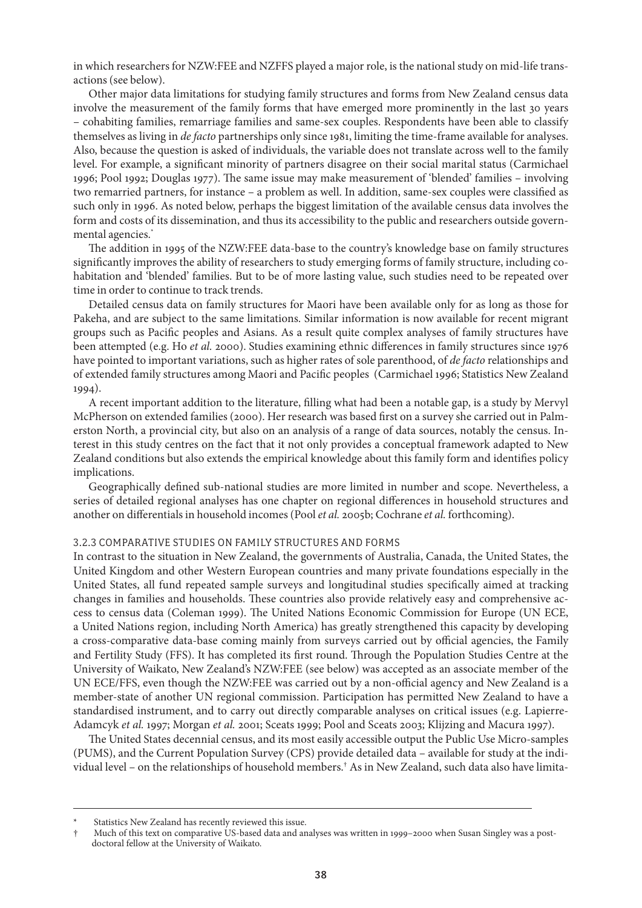in which researchers for NZW:FEE and NZFFS played a major role, is the national study on mid-life transactions (see below).

Other major data limitations for studying family structures and forms from New Zealand census data involve the measurement of the family forms that have emerged more prominently in the last 30 years – cohabiting families, remarriage families and same-sex couples. Respondents have been able to classify themselves as living in *de facto* partnerships only since 1981, limiting the time-frame available for analyses. Also, because the question is asked of individuals, the variable does not translate across well to the family level. For example, a significant minority of partners disagree on their social marital status (Carmichael 1996; Pool 1992; Douglas 1977). The same issue may make measurement of 'blended' families – involving two remarried partners, for instance – a problem as well. In addition, same-sex couples were classified as such only in 1996. As noted below, perhaps the biggest limitation of the available census data involves the form and costs of its dissemination, and thus its accessibility to the public and researchers outside governmental agencies.*

The addition in 1995 of the NZW:FEE data-base to the country's knowledge base on family structures significantly improves the ability of researchers to study emerging forms of family structure, including cohabitation and 'blended' families. But to be of more lasting value, such studies need to be repeated over time in order to continue to track trends.

Detailed census data on family structures for Maori have been available only for as long as those for Pakeha, and are subject to the same limitations. Similar information is now available for recent migrant groups such as Pacific peoples and Asians. As a result quite complex analyses of family structures have been attempted (e.g. Ho *et al.* 2000). Studies examining ethnic differences in family structures since 1976 have pointed to important variations, such as higher rates of sole parenthood, of *de facto* relationships and of extended family structures among Maori and Pacific peoples (Carmichael 1996; Statistics New Zealand 1994).

A recent important addition to the literature, filling what had been a notable gap, is a study by Mervyl McPherson on extended families (2000). Her research was based first on a survey she carried out in Palmerston North, a provincial city, but also on an analysis of a range of data sources, notably the census. Interest in this study centres on the fact that it not only provides a conceptual framework adapted to New Zealand conditions but also extends the empirical knowledge about this family form and identifies policy implications.

Geographically defined sub-national studies are more limited in number and scope. Nevertheless, a series of detailed regional analyses has one chapter on regional differences in household structures and another on differentials in household incomes (Pool *et al.* 2005b; Cochrane *et al.* forthcoming).

### 3.2.3 COMPARATIVE STUDIES ON FAMILY STRUCTURES AND FORMS

In contrast to the situation in New Zealand, the governments of Australia, Canada, the United States, the United Kingdom and other Western European countries and many private foundations especially in the United States, all fund repeated sample surveys and longitudinal studies specifically aimed at tracking changes in families and households. These countries also provide relatively easy and comprehensive access to census data (Coleman 1999). The United Nations Economic Commission for Europe (UN ECE, a United Nations region, including North America) has greatly strengthened this capacity by developing a cross-comparative data-base coming mainly from surveys carried out by official agencies, the Family and Fertility Study (FFS). It has completed its first round. Through the Population Studies Centre at the University of Waikato, New Zealand's NZW:FEE (see below) was accepted as an associate member of the UN ECE/FFS, even though the NZW:FEE was carried out by a non-official agency and New Zealand is a member-state of another UN regional commission. Participation has permitted New Zealand to have a standardised instrument, and to carry out directly comparable analyses on critical issues (e.g. Lapierre-Adamcyk *et al.* 1997; Morgan *et al.* 2001; Sceats 1999; Pool and Sceats 2003; Klijzing and Macura 1997).

The United States decennial census, and its most easily accessible output the Public Use Micro-samples (PUMS), and the Current Population Survey (CPS) provide detailed data – available for study at the individual level – on the relationships of household members.† As in New Zealand, such data also have limita-

---

\* Statistics New Zealand has recently reviewed this issue.

† Much of this text on comparative US-based data and analyses was written in 1999–2000 when Susan Singley was a post-doctoral fellow at the University of Waikato.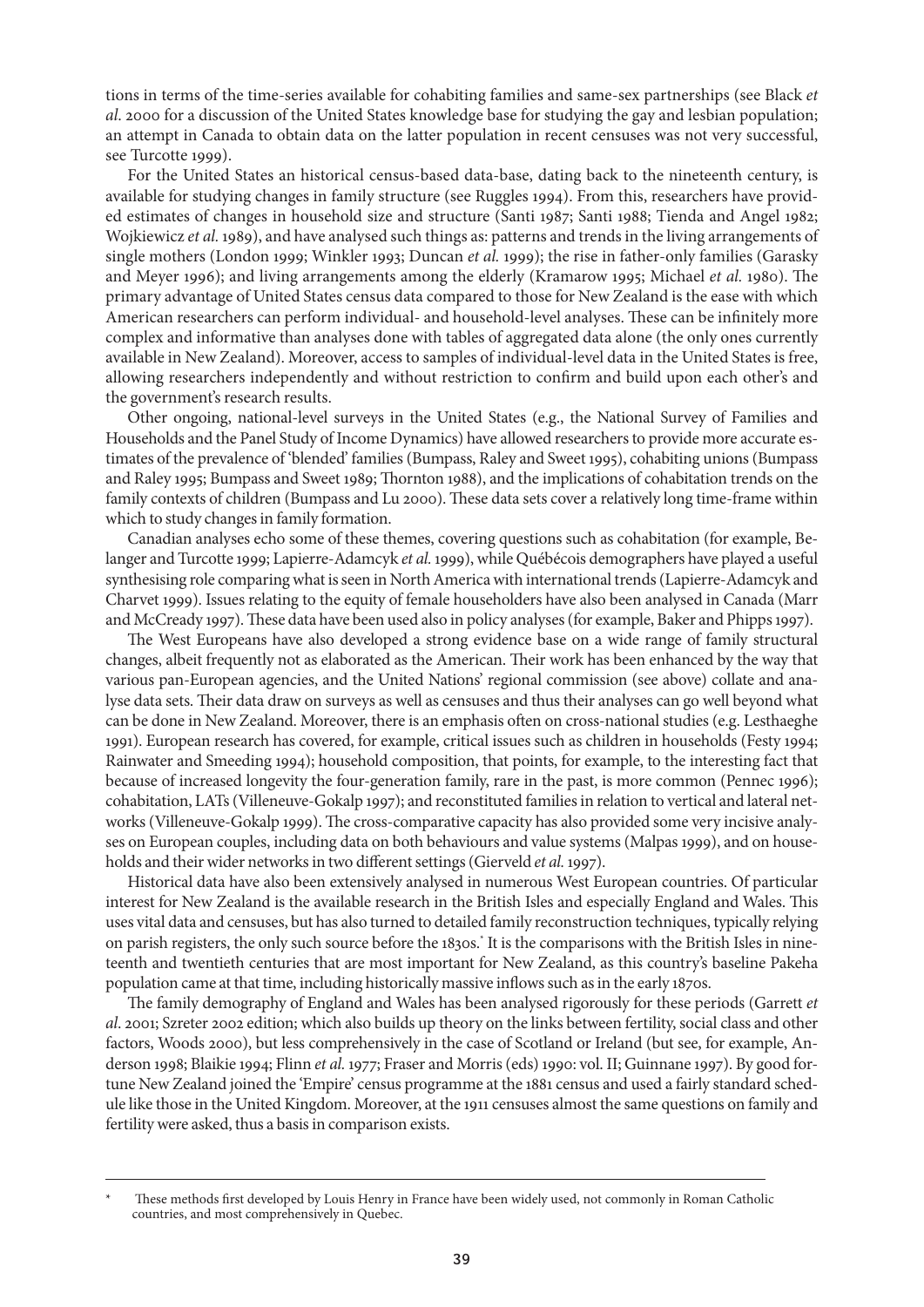tions in terms of the time-series available for cohabiting families and same-sex partnerships (see Black *et al.* 2000 for a discussion of the United States knowledge base for studying the gay and lesbian population; an attempt in Canada to obtain data on the latter population in recent censuses was not very successful, see Turcotte 1999).

For the United States an historical census-based data-base, dating back to the nineteenth century, is available for studying changes in family structure (see Ruggles 1994). From this, researchers have provided estimates of changes in household size and structure (Santi 1987; Santi 1988; Tienda and Angel 1982; Wojkiewicz *et al.* 1989), and have analysed such things as: patterns and trends in the living arrangements of single mothers (London 1999; Winkler 1993; Duncan *et al.* 1999); the rise in father-only families (Garasky and Meyer 1996); and living arrangements among the elderly (Kramarow 1995; Michael *et al.* 1980). The primary advantage of United States census data compared to those for New Zealand is the ease with which American researchers can perform individual- and household-level analyses. These can be infinitely more complex and informative than analyses done with tables of aggregated data alone (the only ones currently available in New Zealand). Moreover, access to samples of individual-level data in the United States is free, allowing researchers independently and without restriction to confirm and build upon each other's and the government's research results.

Other ongoing, national-level surveys in the United States (e.g., the National Survey of Families and Households and the Panel Study of Income Dynamics) have allowed researchers to provide more accurate estimates of the prevalence of 'blended' families (Bumpass, Raley and Sweet 1995), cohabiting unions (Bumpass and Raley 1995; Bumpass and Sweet 1989; Thornton 1988), and the implications of cohabitation trends on the family contexts of children (Bumpass and Lu 2000). These data sets cover a relatively long time-frame within which to study changes in family formation.

Canadian analyses echo some of these themes, covering questions such as cohabitation (for example, Belanger and Turcotte 1999; Lapierre-Adamcyk *et al.* 1999), while Québécois demographers have played a useful synthesising role comparing what is seen in North America with international trends (Lapierre-Adamcyk and Charvet 1999). Issues relating to the equity of female householders have also been analysed in Canada (Marr and McCready 1997). These data have been used also in policy analyses (for example, Baker and Phipps 1997).

The West Europeans have also developed a strong evidence base on a wide range of family structural changes, albeit frequently not as elaborated as the American. Their work has been enhanced by the way that various pan-European agencies, and the United Nations' regional commission (see above) collate and analyse data sets. Their data draw on surveys as well as censuses and thus their analyses can go well beyond what can be done in New Zealand. Moreover, there is an emphasis often on cross-national studies (e.g. Lesthaeghe 1991). European research has covered, for example, critical issues such as children in households (Festy 1994; Rainwater and Smeeding 1994); household composition, that points, for example, to the interesting fact that because of increased longevity the four-generation family, rare in the past, is more common (Pennec 1996); cohabitation, LATs (Villeneuve-Gokalp 1997); and reconstituted families in relation to vertical and lateral networks (Villeneuve-Gokalp 1999). The cross-comparative capacity has also provided some very incisive analyses on European couples, including data on both behaviours and value systems (Malpas 1999), and on households and their wider networks in two different settings (Gierveld *et al.* 1997).

Historical data have also been extensively analysed in numerous West European countries. Of particular interest for New Zealand is the available research in the British Isles and especially England and Wales. This uses vital data and censuses, but has also turned to detailed family reconstruction techniques, typically relying on parish registers, the only such source before the 1830s.* It is the comparisons with the British Isles in nineteenth and twentieth centuries that are most important for New Zealand, as this country's baseline Pakeha population came at that time, including historically massive inflows such as in the early 1870s.

The family demography of England and Wales has been analysed rigorously for these periods (Garrett *et al.* 2001; Szreter 2002 edition; which also builds up theory on the links between fertility, social class and other factors, Woods 2000), but less comprehensively in the case of Scotland or Ireland (but see, for example, Anderson 1998; Blaikie 1994; Flinn *et al.* 1977; Fraser and Morris (eds) 1990: vol. II; Guinnane 1997). By good fortune New Zealand joined the 'Empire' census programme at the 1881 census and used a fairly standard schedule like those in the United Kingdom. Moreover, at the 1911 censuses almost the same questions on family and fertility were asked, thus a basis in comparison exists.

---

\* These methods first developed by Louis Henry in France have been widely used, not commonly in Roman Catholic countries, and most comprehensively in Quebec.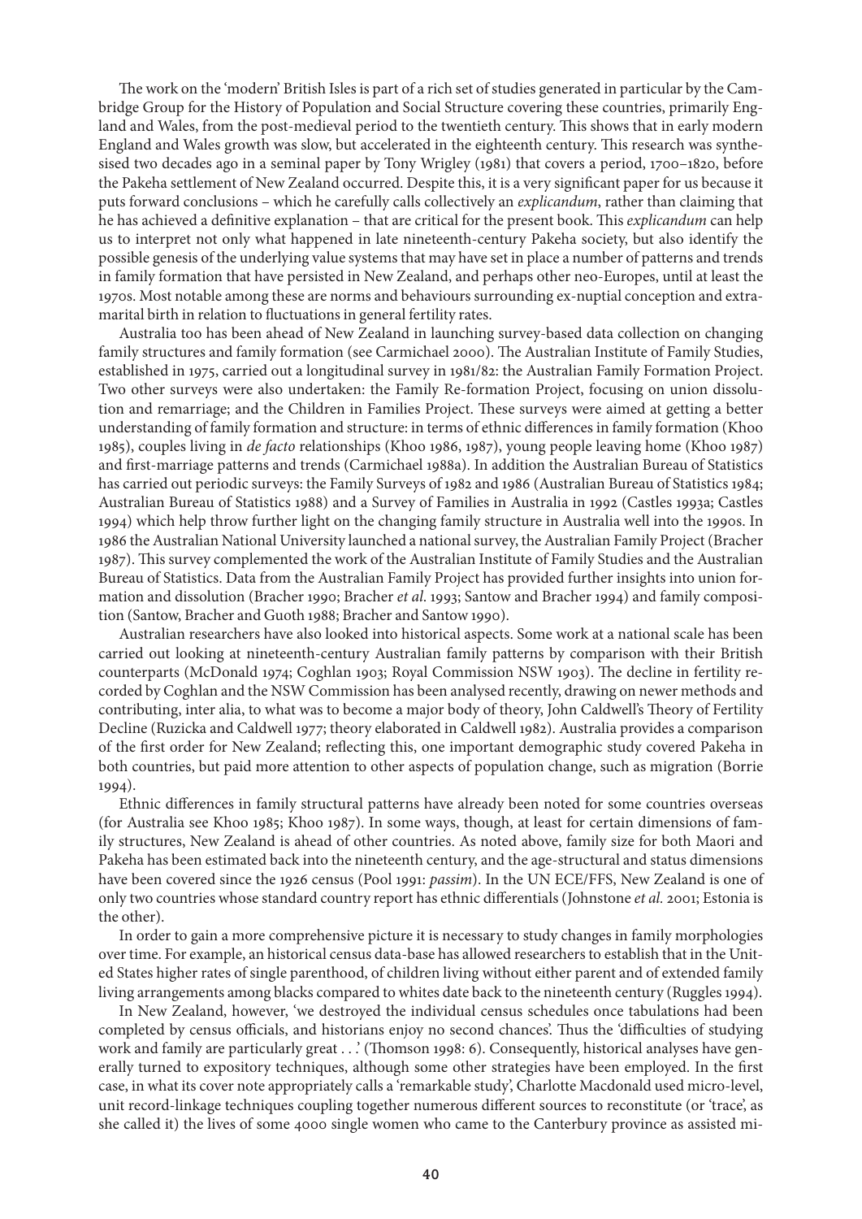The work on the 'modern' British Isles is part of a rich set of studies generated in particular by the Cambridge Group for the History of Population and Social Structure covering these countries, primarily England and Wales, from the post-medieval period to the twentieth century. This shows that in early modern England and Wales growth was slow, but accelerated in the eighteenth century. This research was synthesised two decades ago in a seminal paper by Tony Wrigley (1981) that covers a period, 1700–1820, before the Pakeha settlement of New Zealand occurred. Despite this, it is a very significant paper for us because it puts forward conclusions – which he carefully calls collectively an *explicandum*, rather than claiming that he has achieved a definitive explanation – that are critical for the present book. This *explicandum* can help us to interpret not only what happened in late nineteenth-century Pakeha society, but also identify the possible genesis of the underlying value systems that may have set in place a number of patterns and trends in family formation that have persisted in New Zealand, and perhaps other neo-Europes, until at least the 1970s. Most notable among these are norms and behaviours surrounding ex-nuptial conception and extramarital birth in relation to fluctuations in general fertility rates.

Australia too has been ahead of New Zealand in launching survey-based data collection on changing family structures and family formation (see Carmichael 2000). The Australian Institute of Family Studies, established in 1975, carried out a longitudinal survey in 1981/82: the Australian Family Formation Project. Two other surveys were also undertaken: the Family Re-formation Project, focusing on union dissolution and remarriage; and the Children in Families Project. These surveys were aimed at getting a better understanding of family formation and structure: in terms of ethnic differences in family formation (Khoo 1985), couples living in *de facto* relationships (Khoo 1986, 1987), young people leaving home (Khoo 1987) and first-marriage patterns and trends (Carmichael 1988a). In addition the Australian Bureau of Statistics has carried out periodic surveys: the Family Surveys of 1982 and 1986 (Australian Bureau of Statistics 1984; Australian Bureau of Statistics 1988) and a Survey of Families in Australia in 1992 (Castles 1993a; Castles 1994) which help throw further light on the changing family structure in Australia well into the 1990s. In 1986 the Australian National University launched a national survey, the Australian Family Project (Bracher 1987). This survey complemented the work of the Australian Institute of Family Studies and the Australian Bureau of Statistics. Data from the Australian Family Project has provided further insights into union formation and dissolution (Bracher 1990; Bracher *et al.* 1993; Santow and Bracher 1994) and family composition (Santow, Bracher and Guoth 1988; Bracher and Santow 1990).

Australian researchers have also looked into historical aspects. Some work at a national scale has been carried out looking at nineteenth-century Australian family patterns by comparison with their British counterparts (McDonald 1974; Coghlan 1903; Royal Commission NSW 1903). The decline in fertility recorded by Coghlan and the NSW Commission has been analysed recently, drawing on newer methods and contributing, inter alia, to what was to become a major body of theory, John Caldwell's Theory of Fertility Decline (Ruzicka and Caldwell 1977; theory elaborated in Caldwell 1982). Australia provides a comparison of the first order for New Zealand; reflecting this, one important demographic study covered Pakeha in both countries, but paid more attention to other aspects of population change, such as migration (Borrie 1994).

Ethnic differences in family structural patterns have already been noted for some countries overseas (for Australia see Khoo 1985; Khoo 1987). In some ways, though, at least for certain dimensions of family structures, New Zealand is ahead of other countries. As noted above, family size for both Maori and Pakeha has been estimated back into the nineteenth century, and the age-structural and status dimensions have been covered since the 1926 census (Pool 1991: *passim*). In the UN ECE/FFS, New Zealand is one of only two countries whose standard country report has ethnic differentials (Johnstone *et al.* 2001; Estonia is the other).

In order to gain a more comprehensive picture it is necessary to study changes in family morphologies over time. For example, an historical census data-base has allowed researchers to establish that in the United States higher rates of single parenthood, of children living without either parent and of extended family living arrangements among blacks compared to whites date back to the nineteenth century (Ruggles 1994).

In New Zealand, however, 'we destroyed the individual census schedules once tabulations had been completed by census officials, and historians enjoy no second chances'. Thus the 'difficulties of studying work and family are particularly great . . .' (Thomson 1998: 6). Consequently, historical analyses have generally turned to expository techniques, although some other strategies have been employed. In the first case, in what its cover note appropriately calls a 'remarkable study', Charlotte Macdonald used micro-level, unit record-linkage techniques coupling together numerous different sources to reconstitute (or 'trace', as she called it) the lives of some 4000 single women who came to the Canterbury province as assisted mi-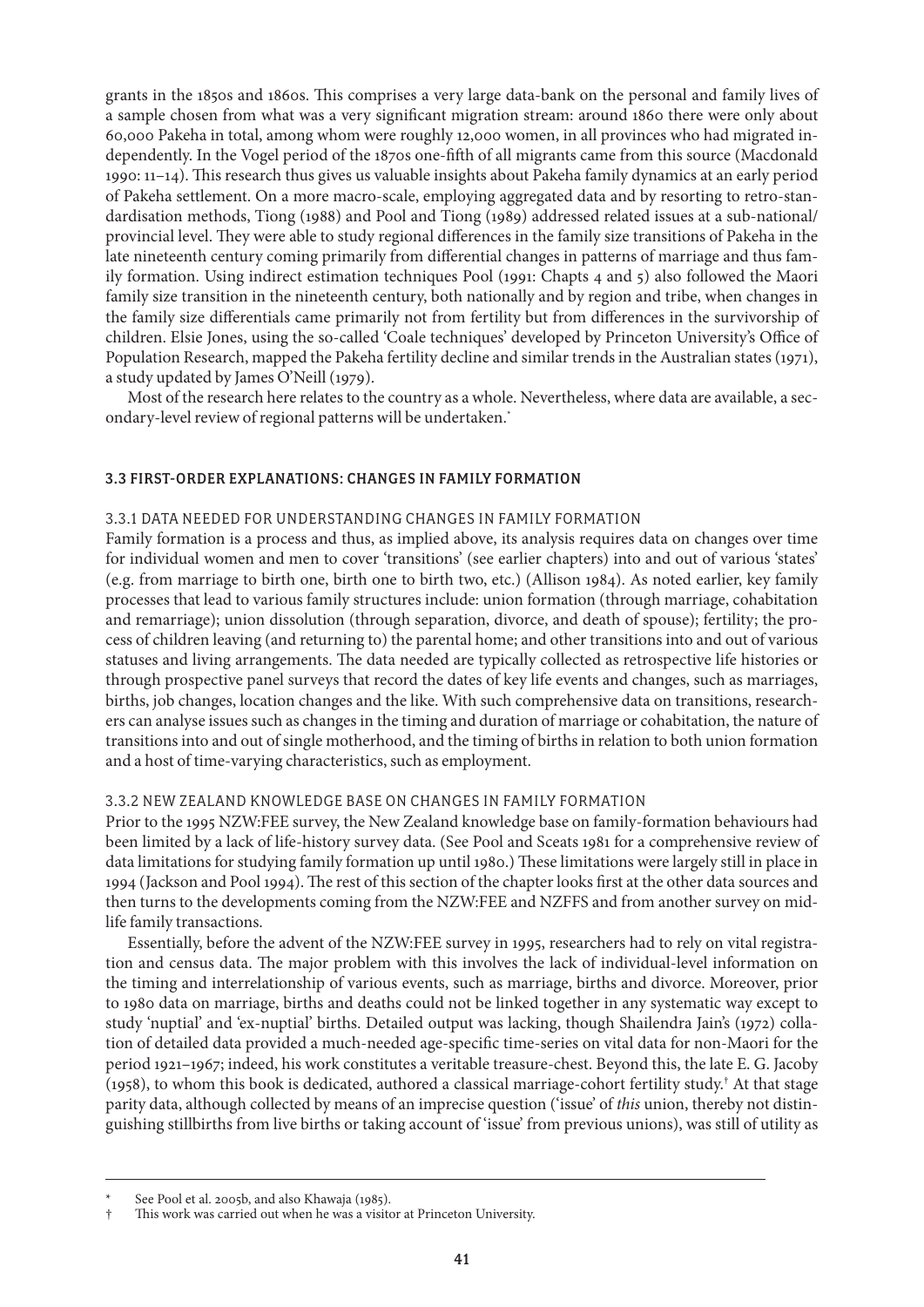grants in the 1850s and 1860s. This comprises a very large data-bank on the personal and family lives of a sample chosen from what was a very significant migration stream: around 1860 there were only about 60,000 Pakeha in total, among whom were roughly 12,000 women, in all provinces who had migrated independently. In the Vogel period of the 1870s one-fifth of all migrants came from this source (Macdonald 1990: 11–14). This research thus gives us valuable insights about Pakeha family dynamics at an early period of Pakeha settlement. On a more macro-scale, employing aggregated data and by resorting to retro-standardisation methods, Tiong (1988) and Pool and Tiong (1989) addressed related issues at a sub-national/provincial level. They were able to study regional differences in the family size transitions of Pakeha in the late nineteenth century coming primarily from differential changes in patterns of marriage and thus family formation. Using indirect estimation techniques Pool (1991: Chapts 4 and 5) also followed the Maori family size transition in the nineteenth century, both nationally and by region and tribe, when changes in the family size differentials came primarily not from fertility but from differences in the survivorship of children. Elsie Jones, using the so-called 'Coale techniques' developed by Princeton University's Office of Population Research, mapped the Pakeha fertility decline and similar trends in the Australian states (1971), a study updated by James O'Neill (1979).

Most of the research here relates to the country as a whole. Nevertheless, where data are available, a secondary-level review of regional patterns will be undertaken.*

### 3.3 FIRST-ORDER EXPLANATIONS: CHANGES IN FAMILY FORMATION

#### 3.3.1 DATA NEEDED FOR UNDERSTANDING CHANGES IN FAMILY FORMATION

Family formation is a process and thus, as implied above, its analysis requires data on changes over time for individual women and men to cover 'transitions' (see earlier chapters) into and out of various 'states' (e.g. from marriage to birth one, birth one to birth two, etc.) (Allison 1984). As noted earlier, key family processes that lead to various family structures include: union formation (through marriage, cohabitation and remarriage); union dissolution (through separation, divorce, and death of spouse); fertility; the process of children leaving (and returning to) the parental home; and other transitions into and out of various statuses and living arrangements. The data needed are typically collected as retrospective life histories or through prospective panel surveys that record the dates of key life events and changes, such as marriages, births, job changes, location changes and the like. With such comprehensive data on transitions, researchers can analyse issues such as changes in the timing and duration of marriage or cohabitation, the nature of transitions into and out of single motherhood, and the timing of births in relation to both union formation and a host of time-varying characteristics, such as employment.

#### 3.3.2 NEW ZEALAND KNOWLEDGE BASE ON CHANGES IN FAMILY FORMATION

Prior to the 1995 NZW:FEE survey, the New Zealand knowledge base on family-formation behaviours had been limited by a lack of life-history survey data. (See Pool and Sceats 1981 for a comprehensive review of data limitations for studying family formation up until 1980.) These limitations were largely still in place in 1994 (Jackson and Pool 1994). The rest of this section of the chapter looks first at the other data sources and then turns to the developments coming from the NZW:FEE and NZFFS and from another survey on mid-life family transactions.

Essentially, before the advent of the NZW:FEE survey in 1995, researchers had to rely on vital registration and census data. The major problem with this involves the lack of individual-level information on the timing and interrelationship of various events, such as marriage, births and divorce. Moreover, prior to 1980 data on marriage, births and deaths could not be linked together in any systematic way except to study 'nuptial' and 'ex-nuptial' births. Detailed output was lacking, though Shailendra Jain's (1972) collation of detailed data provided a much-needed age-specific time-series on vital data for non-Maori for the period 1921–1967; indeed, his work constitutes a veritable treasure-chest. Beyond this, the late E. G. Jacoby (1958), to whom this book is dedicated, authored a classical marriage-cohort fertility study.† At that stage parity data, although collected by means of an imprecise question ('issue' of *this* union, thereby not distinguishing stillbirths from live births or taking account of 'issue' from previous unions), was still of utility as

---

\* See Pool et al. 2005b, and also Khawaja (1985).

† This work was carried out when he was a visitor at Princeton University.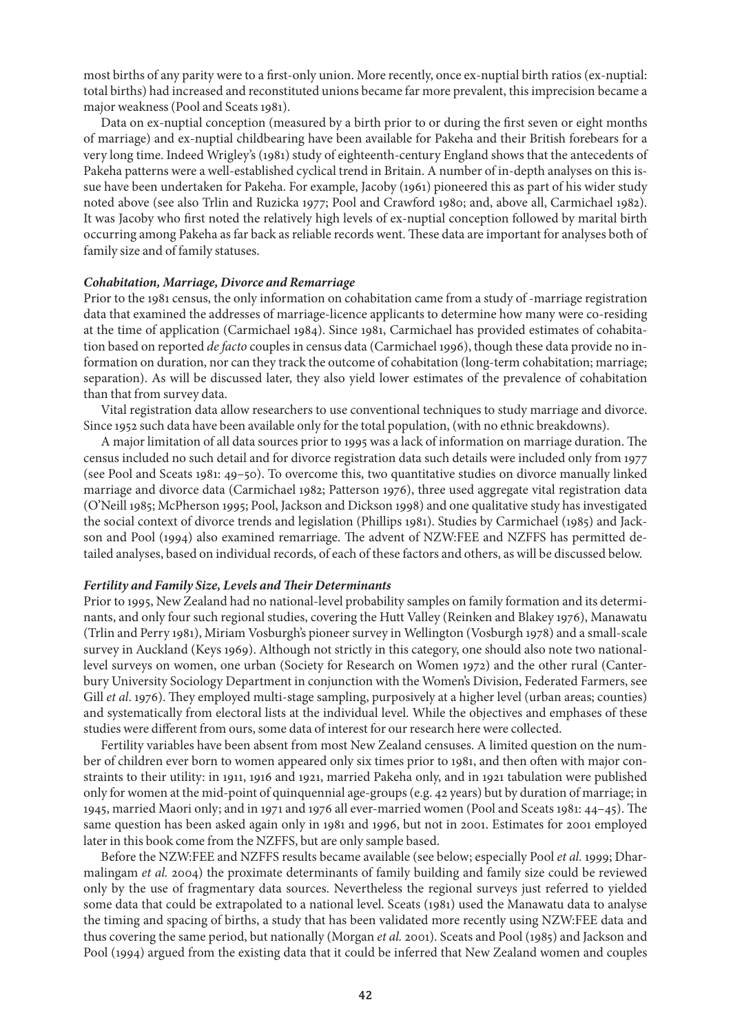most births of any parity were to a first-only union. More recently, once ex-nuptial birth ratios (ex-nuptial: total births) had increased and reconstituted unions became far more prevalent, this imprecision became a major weakness (Pool and Sceats 1981).

Data on ex-nuptial conception (measured by a birth prior to or during the first seven or eight months of marriage) and ex-nuptial childbearing have been available for Pakeha and their British forebears for a very long time. Indeed Wrigley's (1981) study of eighteenth-century England shows that the antecedents of Pakeha patterns were a well-established cyclical trend in Britain. A number of in-depth analyses on this issue have been undertaken for Pakeha. For example, Jacoby (1961) pioneered this as part of his wider study noted above (see also Trlin and Ruzicka 1977; Pool and Crawford 1980; and, above all, Carmichael 1982). It was Jacoby who first noted the relatively high levels of ex-nuptial conception followed by marital birth occurring among Pakeha as far back as reliable records went. These data are important for analyses both of family size and of family statuses.

### *Cohabitation, Marriage, Divorce and Remarriage*

Prior to the 1981 census, the only information on cohabitation came from a study of -marriage registration data that examined the addresses of marriage-licence applicants to determine how many were co-residing at the time of application (Carmichael 1984). Since 1981, Carmichael has provided estimates of cohabitation based on reported *de facto* couples in census data (Carmichael 1996), though these data provide no information on duration, nor can they track the outcome of cohabitation (long-term cohabitation; marriage; separation). As will be discussed later, they also yield lower estimates of the prevalence of cohabitation than that from survey data.

Vital registration data allow researchers to use conventional techniques to study marriage and divorce. Since 1952 such data have been available only for the total population, (with no ethnic breakdowns).

A major limitation of all data sources prior to 1995 was a lack of information on marriage duration. The census included no such detail and for divorce registration data such details were included only from 1977 (see Pool and Sceats 1981: 49–50). To overcome this, two quantitative studies on divorce manually linked marriage and divorce data (Carmichael 1982; Patterson 1976), three used aggregate vital registration data (O'Neill 1985; McPherson 1995; Pool, Jackson and Dickson 1998) and one qualitative study has investigated the social context of divorce trends and legislation (Phillips 1981). Studies by Carmichael (1985) and Jackson and Pool (1994) also examined remarriage. The advent of NZW:FEE and NZFFS has permitted detailed analyses, based on individual records, of each of these factors and others, as will be discussed below.

### *Fertility and Family Size, Levels and Their Determinants*

Prior to 1995, New Zealand had no national-level probability samples on family formation and its determinants, and only four such regional studies, covering the Hutt Valley (Reinken and Blakey 1976), Manawatu (Trlin and Perry 1981), Miriam Vosburgh's pioneer survey in Wellington (Vosburgh 1978) and a small-scale survey in Auckland (Keys 1969). Although not strictly in this category, one should also note two national-level surveys on women, one urban (Society for Research on Women 1972) and the other rural (Canterbury University Sociology Department in conjunction with the Women's Division, Federated Farmers, see Gill *et al.* 1976). They employed multi-stage sampling, purposively at a higher level (urban areas; counties) and systematically from electoral lists at the individual level. While the objectives and emphases of these studies were different from ours, some data of interest for our research here were collected.

Fertility variables have been absent from most New Zealand censuses. A limited question on the number of children ever born to women appeared only six times prior to 1981, and then often with major constraints to their utility: in 1911, 1916 and 1921, married Pakeha only, and in 1921 tabulation were published only for women at the mid-point of quinquennial age-groups (e.g. 42 years) but by duration of marriage; in 1945, married Maori only; and in 1971 and 1976 all ever-married women (Pool and Sceats 1981: 44–45). The same question has been asked again only in 1981 and 1996, but not in 2001. Estimates for 2001 employed later in this book come from the NZFFS, but are only sample based.

Before the NZW:FEE and NZFFS results became available (see below; especially Pool *et al.* 1999; Dharmalingam *et al.* 2004) the proximate determinants of family building and family size could be reviewed only by the use of fragmentary data sources. Nevertheless the regional surveys just referred to yielded some data that could be extrapolated to a national level. Sceats (1981) used the Manawatu data to analyse the timing and spacing of births, a study that has been validated more recently using NZW:FEE data and thus covering the same period, but nationally (Morgan *et al.* 2001). Sceats and Pool (1985) and Jackson and Pool (1994) argued from the existing data that it could be inferred that New Zealand women and couples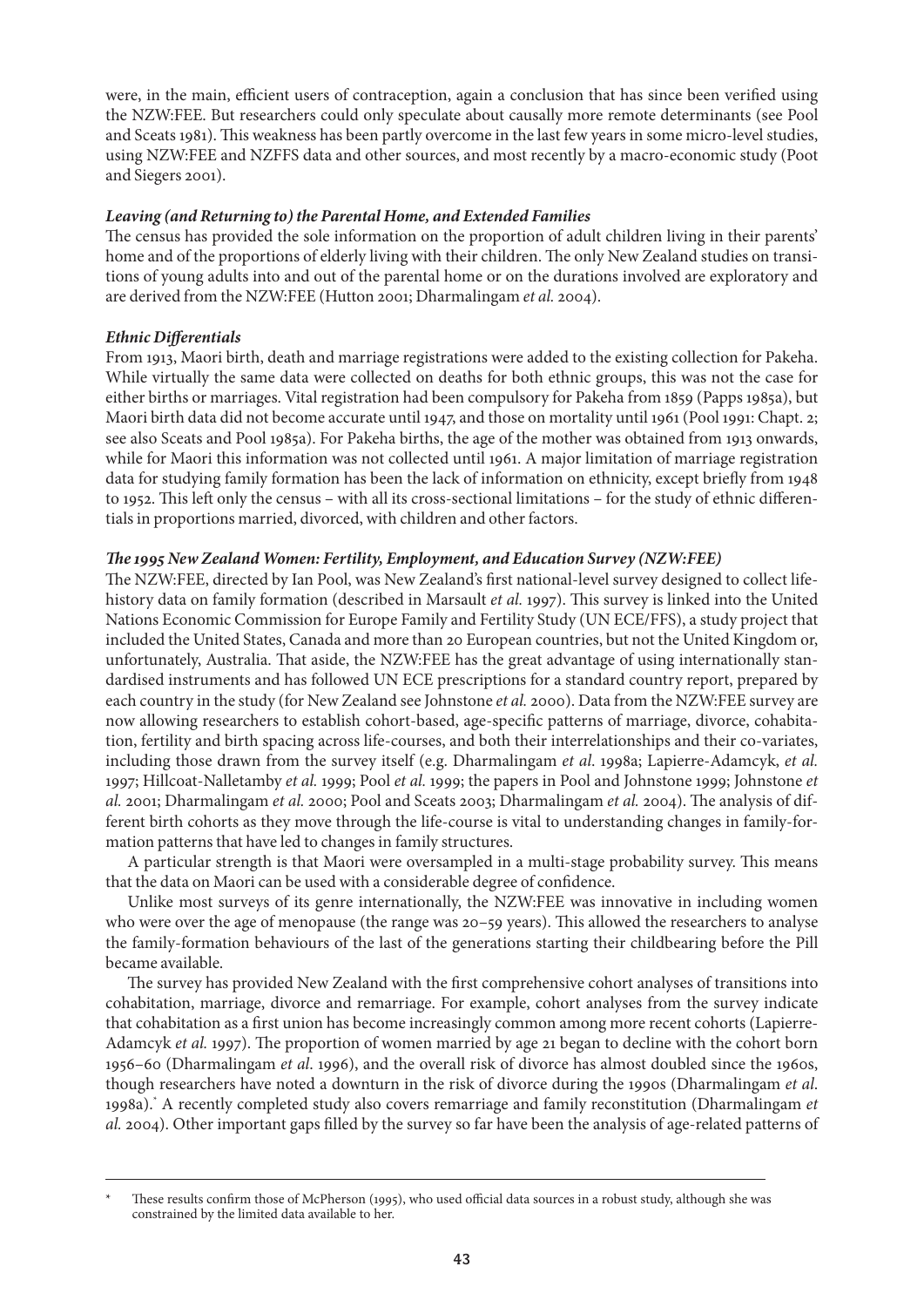were, in the main, efficient users of contraception, again a conclusion that has since been verified using the NZW:FEE. But researchers could only speculate about causally more remote determinants (see Pool and Sceats 1981). This weakness has been partly overcome in the last few years in some micro-level studies, using NZW:FEE and NZFFS data and other sources, and most recently by a macro-economic study (Poot and Siegers 2001).

### *Leaving (and Returning to) the Parental Home, and Extended Families*

The census has provided the sole information on the proportion of adult children living in their parents' home and of the proportions of elderly living with their children. The only New Zealand studies on transitions of young adults into and out of the parental home or on the durations involved are exploratory and are derived from the NZW:FEE (Hutton 2001; Dharmalingam *et al.* 2004).

### *Ethnic Differentials*

From 1913, Maori birth, death and marriage registrations were added to the existing collection for Pakeha. While virtually the same data were collected on deaths for both ethnic groups, this was not the case for either births or marriages. Vital registration had been compulsory for Pakeha from 1859 (Papps 1985a), but Maori birth data did not become accurate until 1947, and those on mortality until 1961 (Pool 1991: Chapt. 2; see also Sceats and Pool 1985a). For Pakeha births, the age of the mother was obtained from 1913 onwards, while for Maori this information was not collected until 1961. A major limitation of marriage registration data for studying family formation has been the lack of information on ethnicity, except briefly from 1948 to 1952. This left only the census – with all its cross-sectional limitations – for the study of ethnic differentials in proportions married, divorced, with children and other factors.

### *The 1995 New Zealand Women: Fertility, Employment, and Education Survey (NZW:FEE)*

The NZW:FEE, directed by Ian Pool, was New Zealand's first national-level survey designed to collect life-history data on family formation (described in Marsault *et al.* 1997). This survey is linked into the United Nations Economic Commission for Europe Family and Fertility Study (UN ECE/FFS), a study project that included the United States, Canada and more than 20 European countries, but not the United Kingdom or, unfortunately, Australia. That aside, the NZW:FEE has the great advantage of using internationally standardised instruments and has followed UN ECE prescriptions for a standard country report, prepared by each country in the study (for New Zealand see Johnstone *et al.* 2000). Data from the NZW:FEE survey are now allowing researchers to establish cohort-based, age-specific patterns of marriage, divorce, cohabitation, fertility and birth spacing across life-courses, and both their interrelationships and their co-variates, including those drawn from the survey itself (e.g. Dharmalingam *et al.* 1998a; Lapierre-Adamcyk, *et al.* 1997; Hillcoat-Nalletamby *et al.* 1999; Pool *et al.* 1999; the papers in Pool and Johnstone 1999; Johnstone *et al.* 2001; Dharmalingam *et al.* 2000; Pool and Sceats 2003; Dharmalingam *et al.* 2004). The analysis of different birth cohorts as they move through the life-course is vital to understanding changes in family-formation patterns that have led to changes in family structures.

A particular strength is that Maori were oversampled in a multi-stage probability survey. This means that the data on Maori can be used with a considerable degree of confidence.

Unlike most surveys of its genre internationally, the NZW:FEE was innovative in including women who were over the age of menopause (the range was 20–59 years). This allowed the researchers to analyse the family-formation behaviours of the last of the generations starting their childbearing before the Pill became available.

The survey has provided New Zealand with the first comprehensive cohort analyses of transitions into cohabitation, marriage, divorce and remarriage. For example, cohort analyses from the survey indicate that cohabitation as a first union has become increasingly common among more recent cohorts (Lapierre-Adamcyk *et al.* 1997). The proportion of women married by age 21 began to decline with the cohort born 1956–60 (Dharmalingam *et al.* 1996), and the overall risk of divorce has almost doubled since the 1960s, though researchers have noted a downturn in the risk of divorce during the 1990s (Dharmalingam *et al.* 1998a).* A recently completed study also covers remarriage and family reconstitution (Dharmalingam *et al.* 2004). Other important gaps filled by the survey so far have been the analysis of age-related patterns of

---

\* These results confirm those of McPherson (1995), who used official data sources in a robust study, although she was constrained by the limited data available to her.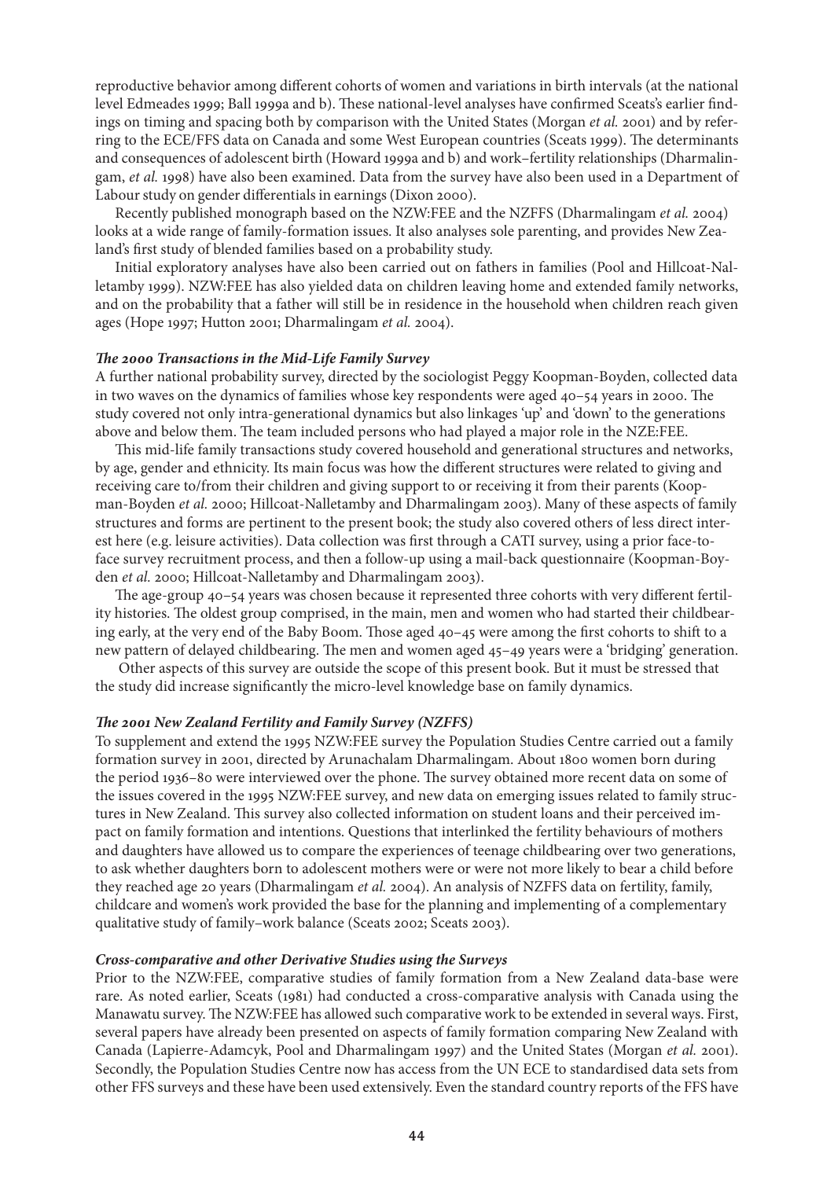reproductive behavior among different cohorts of women and variations in birth intervals (at the national level Edmeades 1999; Ball 1999a and b). These national-level analyses have confirmed Sceats's earlier findings on timing and spacing both by comparison with the United States (Morgan *et al.* 2001) and by referring to the ECE/FFS data on Canada and some West European countries (Sceats 1999). The determinants and consequences of adolescent birth (Howard 1999a and b) and work–fertility relationships (Dharmalingam, *et al.* 1998) have also been examined. Data from the survey have also been used in a Department of Labour study on gender differentials in earnings (Dixon 2000).

Recently published monograph based on the NZW:FEE and the NZFFS (Dharmalingam *et al.* 2004) looks at a wide range of family-formation issues. It also analyses sole parenting, and provides New Zealand's first study of blended families based on a probability study.

Initial exploratory analyses have also been carried out on fathers in families (Pool and Hillcoat-Nalletamby 1999). NZW:FEE has also yielded data on children leaving home and extended family networks, and on the probability that a father will still be in residence in the household when children reach given ages (Hope 1997; Hutton 2001; Dharmalingam *et al.* 2004).

#### *The 2000 Transactions in the Mid-Life Family Survey*

A further national probability survey, directed by the sociologist Peggy Koopman-Boyden, collected data in two waves on the dynamics of families whose key respondents were aged 40–54 years in 2000. The study covered not only intra-generational dynamics but also linkages 'up' and 'down' to the generations above and below them. The team included persons who had played a major role in the NZE:FEE.

This mid-life family transactions study covered household and generational structures and networks, by age, gender and ethnicity. Its main focus was how the different structures were related to giving and receiving care to/from their children and giving support to or receiving it from their parents (Koopman-Boyden *et al.* 2000; Hillcoat-Nalletamby and Dharmalingam 2003). Many of these aspects of family structures and forms are pertinent to the present book; the study also covered others of less direct interest here (e.g. leisure activities). Data collection was first through a CATI survey, using a prior face-to-face survey recruitment process, and then a follow-up using a mail-back questionnaire (Koopman-Boyden *et al.* 2000; Hillcoat-Nalletamby and Dharmalingam 2003).

The age-group 40–54 years was chosen because it represented three cohorts with very different fertility histories. The oldest group comprised, in the main, men and women who had started their childbearing early, at the very end of the Baby Boom. Those aged 40–45 were among the first cohorts to shift to a new pattern of delayed childbearing. The men and women aged 45–49 years were a 'bridging' generation.

Other aspects of this survey are outside the scope of this present book. But it must be stressed that the study did increase significantly the micro-level knowledge base on family dynamics.

#### *The 2001 New Zealand Fertility and Family Survey (NZFFS)*

To supplement and extend the 1995 NZW:FEE survey the Population Studies Centre carried out a family formation survey in 2001, directed by Arunachalam Dharmalingam. About 1800 women born during the period 1936–80 were interviewed over the phone. The survey obtained more recent data on some of the issues covered in the 1995 NZW:FEE survey, and new data on emerging issues related to family structures in New Zealand. This survey also collected information on student loans and their perceived impact on family formation and intentions. Questions that interlinked the fertility behaviours of mothers and daughters have allowed us to compare the experiences of teenage childbearing over two generations, to ask whether daughters born to adolescent mothers were or were not more likely to bear a child before they reached age 20 years (Dharmalingam *et al.* 2004). An analysis of NZFFS data on fertility, family, childcare and women's work provided the base for the planning and implementing of a complementary qualitative study of family–work balance (Sceats 2002; Sceats 2003).

#### *Cross-comparative and other Derivative Studies using the Surveys*

Prior to the NZW:FEE, comparative studies of family formation from a New Zealand data-base were rare. As noted earlier, Sceats (1981) had conducted a cross-comparative analysis with Canada using the Manawatu survey. The NZW:FEE has allowed such comparative work to be extended in several ways. First, several papers have already been presented on aspects of family formation comparing New Zealand with Canada (Lapierre-Adamcyk, Pool and Dharmalingam 1997) and the United States (Morgan *et al.* 2001). Secondly, the Population Studies Centre now has access from the UN ECE to standardised data sets from other FFS surveys and these have been used extensively. Even the standard country reports of the FFS have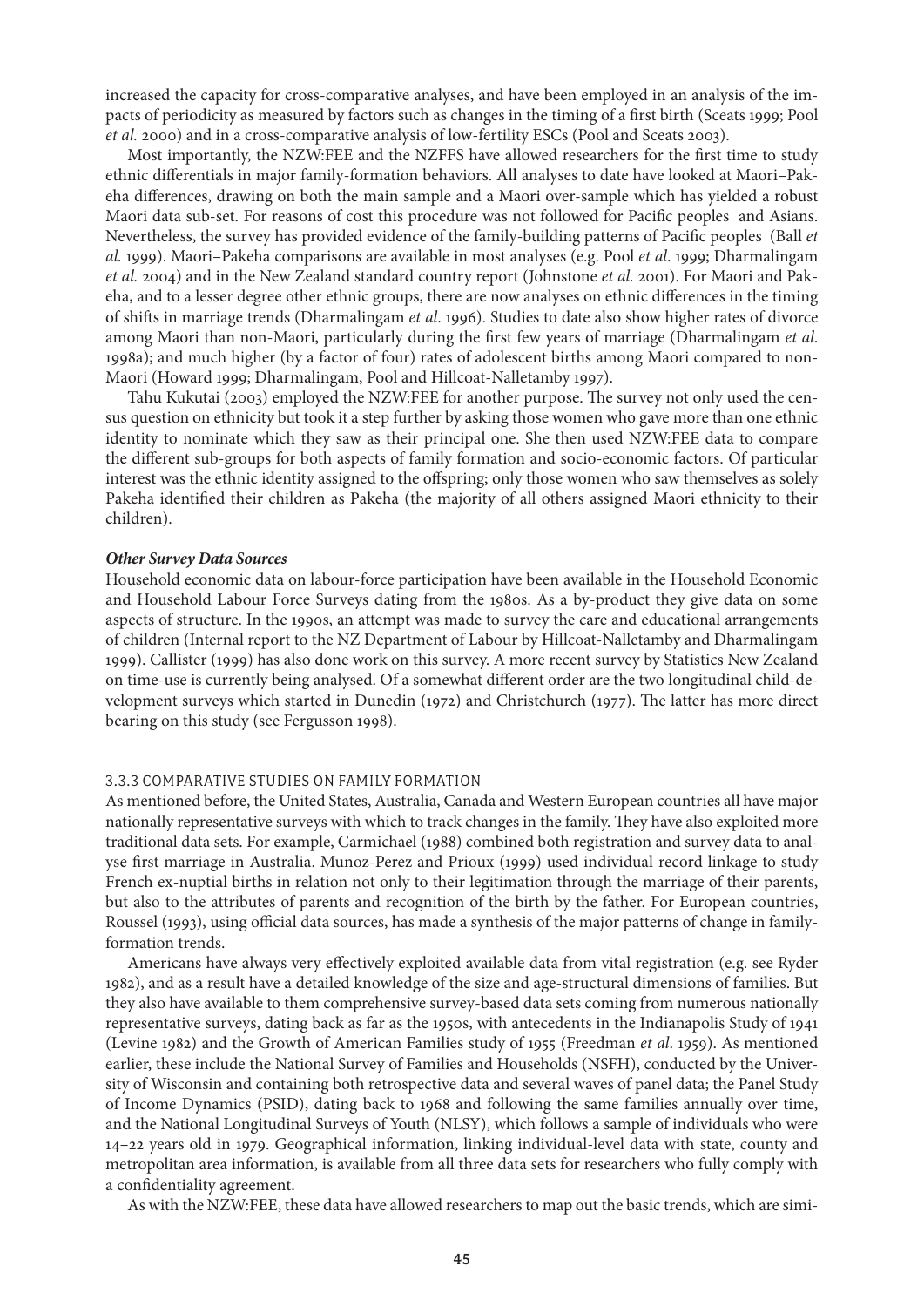increased the capacity for cross-comparative analyses, and have been employed in an analysis of the impacts of periodicity as measured by factors such as changes in the timing of a first birth (Sceats 1999; Pool *et al.* 2000) and in a cross-comparative analysis of low-fertility ESCs (Pool and Sceats 2003).

Most importantly, the NZW:FEE and the NZFFS have allowed researchers for the first time to study ethnic differentials in major family-formation behaviors. All analyses to date have looked at Maori–Pakeha differences, drawing on both the main sample and a Maori over-sample which has yielded a robust Maori data sub-set. For reasons of cost this procedure was not followed for Pacific peoples and Asians. Nevertheless, the survey has provided evidence of the family-building patterns of Pacific peoples (Ball *et al.* 1999). Maori–Pakeha comparisons are available in most analyses (e.g. Pool *et al*. 1999; Dharmalingam *et al.* 2004) and in the New Zealand standard country report (Johnstone *et al.* 2001). For Maori and Pakeha, and to a lesser degree other ethnic groups, there are now analyses on ethnic differences in the timing of shifts in marriage trends (Dharmalingam *et al*. 1996). Studies to date also show higher rates of divorce among Maori than non-Maori, particularly during the first few years of marriage (Dharmalingam *et al*. 1998a); and much higher (by a factor of four) rates of adolescent births among Maori compared to non-Maori (Howard 1999; Dharmalingam, Pool and Hillcoat-Nalletamby 1997).

Tahu Kukutai (2003) employed the NZW:FEE for another purpose. The survey not only used the census question on ethnicity but took it a step further by asking those women who gave more than one ethnic identity to nominate which they saw as their principal one. She then used NZW:FEE data to compare the different sub-groups for both aspects of family formation and socio-economic factors. Of particular interest was the ethnic identity assigned to the offspring; only those women who saw themselves as solely Pakeha identified their children as Pakeha (the majority of all others assigned Maori ethnicity to their children).

#### *Other Survey Data Sources*

Household economic data on labour-force participation have been available in the Household Economic and Household Labour Force Surveys dating from the 1980s. As a by-product they give data on some aspects of structure. In the 1990s, an attempt was made to survey the care and educational arrangements of children (Internal report to the NZ Department of Labour by Hillcoat-Nalletamby and Dharmalingam 1999). Callister (1999) has also done work on this survey. A more recent survey by Statistics New Zealand on time-use is currently being analysed. Of a somewhat different order are the two longitudinal child-development surveys which started in Dunedin (1972) and Christchurch (1977). The latter has more direct bearing on this study (see Fergusson 1998).

### 3.3.3 COMPARATIVE STUDIES ON FAMILY FORMATION

As mentioned before, the United States, Australia, Canada and Western European countries all have major nationally representative surveys with which to track changes in the family. They have also exploited more traditional data sets. For example, Carmichael (1988) combined both registration and survey data to analyse first marriage in Australia. Munoz-Perez and Prioux (1999) used individual record linkage to study French ex-nuptial births in relation not only to their legitimation through the marriage of their parents, but also to the attributes of parents and recognition of the birth by the father. For European countries, Roussel (1993), using official data sources, has made a synthesis of the major patterns of change in family-formation trends.

Americans have always very effectively exploited available data from vital registration (e.g. see Ryder 1982), and as a result have a detailed knowledge of the size and age-structural dimensions of families. But they also have available to them comprehensive survey-based data sets coming from numerous nationally representative surveys, dating back as far as the 1950s, with antecedents in the Indianapolis Study of 1941 (Levine 1982) and the Growth of American Families study of 1955 (Freedman *et al*. 1959). As mentioned earlier, these include the National Survey of Families and Households (NSFH), conducted by the University of Wisconsin and containing both retrospective data and several waves of panel data; the Panel Study of Income Dynamics (PSID), dating back to 1968 and following the same families annually over time, and the National Longitudinal Surveys of Youth (NLSY), which follows a sample of individuals who were 14–22 years old in 1979. Geographical information, linking individual-level data with state, county and metropolitan area information, is available from all three data sets for researchers who fully comply with a confidentiality agreement.

As with the NZW:FEE, these data have allowed researchers to map out the basic trends, which are simi-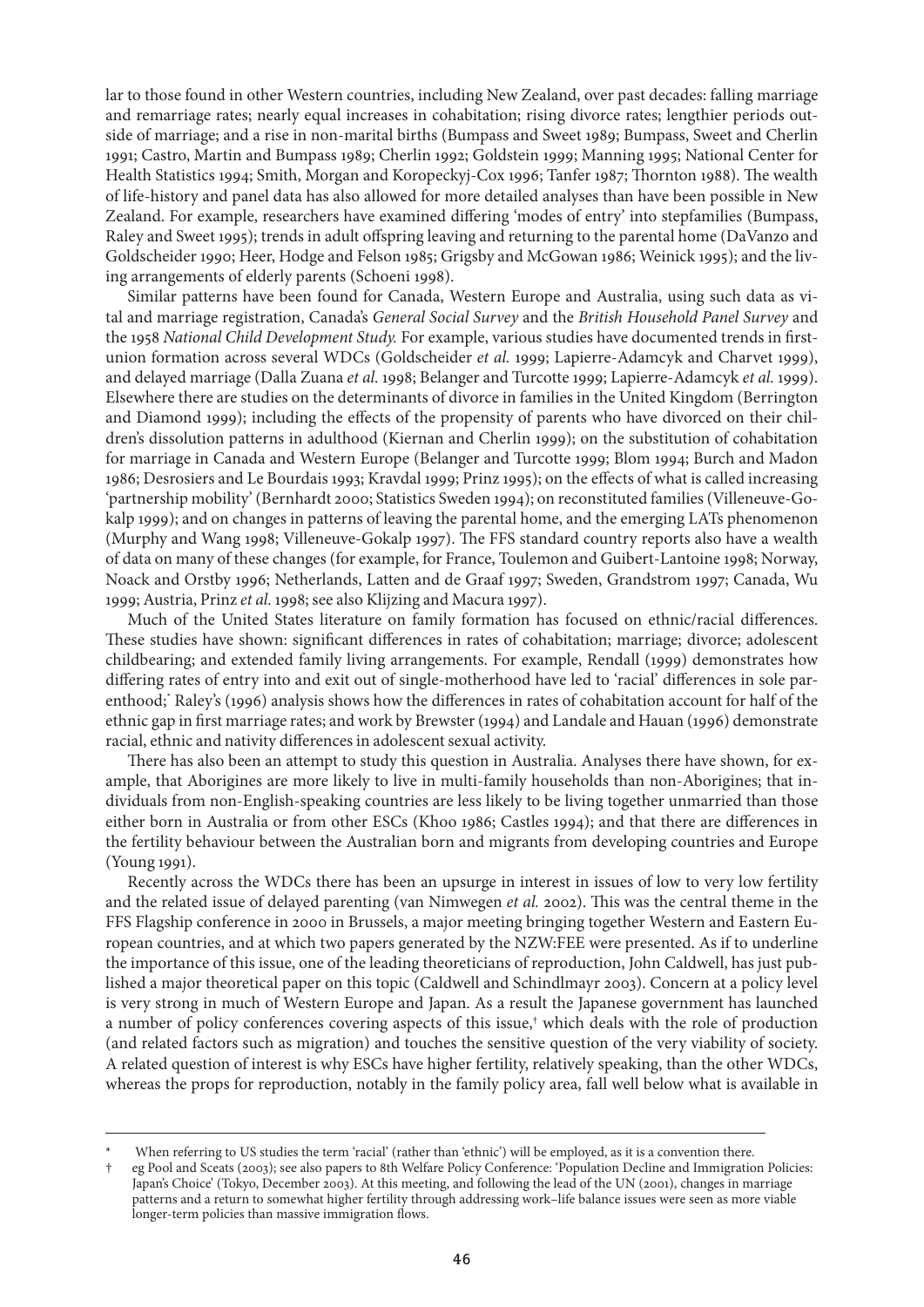lar to those found in other Western countries, including New Zealand, over past decades: falling marriage and remarriage rates; nearly equal increases in cohabitation; rising divorce rates; lengthier periods outside of marriage; and a rise in non-marital births (Bumpass and Sweet 1989; Bumpass, Sweet and Cherlin 1991; Castro, Martin and Bumpass 1989; Cherlin 1992; Goldstein 1999; Manning 1995; National Center for Health Statistics 1994; Smith, Morgan and Koropeckyj-Cox 1996; Tanfer 1987; Thornton 1988). The wealth of life-history and panel data has also allowed for more detailed analyses than have been possible in New Zealand. For example, researchers have examined differing 'modes of entry' into stepfamilies (Bumpass, Raley and Sweet 1995); trends in adult offspring leaving and returning to the parental home (DaVanzo and Goldscheider 1990; Heer, Hodge and Felson 1985; Grigsby and McGowan 1986; Weinick 1995); and the living arrangements of elderly parents (Schoeni 1998).

Similar patterns have been found for Canada, Western Europe and Australia, using such data as vital and marriage registration, Canada's *General Social Survey* and the *British Household Panel Survey* and the 1958 *National Child Development Study.* For example, various studies have documented trends in first-union formation across several WDCs (Goldscheider *et al.* 1999; Lapierre-Adamcyk and Charvet 1999), and delayed marriage (Dalla Zuana *et al.* 1998; Belanger and Turcotte 1999; Lapierre-Adamcyk *et al.* 1999). Elsewhere there are studies on the determinants of divorce in families in the United Kingdom (Berrington and Diamond 1999); including the effects of the propensity of parents who have divorced on their children's dissolution patterns in adulthood (Kiernan and Cherlin 1999); on the substitution of cohabitation for marriage in Canada and Western Europe (Belanger and Turcotte 1999; Blom 1994; Burch and Madon 1986; Desrosiers and Le Bourdais 1993; Kravdal 1999; Prinz 1995); on the effects of what is called increasing 'partnership mobility' (Bernhardt 2000; Statistics Sweden 1994); on reconstituted families (Villeneuve-Gokalp 1999); and on changes in patterns of leaving the parental home, and the emerging LATs phenomenon (Murphy and Wang 1998; Villeneuve-Gokalp 1997). The FFS standard country reports also have a wealth of data on many of these changes (for example, for France, Toulemon and Guibert-Lantoine 1998; Norway, Noack and Orstby 1996; Netherlands, Latten and de Graaf 1997; Sweden, Grandstrom 1997; Canada, Wu 1999; Austria, Prinz *et al.* 1998; see also Klijzing and Macura 1997).

Much of the United States literature on family formation has focused on ethnic/racial differences. These studies have shown: significant differences in rates of cohabitation; marriage; divorce; adolescent childbearing; and extended family living arrangements. For example, Rendall (1999) demonstrates how differing rates of entry into and exit out of single-motherhood have led to 'racial' differences in sole parenthood;* Raley's (1996) analysis shows how the differences in rates of cohabitation account for half of the ethnic gap in first marriage rates; and work by Brewster (1994) and Landale and Hauan (1996) demonstrate racial, ethnic and nativity differences in adolescent sexual activity.

There has also been an attempt to study this question in Australia. Analyses there have shown, for example, that Aborigines are more likely to live in multi-family households than non-Aborigines; that individuals from non-English-speaking countries are less likely to be living together unmarried than those either born in Australia or from other ESCs (Khoo 1986; Castles 1994); and that there are differences in the fertility behaviour between the Australian born and migrants from developing countries and Europe (Young 1991).

Recently across the WDCs there has been an upsurge in interest in issues of low to very low fertility and the related issue of delayed parenting (van Nimwegen *et al.* 2002). This was the central theme in the FFS Flagship conference in 2000 in Brussels, a major meeting bringing together Western and Eastern European countries, and at which two papers generated by the NZW:FEE were presented. As if to underline the importance of this issue, one of the leading theoreticians of reproduction, John Caldwell, has just published a major theoretical paper on this topic (Caldwell and Schindlmayr 2003). Concern at a policy level is very strong in much of Western Europe and Japan. As a result the Japanese government has launched a number of policy conferences covering aspects of this issue,† which deals with the role of production (and related factors such as migration) and touches the sensitive question of the very viability of society. A related question of interest is why ESCs have higher fertility, relatively speaking, than the other WDCs, whereas the props for reproduction, notably in the family policy area, fall well below what is available in

---

\* When referring to US studies the term 'racial' (rather than 'ethnic') will be employed, as it is a convention there.

† eg Pool and Sceats (2003); see also papers to 8th Welfare Policy Conference: 'Population Decline and Immigration Policies: Japan's Choice' (Tokyo, December 2003). At this meeting, and following the lead of the UN (2001), changes in marriage patterns and a return to somewhat higher fertility through addressing work–life balance issues were seen as more viable longer-term policies than massive immigration flows.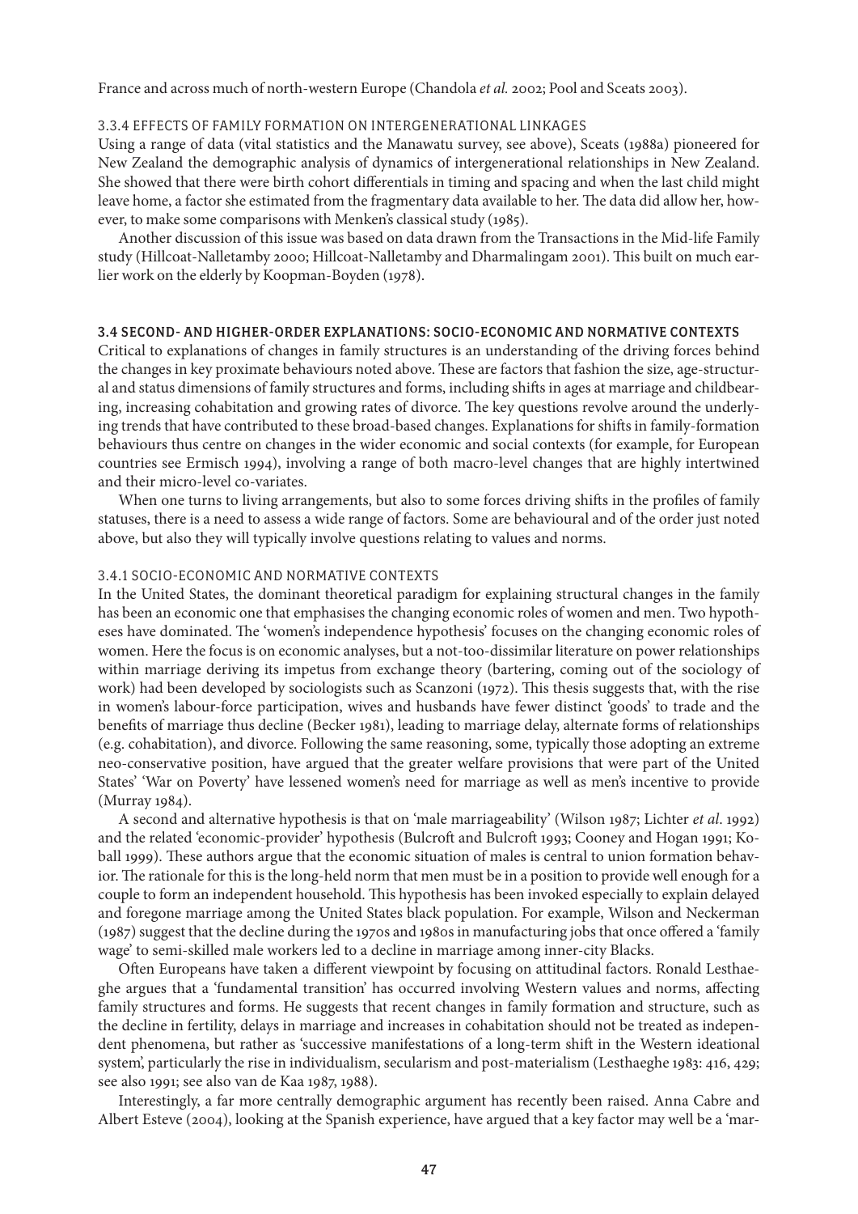France and across much of north-western Europe (Chandola *et al.* 2002; Pool and Sceats 2003).

### 3.3.4 EFFECTS OF FAMILY FORMATION ON INTERGENERATIONAL LINKAGES

Using a range of data (vital statistics and the Manawatu survey, see above), Sceats (1988a) pioneered for New Zealand the demographic analysis of dynamics of intergenerational relationships in New Zealand. She showed that there were birth cohort differentials in timing and spacing and when the last child might leave home, a factor she estimated from the fragmentary data available to her. The data did allow her, however, to make some comparisons with Menken's classical study (1985).

Another discussion of this issue was based on data drawn from the Transactions in the Mid-life Family study (Hillcoat-Nalletamby 2000; Hillcoat-Nalletamby and Dharmalingam 2001). This built on much earlier work on the elderly by Koopman-Boyden (1978).

## 3.4 SECOND- AND HIGHER-ORDER EXPLANATIONS: SOCIO-ECONOMIC AND NORMATIVE CONTEXTS

Critical to explanations of changes in family structures is an understanding of the driving forces behind the changes in key proximate behaviours noted above. These are factors that fashion the size, age-structural and status dimensions of family structures and forms, including shifts in ages at marriage and childbearing, increasing cohabitation and growing rates of divorce. The key questions revolve around the underlying trends that have contributed to these broad-based changes. Explanations for shifts in family-formation behaviours thus centre on changes in the wider economic and social contexts (for example, for European countries see Ermisch 1994), involving a range of both macro-level changes that are highly intertwined and their micro-level co-variates.

When one turns to living arrangements, but also to some forces driving shifts in the profiles of family statuses, there is a need to assess a wide range of factors. Some are behavioural and of the order just noted above, but also they will typically involve questions relating to values and norms.

### 3.4.1 SOCIO-ECONOMIC AND NORMATIVE CONTEXTS

In the United States, the dominant theoretical paradigm for explaining structural changes in the family has been an economic one that emphasises the changing economic roles of women and men. Two hypotheses have dominated. The 'women's independence hypothesis' focuses on the changing economic roles of women. Here the focus is on economic analyses, but a not-too-dissimilar literature on power relationships within marriage deriving its impetus from exchange theory (bartering, coming out of the sociology of work) had been developed by sociologists such as Scanzoni (1972). This thesis suggests that, with the rise in women's labour-force participation, wives and husbands have fewer distinct 'goods' to trade and the benefits of marriage thus decline (Becker 1981), leading to marriage delay, alternate forms of relationships (e.g. cohabitation), and divorce. Following the same reasoning, some, typically those adopting an extreme neo-conservative position, have argued that the greater welfare provisions that were part of the United States' 'War on Poverty' have lessened women's need for marriage as well as men's incentive to provide (Murray 1984).

A second and alternative hypothesis is that on 'male marriageability' (Wilson 1987; Lichter *et al*. 1992) and the related 'economic-provider' hypothesis (Bulcroft and Bulcroft 1993; Cooney and Hogan 1991; Koball 1999). These authors argue that the economic situation of males is central to union formation behavior. The rationale for this is the long-held norm that men must be in a position to provide well enough for a couple to form an independent household. This hypothesis has been invoked especially to explain delayed and foregone marriage among the United States black population. For example, Wilson and Neckerman (1987) suggest that the decline during the 1970s and 1980s in manufacturing jobs that once offered a 'family wage' to semi-skilled male workers led to a decline in marriage among inner-city Blacks.

Often Europeans have taken a different viewpoint by focusing on attitudinal factors. Ronald Lesthaeghe argues that a 'fundamental transition' has occurred involving Western values and norms, affecting family structures and forms. He suggests that recent changes in family formation and structure, such as the decline in fertility, delays in marriage and increases in cohabitation should not be treated as independent phenomena, but rather as 'successive manifestations of a long-term shift in the Western ideational system', particularly the rise in individualism, secularism and post-materialism (Lesthaeghe 1983: 416, 429; see also 1991; see also van de Kaa 1987, 1988).

Interestingly, a far more centrally demographic argument has recently been raised. Anna Cabre and Albert Esteve (2004), looking at the Spanish experience, have argued that a key factor may well be a 'mar-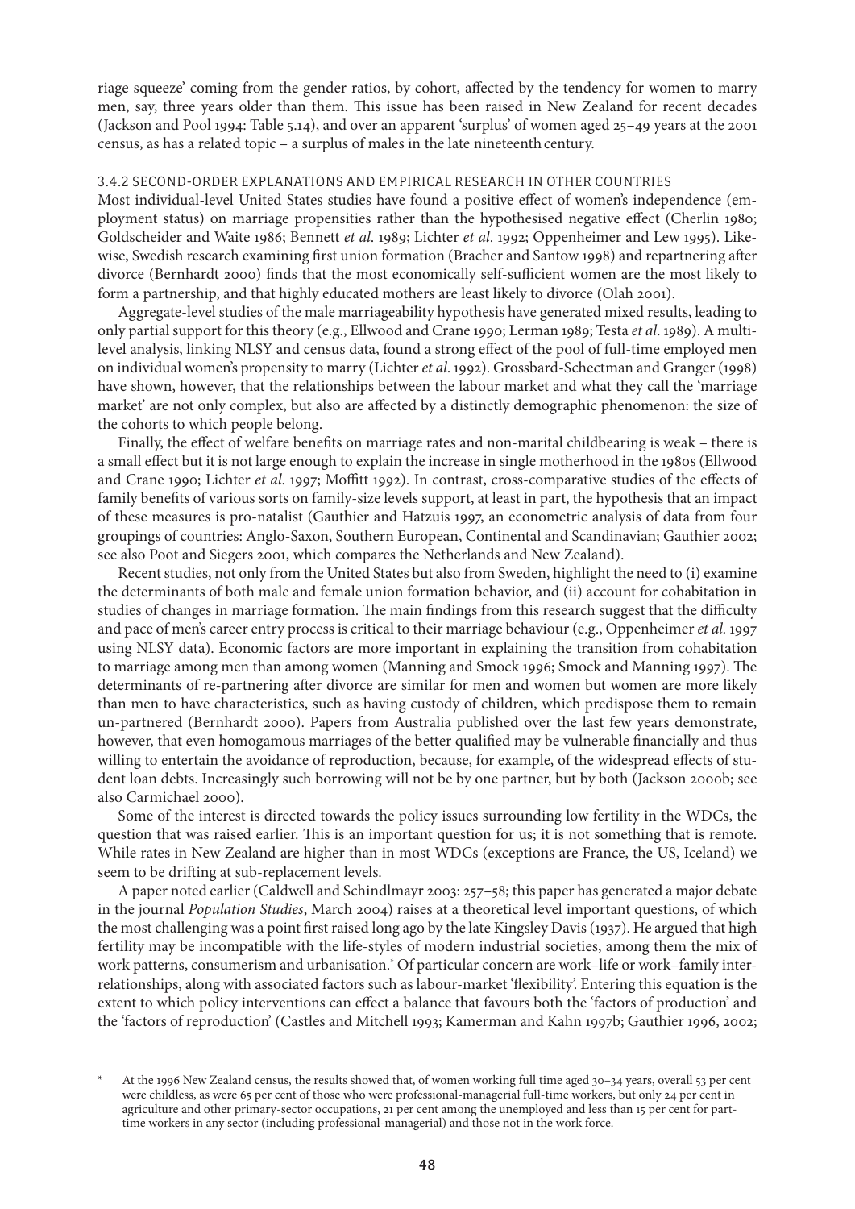riage squeeze' coming from the gender ratios, by cohort, affected by the tendency for women to marry men, say, three years older than them. This issue has been raised in New Zealand for recent decades (Jackson and Pool 1994: Table 5.14), and over an apparent 'surplus' of women aged 25–49 years at the 2001 census, as has a related topic – a surplus of males in the late nineteenth century.

### 3.4.2 SECOND-ORDER EXPLANATIONS AND EMPIRICAL RESEARCH IN OTHER COUNTRIES

Most individual-level United States studies have found a positive effect of women's independence (employment status) on marriage propensities rather than the hypothesised negative effect (Cherlin 1980; Goldscheider and Waite 1986; Bennett *et al*. 1989; Lichter *et al*. 1992; Oppenheimer and Lew 1995). Likewise, Swedish research examining first union formation (Bracher and Santow 1998) and repartnering after divorce (Bernhardt 2000) finds that the most economically self-sufficient women are the most likely to form a partnership, and that highly educated mothers are least likely to divorce (Olah 2001).

Aggregate-level studies of the male marriageability hypothesis have generated mixed results, leading to only partial support for this theory (e.g., Ellwood and Crane 1990; Lerman 1989; Testa *et al*. 1989). A multilevel analysis, linking NLSY and census data, found a strong effect of the pool of full-time employed men on individual women's propensity to marry (Lichter *et al*. 1992). Grossbard-Schectman and Granger (1998) have shown, however, that the relationships between the labour market and what they call the 'marriage market' are not only complex, but also are affected by a distinctly demographic phenomenon: the size of the cohorts to which people belong.

Finally, the effect of welfare benefits on marriage rates and non-marital childbearing is weak – there is a small effect but it is not large enough to explain the increase in single motherhood in the 1980s (Ellwood and Crane 1990; Lichter *et al*. 1997; Moffitt 1992). In contrast, cross-comparative studies of the effects of family benefits of various sorts on family-size levels support, at least in part, the hypothesis that an impact of these measures is pro-natalist (Gauthier and Hatzuis 1997, an econometric analysis of data from four groupings of countries: Anglo-Saxon, Southern European, Continental and Scandinavian; Gauthier 2002; see also Poot and Siegers 2001, which compares the Netherlands and New Zealand).

Recent studies, not only from the United States but also from Sweden, highlight the need to (i) examine the determinants of both male and female union formation behavior, and (ii) account for cohabitation in studies of changes in marriage formation. The main findings from this research suggest that the difficulty and pace of men's career entry process is critical to their marriage behaviour (e.g., Oppenheimer *et al.* 1997 using NLSY data). Economic factors are more important in explaining the transition from cohabitation to marriage among men than among women (Manning and Smock 1996; Smock and Manning 1997). The determinants of re-partnering after divorce are similar for men and women but women are more likely than men to have characteristics, such as having custody of children, which predispose them to remain un-partnered (Bernhardt 2000). Papers from Australia published over the last few years demonstrate, however, that even homogamous marriages of the better qualified may be vulnerable financially and thus willing to entertain the avoidance of reproduction, because, for example, of the widespread effects of student loan debts. Increasingly such borrowing will not be by one partner, but by both (Jackson 2000b; see also Carmichael 2000).

Some of the interest is directed towards the policy issues surrounding low fertility in the WDCs, the question that was raised earlier. This is an important question for us; it is not something that is remote. While rates in New Zealand are higher than in most WDCs (exceptions are France, the US, Iceland) we seem to be drifting at sub-replacement levels.

A paper noted earlier (Caldwell and Schindlmayr 2003: 257–58; this paper has generated a major debate in the journal *Population Studies*, March 2004) raises at a theoretical level important questions, of which the most challenging was a point first raised long ago by the late Kingsley Davis (1937). He argued that high fertility may be incompatible with the life-styles of modern industrial societies, among them the mix of work patterns, consumerism and urbanisation.* Of particular concern are work–life or work–family interrelationships, along with associated factors such as labour-market 'flexibility'. Entering this equation is the extent to which policy interventions can effect a balance that favours both the 'factors of production' and the 'factors of reproduction' (Castles and Mitchell 1993; Kamerman and Kahn 1997b; Gauthier 1996, 2002;

---

\* At the 1996 New Zealand census, the results showed that, of women working full time aged 30–34 years, overall 53 per cent were childless, as were 65 per cent of those who were professional-managerial full-time workers, but only 24 per cent in agriculture and other primary-sector occupations, 21 per cent among the unemployed and less than 15 per cent for part-time workers in any sector (including professional-managerial) and those not in the work force.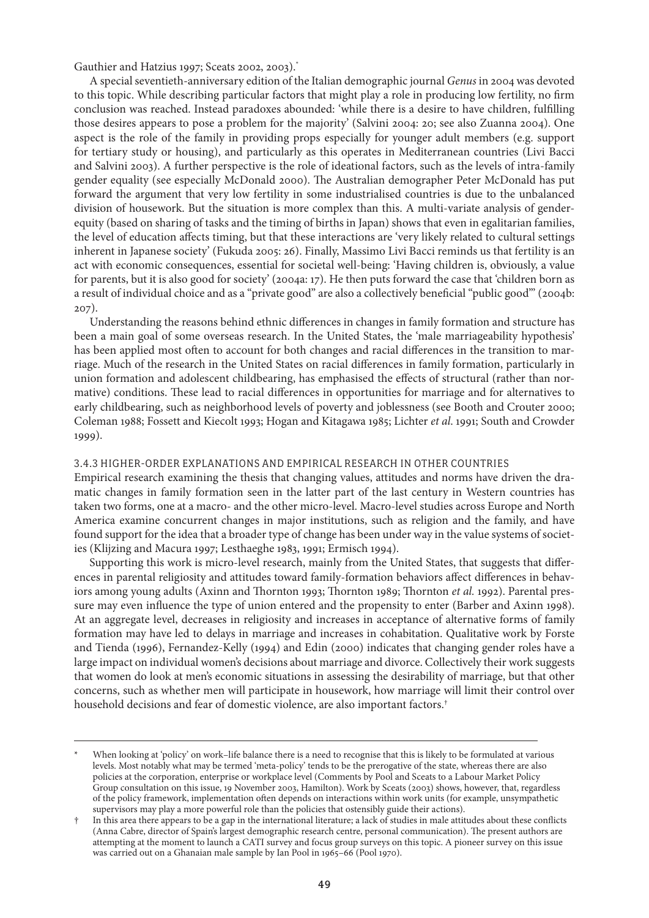Gauthier and Hatzius 1997; Sceats 2002, 2003).*

A special seventieth-anniversary edition of the Italian demographic journal *Genus* in 2004 was devoted to this topic. While describing particular factors that might play a role in producing low fertility, no firm conclusion was reached. Instead paradoxes abounded: 'while there is a desire to have children, fulfilling those desires appears to pose a problem for the majority' (Salvini 2004: 20; see also Zuanna 2004). One aspect is the role of the family in providing props especially for younger adult members (e.g. support for tertiary study or housing), and particularly as this operates in Mediterranean countries (Livi Bacci and Salvini 2003). A further perspective is the role of ideational factors, such as the levels of intra-family gender equality (see especially McDonald 2000). The Australian demographer Peter McDonald has put forward the argument that very low fertility in some industrialised countries is due to the unbalanced division of housework. But the situation is more complex than this. A multi-variate analysis of gender-equity (based on sharing of tasks and the timing of births in Japan) shows that even in egalitarian families, the level of education affects timing, but that these interactions are 'very likely related to cultural settings inherent in Japanese society' (Fukuda 2005: 26). Finally, Massimo Livi Bacci reminds us that fertility is an act with economic consequences, essential for societal well-being: 'Having children is, obviously, a value for parents, but it is also good for society' (2004a: 17). He then puts forward the case that 'children born as a result of individual choice and as a "private good" are also a collectively beneficial "public good"' (2004b: 207).

Understanding the reasons behind ethnic differences in changes in family formation and structure has been a main goal of some overseas research. In the United States, the 'male marriageability hypothesis' has been applied most often to account for both changes and racial differences in the transition to marriage. Much of the research in the United States on racial differences in family formation, particularly in union formation and adolescent childbearing, has emphasised the effects of structural (rather than normative) conditions. These lead to racial differences in opportunities for marriage and for alternatives to early childbearing, such as neighborhood levels of poverty and joblessness (see Booth and Crouter 2000; Coleman 1988; Fossett and Kiecolt 1993; Hogan and Kitagawa 1985; Lichter *et al*. 1991; South and Crowder 1999).

### 3.4.3 HIGHER-ORDER EXPLANATIONS AND EMPIRICAL RESEARCH IN OTHER COUNTRIES

Empirical research examining the thesis that changing values, attitudes and norms have driven the dramatic changes in family formation seen in the latter part of the last century in Western countries has taken two forms, one at a macro- and the other micro-level. Macro-level studies across Europe and North America examine concurrent changes in major institutions, such as religion and the family, and have found support for the idea that a broader type of change has been under way in the value systems of societies (Klijzing and Macura 1997; Lesthaeghe 1983, 1991; Ermisch 1994).

Supporting this work is micro-level research, mainly from the United States, that suggests that differences in parental religiosity and attitudes toward family-formation behaviors affect differences in behaviors among young adults (Axinn and Thornton 1993; Thornton 1989; Thornton *et al.* 1992). Parental pressure may even influence the type of union entered and the propensity to enter (Barber and Axinn 1998). At an aggregate level, decreases in religiosity and increases in acceptance of alternative forms of family formation may have led to delays in marriage and increases in cohabitation. Qualitative work by Forste and Tienda (1996), Fernandez-Kelly (1994) and Edin (2000) indicates that changing gender roles have a large impact on individual women's decisions about marriage and divorce. Collectively their work suggests that women do look at men's economic situations in assessing the desirability of marriage, but that other concerns, such as whether men will participate in housework, how marriage will limit their control over household decisions and fear of domestic violence, are also important factors.†

---

\* When looking at 'policy' on work–life balance there is a need to recognise that this is likely to be formulated at various levels. Most notably what may be termed 'meta-policy' tends to be the prerogative of the state, whereas there are also policies at the corporation, enterprise or workplace level (Comments by Pool and Sceats to a Labour Market Policy Group consultation on this issue, 19 November 2003, Hamilton). Work by Sceats (2003) shows, however, that, regardless of the policy framework, implementation often depends on interactions within work units (for example, unsympathetic supervisors may play a more powerful role than the policies that ostensibly guide their actions).

† In this area there appears to be a gap in the international literature; a lack of studies in male attitudes about these conflicts (Anna Cabre, director of Spain's largest demographic research centre, personal communication). The present authors are attempting at the moment to launch a CATI survey and focus group surveys on this topic. A pioneer survey on this issue was carried out on a Ghanaian male sample by Ian Pool in 1965–66 (Pool 1970).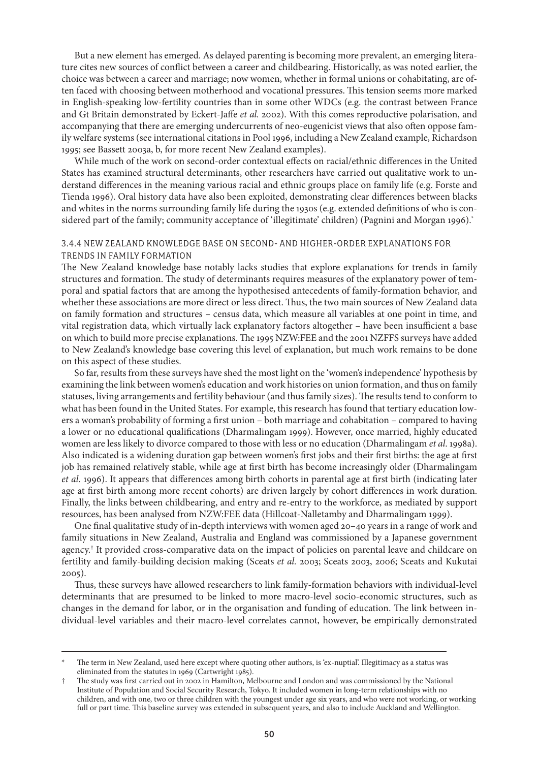But a new element has emerged. As delayed parenting is becoming more prevalent, an emerging literature cites new sources of conflict between a career and childbearing. Historically, as was noted earlier, the choice was between a career and marriage; now women, whether in formal unions or cohabitating, are often faced with choosing between motherhood and vocational pressures. This tension seems more marked in English-speaking low-fertility countries than in some other WDCs (e.g. the contrast between France and Gt Britain demonstrated by Eckert-Jaffe *et al.* 2002). With this comes reproductive polarisation, and accompanying that there are emerging undercurrents of neo-eugenicist views that also often oppose family welfare systems (see international citations in Pool 1996, including a New Zealand example, Richardson 1995; see Bassett 2003a, b, for more recent New Zealand examples).

While much of the work on second-order contextual effects on racial/ethnic differences in the United States has examined structural determinants, other researchers have carried out qualitative work to understand differences in the meaning various racial and ethnic groups place on family life (e.g. Forste and Tienda 1996). Oral history data have also been exploited, demonstrating clear differences between blacks and whites in the norms surrounding family life during the 1930s (e.g. extended definitions of who is considered part of the family; community acceptance of 'illegitimate' children) (Pagnini and Morgan 1996).*

### 3.4.4 NEW ZEALAND KNOWLEDGE BASE ON SECOND- AND HIGHER-ORDER EXPLANATIONS FOR TRENDS IN FAMILY FORMATION

The New Zealand knowledge base notably lacks studies that explore explanations for trends in family structures and formation. The study of determinants requires measures of the explanatory power of temporal and spatial factors that are among the hypothesised antecedents of family-formation behavior, and whether these associations are more direct or less direct. Thus, the two main sources of New Zealand data on family formation and structures – census data, which measure all variables at one point in time, and vital registration data, which virtually lack explanatory factors altogether – have been insufficient a base on which to build more precise explanations. The 1995 NZW:FEE and the 2001 NZFFS surveys have added to New Zealand's knowledge base covering this level of explanation, but much work remains to be done on this aspect of these studies.

So far, results from these surveys have shed the most light on the 'women's independence' hypothesis by examining the link between women's education and work histories on union formation, and thus on family statuses, living arrangements and fertility behaviour (and thus family sizes). The results tend to conform to what has been found in the United States. For example, this research has found that tertiary education lowers a woman's probability of forming a first union – both marriage and cohabitation – compared to having a lower or no educational qualifications (Dharmalingam 1999). However, once married, highly educated women are less likely to divorce compared to those with less or no education (Dharmalingam *et al.* 1998a). Also indicated is a widening duration gap between women's first jobs and their first births: the age at first job has remained relatively stable, while age at first birth has become increasingly older (Dharmalingam *et al.* 1996). It appears that differences among birth cohorts in parental age at first birth (indicating later age at first birth among more recent cohorts) are driven largely by cohort differences in work duration. Finally, the links between childbearing, and entry and re-entry to the workforce, as mediated by support resources, has been analysed from NZW:FEE data (Hillcoat-Nalletamby and Dharmalingam 1999).

One final qualitative study of in-depth interviews with women aged 20–40 years in a range of work and family situations in New Zealand, Australia and England was commissioned by a Japanese government agency.† It provided cross-comparative data on the impact of policies on parental leave and childcare on fertility and family-building decision making (Sceats *et al.* 2003; Sceats 2003, 2006; Sceats and Kukutai 2005).

Thus, these surveys have allowed researchers to link family-formation behaviors with individual-level determinants that are presumed to be linked to more macro-level socio-economic structures, such as changes in the demand for labor, or in the organisation and funding of education. The link between individual-level variables and their macro-level correlates cannot, however, be empirically demonstrated

---

\* The term in New Zealand, used here except where quoting other authors, is 'ex-nuptial'. Illegitimacy as a status was eliminated from the statutes in 1969 (Cartwright 1985).

† The study was first carried out in 2002 in Hamilton, Melbourne and London and was commissioned by the National Institute of Population and Social Security Research, Tokyo. It included women in long-term relationships with no children, and with one, two or three children with the youngest under age six years, and who were not working, or working full or part time. This baseline survey was extended in subsequent years, and also to include Auckland and Wellington.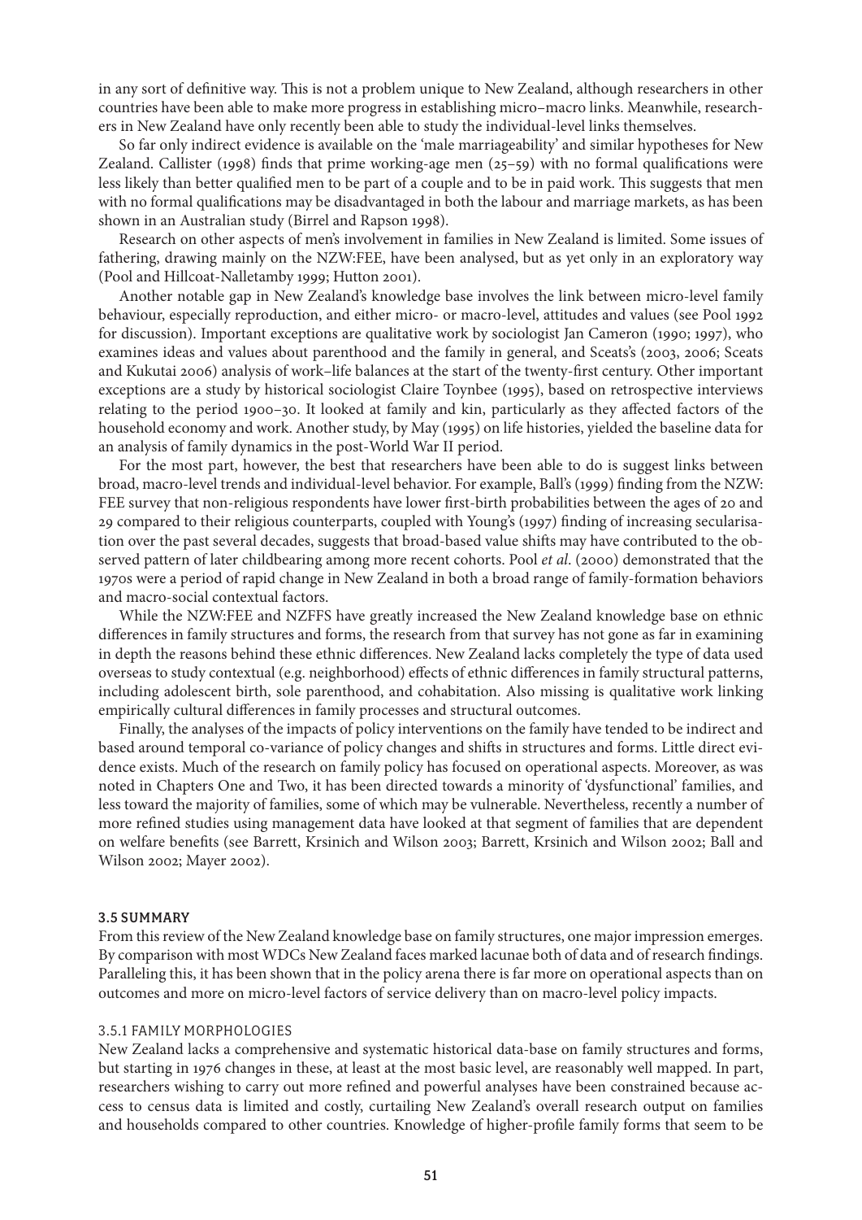in any sort of definitive way. This is not a problem unique to New Zealand, although researchers in other countries have been able to make more progress in establishing micro–macro links. Meanwhile, researchers in New Zealand have only recently been able to study the individual-level links themselves.

So far only indirect evidence is available on the 'male marriageability' and similar hypotheses for New Zealand. Callister (1998) finds that prime working-age men (25–59) with no formal qualifications were less likely than better qualified men to be part of a couple and to be in paid work. This suggests that men with no formal qualifications may be disadvantaged in both the labour and marriage markets, as has been shown in an Australian study (Birrel and Rapson 1998).

Research on other aspects of men's involvement in families in New Zealand is limited. Some issues of fathering, drawing mainly on the NZW:FEE, have been analysed, but as yet only in an exploratory way (Pool and Hillcoat-Nalletamby 1999; Hutton 2001).

Another notable gap in New Zealand's knowledge base involves the link between micro-level family behaviour, especially reproduction, and either micro- or macro-level, attitudes and values (see Pool 1992 for discussion). Important exceptions are qualitative work by sociologist Jan Cameron (1990; 1997), who examines ideas and values about parenthood and the family in general, and Sceats's (2003, 2006; Sceats and Kukutai 2006) analysis of work–life balances at the start of the twenty-first century. Other important exceptions are a study by historical sociologist Claire Toynbee (1995), based on retrospective interviews relating to the period 1900–30. It looked at family and kin, particularly as they affected factors of the household economy and work. Another study, by May (1995) on life histories, yielded the baseline data for an analysis of family dynamics in the post-World War II period.

For the most part, however, the best that researchers have been able to do is suggest links between broad, macro-level trends and individual-level behavior. For example, Ball's (1999) finding from the NZW: FEE survey that non-religious respondents have lower first-birth probabilities between the ages of 20 and 29 compared to their religious counterparts, coupled with Young's (1997) finding of increasing secularisation over the past several decades, suggests that broad-based value shifts may have contributed to the observed pattern of later childbearing among more recent cohorts. Pool *et al*. (2000) demonstrated that the 1970s were a period of rapid change in New Zealand in both a broad range of family-formation behaviors and macro-social contextual factors.

While the NZW:FEE and NZFFS have greatly increased the New Zealand knowledge base on ethnic differences in family structures and forms, the research from that survey has not gone as far in examining in depth the reasons behind these ethnic differences. New Zealand lacks completely the type of data used overseas to study contextual (e.g. neighborhood) effects of ethnic differences in family structural patterns, including adolescent birth, sole parenthood, and cohabitation. Also missing is qualitative work linking empirically cultural differences in family processes and structural outcomes.

Finally, the analyses of the impacts of policy interventions on the family have tended to be indirect and based around temporal co-variance of policy changes and shifts in structures and forms. Little direct evidence exists. Much of the research on family policy has focused on operational aspects. Moreover, as was noted in Chapters One and Two, it has been directed towards a minority of 'dysfunctional' families, and less toward the majority of families, some of which may be vulnerable. Nevertheless, recently a number of more refined studies using management data have looked at that segment of families that are dependent on welfare benefits (see Barrett, Krsinich and Wilson 2003; Barrett, Krsinich and Wilson 2002; Ball and Wilson 2002; Mayer 2002).

## 3.5 SUMMARY

From this review of the New Zealand knowledge base on family structures, one major impression emerges. By comparison with most WDCs New Zealand faces marked lacunae both of data and of research findings. Paralleling this, it has been shown that in the policy arena there is far more on operational aspects than on outcomes and more on micro-level factors of service delivery than on macro-level policy impacts.

### 3.5.1 FAMILY MORPHOLOGIES

New Zealand lacks a comprehensive and systematic historical data-base on family structures and forms, but starting in 1976 changes in these, at least at the most basic level, are reasonably well mapped. In part, researchers wishing to carry out more refined and powerful analyses have been constrained because access to census data is limited and costly, curtailing New Zealand's overall research output on families and households compared to other countries. Knowledge of higher-profile family forms that seem to be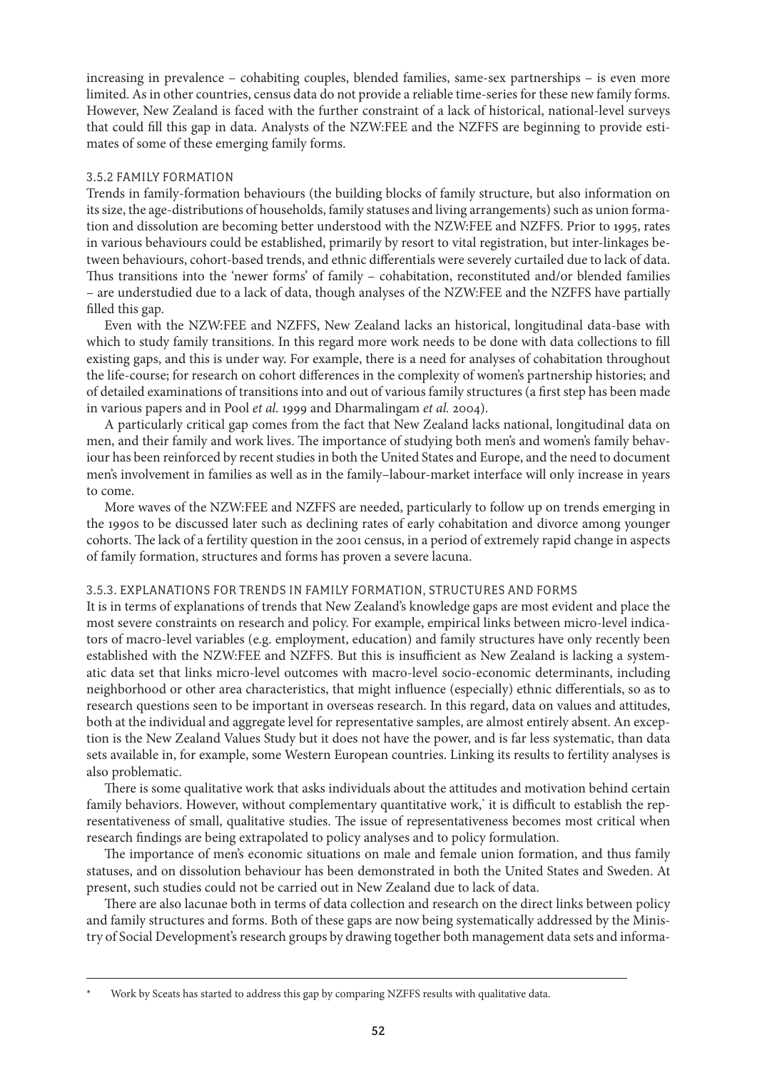increasing in prevalence – cohabiting couples, blended families, same-sex partnerships – is even more limited. As in other countries, census data do not provide a reliable time-series for these new family forms. However, New Zealand is faced with the further constraint of a lack of historical, national-level surveys that could fill this gap in data. Analysts of the NZW:FEE and the NZFFS are beginning to provide estimates of some of these emerging family forms.

### 3.5.2 FAMILY FORMATION

Trends in family-formation behaviours (the building blocks of family structure, but also information on its size, the age-distributions of households, family statuses and living arrangements) such as union formation and dissolution are becoming better understood with the NZW:FEE and NZFFS. Prior to 1995, rates in various behaviours could be established, primarily by resort to vital registration, but inter-linkages between behaviours, cohort-based trends, and ethnic differentials were severely curtailed due to lack of data. Thus transitions into the 'newer forms' of family – cohabitation, reconstituted and/or blended families – are understudied due to a lack of data, though analyses of the NZW:FEE and the NZFFS have partially filled this gap.

Even with the NZW:FEE and NZFFS, New Zealand lacks an historical, longitudinal data-base with which to study family transitions. In this regard more work needs to be done with data collections to fill existing gaps, and this is under way. For example, there is a need for analyses of cohabitation throughout the life-course; for research on cohort differences in the complexity of women's partnership histories; and of detailed examinations of transitions into and out of various family structures (a first step has been made in various papers and in Pool *et al.* 1999 and Dharmalingam *et al.* 2004).

A particularly critical gap comes from the fact that New Zealand lacks national, longitudinal data on men, and their family and work lives. The importance of studying both men's and women's family behaviour has been reinforced by recent studies in both the United States and Europe, and the need to document men's involvement in families as well as in the family–labour-market interface will only increase in years to come.

More waves of the NZW:FEE and NZFFS are needed, particularly to follow up on trends emerging in the 1990s to be discussed later such as declining rates of early cohabitation and divorce among younger cohorts. The lack of a fertility question in the 2001 census, in a period of extremely rapid change in aspects of family formation, structures and forms has proven a severe lacuna.

### 3.5.3. EXPLANATIONS FOR TRENDS IN FAMILY FORMATION, STRUCTURES AND FORMS

It is in terms of explanations of trends that New Zealand's knowledge gaps are most evident and place the most severe constraints on research and policy. For example, empirical links between micro-level indicators of macro-level variables (e.g. employment, education) and family structures have only recently been established with the NZW:FEE and NZFFS. But this is insufficient as New Zealand is lacking a systematic data set that links micro-level outcomes with macro-level socio-economic determinants, including neighborhood or other area characteristics, that might influence (especially) ethnic differentials, so as to research questions seen to be important in overseas research. In this regard, data on values and attitudes, both at the individual and aggregate level for representative samples, are almost entirely absent. An exception is the New Zealand Values Study but it does not have the power, and is far less systematic, than data sets available in, for example, some Western European countries. Linking its results to fertility analyses is also problematic.

There is some qualitative work that asks individuals about the attitudes and motivation behind certain family behaviors. However, without complementary quantitative work,* it is difficult to establish the representativeness of small, qualitative studies. The issue of representativeness becomes most critical when research findings are being extrapolated to policy analyses and to policy formulation.

The importance of men's economic situations on male and female union formation, and thus family statuses, and on dissolution behaviour has been demonstrated in both the United States and Sweden. At present, such studies could not be carried out in New Zealand due to lack of data.

There are also lacunae both in terms of data collection and research on the direct links between policy and family structures and forms. Both of these gaps are now being systematically addressed by the Ministry of Social Development's research groups by drawing together both management data sets and informa-

---

\* Work by Sceats has started to address this gap by comparing NZFFS results with qualitative data.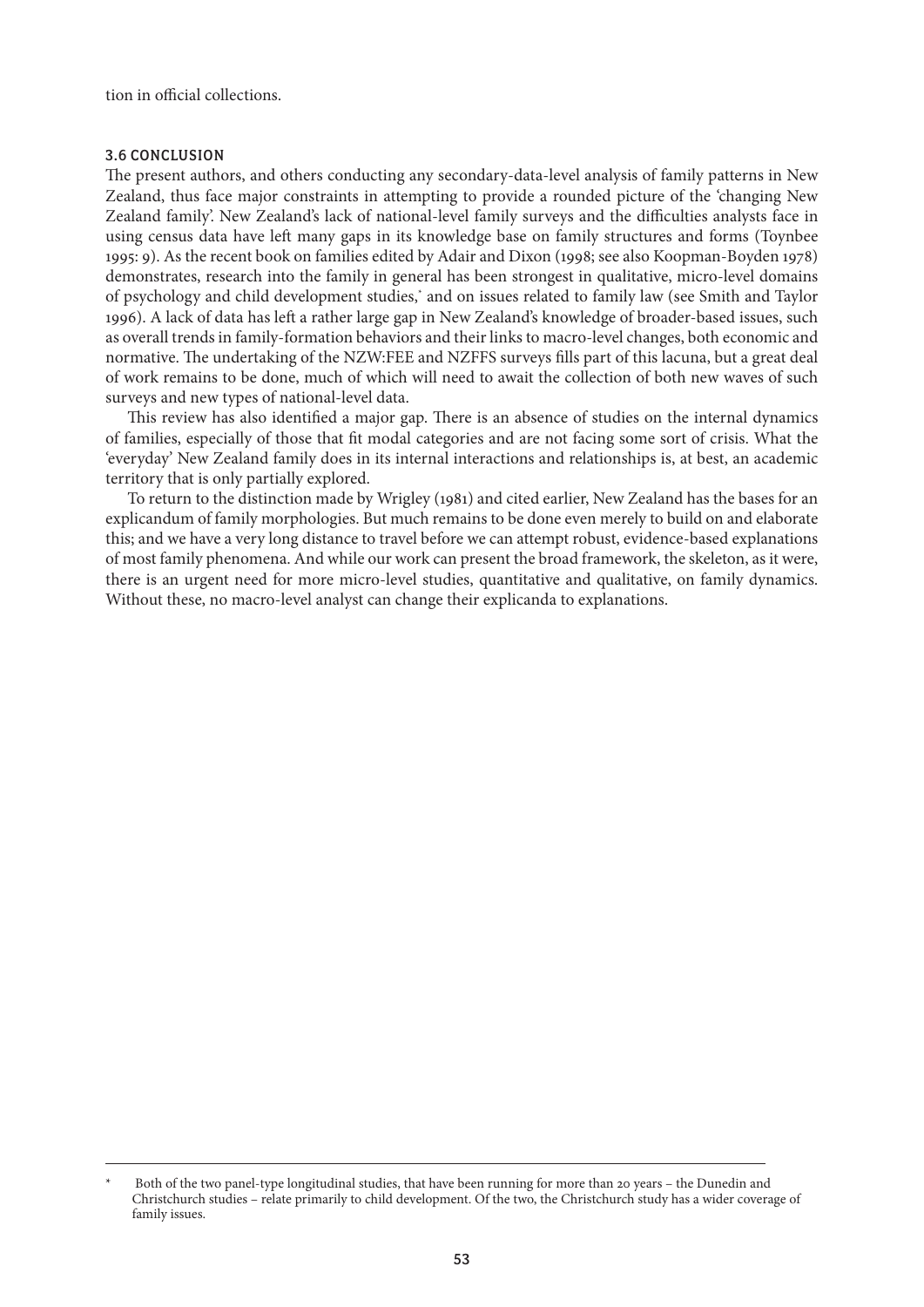tion in official collections.

### 3.6 CONCLUSION

The present authors, and others conducting any secondary-data-level analysis of family patterns in New Zealand, thus face major constraints in attempting to provide a rounded picture of the 'changing New Zealand family'. New Zealand's lack of national-level family surveys and the difficulties analysts face in using census data have left many gaps in its knowledge base on family structures and forms (Toynbee 1995: 9). As the recent book on families edited by Adair and Dixon (1998; see also Koopman-Boyden 1978) demonstrates, research into the family in general has been strongest in qualitative, micro-level domains of psychology and child development studies,* and on issues related to family law (see Smith and Taylor 1996). A lack of data has left a rather large gap in New Zealand's knowledge of broader-based issues, such as overall trends in family-formation behaviors and their links to macro-level changes, both economic and normative. The undertaking of the NZW:FEE and NZFFS surveys fills part of this lacuna, but a great deal of work remains to be done, much of which will need to await the collection of both new waves of such surveys and new types of national-level data.

This review has also identified a major gap. There is an absence of studies on the internal dynamics of families, especially of those that fit modal categories and are not facing some sort of crisis. What the 'everyday' New Zealand family does in its internal interactions and relationships is, at best, an academic territory that is only partially explored.

To return to the distinction made by Wrigley (1981) and cited earlier, New Zealand has the bases for an explicandum of family morphologies. But much remains to be done even merely to build on and elaborate this; and we have a very long distance to travel before we can attempt robust, evidence-based explanations of most family phenomena. And while our work can present the broad framework, the skeleton, as it were, there is an urgent need for more micro-level studies, quantitative and qualitative, on family dynamics. Without these, no macro-level analyst can change their explicanda to explanations.

---

* Both of the two panel-type longitudinal studies, that have been running for more than 20 years – the Dunedin and Christchurch studies – relate primarily to child development. Of the two, the Christchurch study has a wider coverage of family issues.